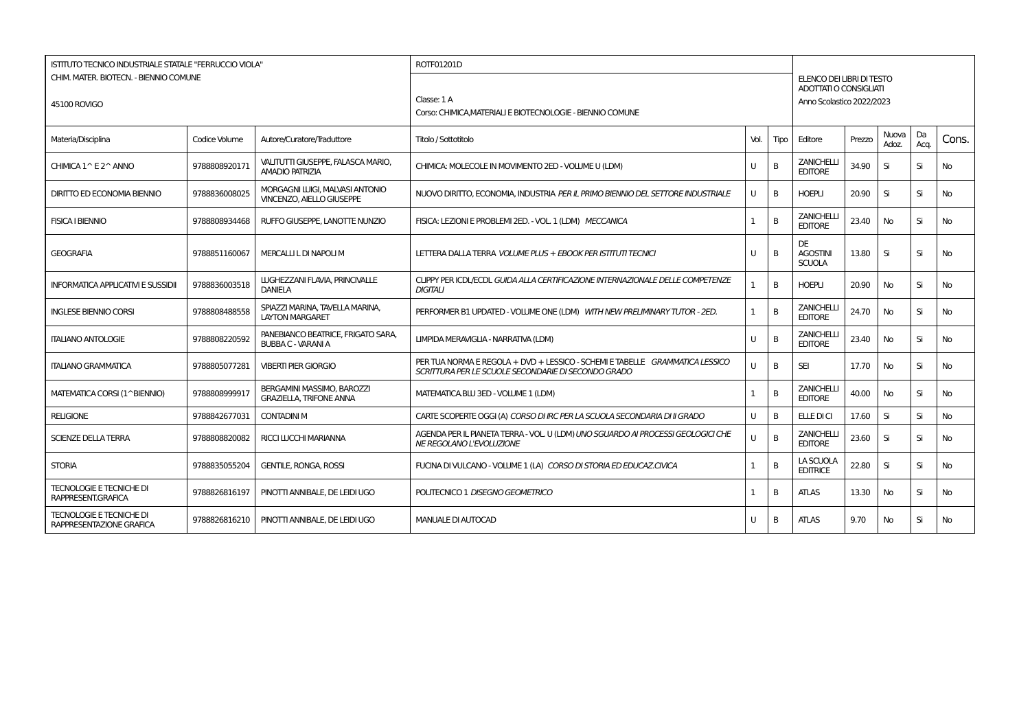| ISTITUTO TECNICO INDUSTRIALE STATALE "FERRUCCIO VIOLA" | | | ROTF01201D | | | ELENCO DEI LIBRI DI TESTO ADOTTATI O CONSIGLIATI | | | | |
|---|---|---|---|---|---|---|---|---|---|---|
| CHIM. MATER. BIOTECN. - BIENNIO COMUNE<br>45100 ROVIGO | | | Classe: 1 A<br>Corso: CHIMICA,MATERIALI E BIOTECNOLOGIE - BIENNIO COMUNE | | | Anno Scolastico 2022/2023 | | | | |
| Materia/Disciplina | Codice Volume | Autore/Curatore/Traduttore | Titolo / Sottotitolo | Vol. | Tipo | Editore | Prezzo | Nuova Adoz. | Da Acq. | Cons. |
| CHIMICA 1^ E 2^ ANNO | 9788808920171 | VALITUTTI GIUSEPPE, FALASCA MARIO, AMADIO PATRIZIA | CHIMICA: MOLECOLE IN MOVIMENTO 2ED - VOLUME U (LDM) | U | B | ZANICHELLI EDITORE | 34.90 | Si | Si | No |
| DIRITTO ED ECONOMIA BIENNIO | 9788836008025 | MORGAGNI LUIGI, MALVASI ANTONIO VINCENZO, AIELLO GIUSEPPE | NUOVO DIRITTO, ECONOMIA, INDUSTRIA *PER IL PRIMO BIENNIO DEL SETTORE INDUSTRIALE* | U | B | HOEPLI | 20.90 | Si | Si | No |
| FISICA I BIENNIO | 9788808934468 | RUFFO GIUSEPPE, LANOTTE NUNZIO | FISICA: LEZIONI E PROBLEMI 2ED. - VOL. 1 (LDM) *MECCANICA* | 1 | B | ZANICHELLI EDITORE | 23.40 | No | Si | No |
| GEOGRAFIA | 9788851160067 | MERCALLI L DI NAPOLI M | LETTERA DALLA TERRA *VOLUME PLUS + EBOOK PER ISTITUTI TECNICI* | U | B | DE AGOSTINI SCUOLA | 13.80 | Si | Si | No |
| INFORMATICA APPLICATIVI E SUSSIDII | 9788836003518 | LUGHEZZANI FLAVIA, PRINCIVALLE DANIELA | CLIPPY PER ICDL/ECDL *GUIDA ALLA CERTIFICAZIONE INTERNAZIONALE DELLE COMPETENZE DIGITALI* | 1 | B | HOEPLI | 20.90 | No | Si | No |
| INGLESE BIENNIO CORSI | 9788808488558 | SPIAZZI MARINA, TAVELLA MARINA, LAYTON MARGARET | PERFORMER B1 UPDATED - VOLUME ONE (LDM) *WITH NEW PRELIMINARY TUTOR - 2ED.* | 1 | B | ZANICHELLI EDITORE | 24.70 | No | Si | No |
| ITALIANO ANTOLOGIE | 9788808220592 | PANEBIANCO BEATRICE, FRIGATO SARA, BUBBA C - VARANI A | LIMPIDA MERAVIGLIA - NARRATIVA (LDM) | U | B | ZANICHELLI EDITORE | 23.40 | No | Si | No |
| ITALIANO GRAMMATICA | 9788805077281 | VIBERTI PIER GIORGIO | PER TUA NORMA E REGOLA + DVD + LESSICO - SCHEMI E TABELLE *GRAMMATICA LESSICO SCRITTURA PER LE SCUOLE SECONDARIE DI SECONDO GRADO* | U | B | SEI | 17.70 | No | Si | No |
| MATEMATICA CORSI (1^BIENNIO) | 9788808999917 | BERGAMINI MASSIMO, BAROZZI GRAZIELLA, TRIFONE ANNA | MATEMATICA.BLU 3ED - VOLUME 1 (LDM) | 1 | B | ZANICHELLI EDITORE | 40.00 | No | Si | No |
| RELIGIONE | 9788842677031 | CONTADINI M | CARTE SCOPERTE OGGI (A) *CORSO DI IRC PER LA SCUOLA SECONDARIA DI II GRADO* | U | B | ELLE DI CI | 17.60 | Si | Si | No |
| SCIENZE DELLA TERRA | 9788808820082 | RICCI LUCCHI MARIANNA | AGENDA PER IL PIANETA TERRA - VOL. U (LDM) *UNO SGUARDO AI PROCESSI GEOLOGICI CHE NE REGOLANO L'EVOLUZIONE* | U | B | ZANICHELLI EDITORE | 23.60 | Si | Si | No |
| STORIA | 9788835055204 | GENTILE, RONGA, ROSSI | FUCINA DI VULCANO - VOLUME 1 (LA) *CORSO DI STORIA ED EDUCAZ.CIVICA* | 1 | B | LA SCUOLA EDITRICE | 22.80 | Si | Si | No |
| TECNOLOGIE E TECNICHE DI RAPPRESENT.GRAFICA | 9788826816197 | PINOTTI ANNIBALE, DE LEIDI UGO | POLITECNICO 1 *DISEGNO GEOMETRICO* | 1 | B | ATLAS | 13.30 | No | Si | No |
| TECNOLOGIE E TECNICHE DI RAPPRESENTAZIONE GRAFICA | 9788826816210 | PINOTTI ANNIBALE, DE LEIDI UGO | MANUALE DI AUTOCAD | U | B | ATLAS | 9.70 | No | Si | No |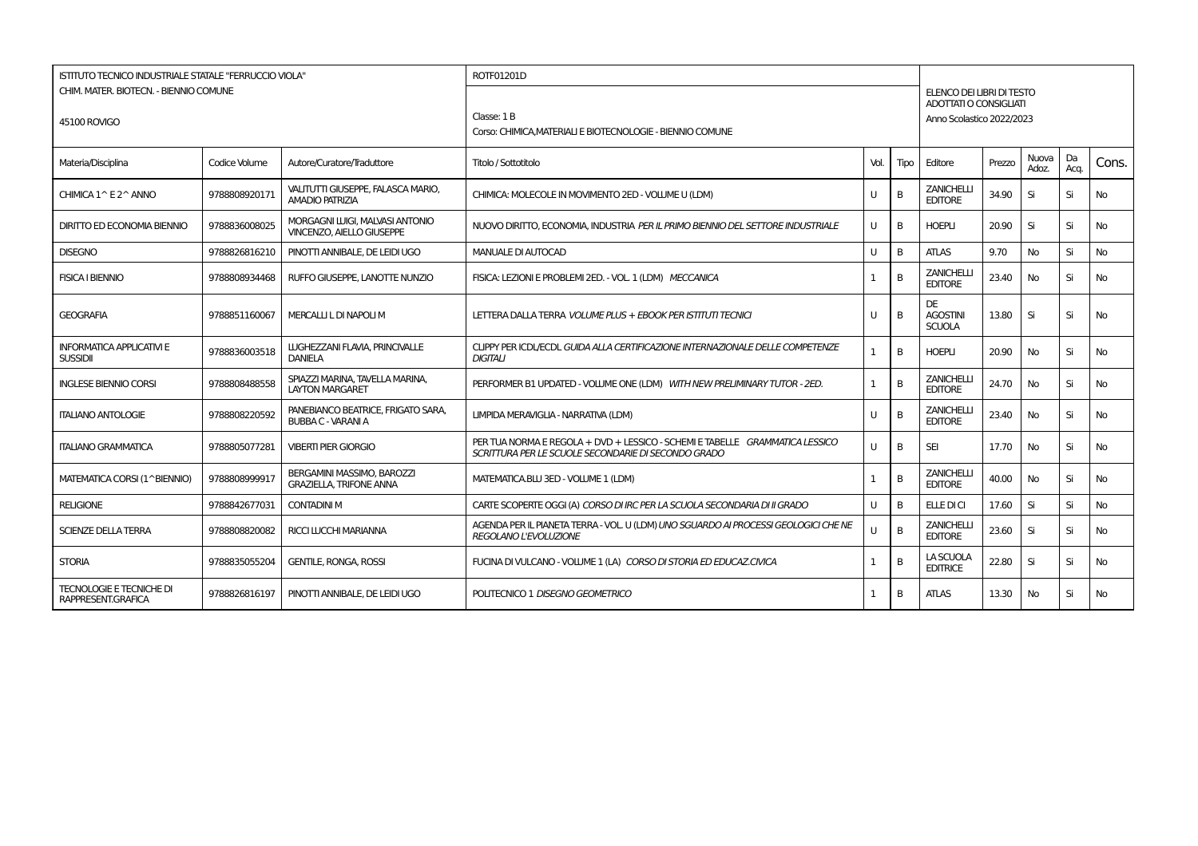| ISTITUTO TECNICO INDUSTRIALE STATALE "FERRUCCIO VIOLA" | | | ROTF01201D | | | ELENCO DEI LIBRI DI TESTO ADOTTATI O CONSIGLIATI | | | | |
|---|---|---|---|---|---|---|---|---|---|---|
| CHIM. MATER. BIOTECN. - BIENNIO COMUNE<br>45100 ROVIGO | | | Classe: 1 B<br>Corso: CHIMICA,MATERIALI E BIOTECNOLOGIE - BIENNIO COMUNE | | | Anno Scolastico 2022/2023 | | | | |
| Materia/Disciplina | Codice Volume | Autore/Curatore/Traduttore | Titolo / Sottotitolo | Vol. | Tipo | Editore | Prezzo | Nuova Adoz. | Da Acq. | Cons. |
| CHIMICA 1^ E 2^ ANNO | 9788808920171 | VALITUTTI GIUSEPPE, FALASCA MARIO, AMADIO PATRIZIA | CHIMICA: MOLECOLE IN MOVIMENTO 2ED - VOLUME U (LDM) | U | B | ZANICHELLI EDITORE | 34.90 | Si | Si | No |
| DIRITTO ED ECONOMIA BIENNIO | 9788836008025 | MORGAGNI LUIGI, MALVASI ANTONIO VINCENZO, AIELLO GIUSEPPE | NUOVO DIRITTO, ECONOMIA, INDUSTRIA *PER IL PRIMO BIENNIO DEL SETTORE INDUSTRIALE* | U | B | HOEPLI | 20.90 | Si | Si | No |
| DISEGNO | 9788826816210 | PINOTTI ANNIBALE, DE LEIDI UGO | MANUALE DI AUTOCAD | U | B | ATLAS | 9.70 | No | Si | No |
| FISICA I BIENNIO | 9788808934468 | RUFFO GIUSEPPE, LANOTTE NUNZIO | FISICA: LEZIONI E PROBLEMI 2ED. - VOL. 1 (LDM) *MECCANICA* | 1 | B | ZANICHELLI EDITORE | 23.40 | No | Si | No |
| GEOGRAFIA | 9788851160067 | MERCALLI L DI NAPOLI M | LETTERA DALLA TERRA *VOLUME PLUS + EBOOK PER ISTITUTI TECNICI* | U | B | DE AGOSTINI SCUOLA | 13.80 | Si | Si | No |
| INFORMATICA APPLICATIVI E SUSSIDII | 9788836003518 | LUGHEZZANI FLAVIA, PRINCIVALLE DANIELA | CLIPPY PER ICDL/ECDL *GUIDA ALLA CERTIFICAZIONE INTERNAZIONALE DELLE COMPETENZE DIGITALI* | 1 | B | HOEPLI | 20.90 | No | Si | No |
| INGLESE BIENNIO CORSI | 9788808488558 | SPIAZZI MARINA, TAVELLA MARINA, LAYTON MARGARET | PERFORMER B1 UPDATED - VOLUME ONE (LDM) *WITH NEW PRELIMINARY TUTOR - 2ED.* | 1 | B | ZANICHELLI EDITORE | 24.70 | No | Si | No |
| ITALIANO ANTOLOGIE | 9788808220592 | PANEBIANCO BEATRICE, FRIGATO SARA, BUBBA C - VARANI A | LIMPIDA MERAVIGLIA - NARRATIVA (LDM) | U | B | ZANICHELLI EDITORE | 23.40 | No | Si | No |
| ITALIANO GRAMMATICA | 9788805077281 | VIBERTI PIER GIORGIO | PER TUA NORMA E REGOLA + DVD + LESSICO - SCHEMI E TABELLE *GRAMMATICA LESSICO SCRITTURA PER LE SCUOLE SECONDARIE DI SECONDO GRADO* | U | B | SEI | 17.70 | No | Si | No |
| MATEMATICA CORSI (1^BIENNIO) | 9788808999917 | BERGAMINI MASSIMO, BAROZZI GRAZIELLA, TRIFONE ANNA | MATEMATICA.BLU 3ED - VOLUME 1 (LDM) | 1 | B | ZANICHELLI EDITORE | 40.00 | No | Si | No |
| RELIGIONE | 9788842677031 | CONTADINI M | CARTE SCOPERTE OGGI (A) *CORSO DI IRC PER LA SCUOLA SECONDARIA DI II GRADO* | U | B | ELLE DI CI | 17.60 | Si | Si | No |
| SCIENZE DELLA TERRA | 9788808820082 | RICCI LUCCHI MARIANNA | AGENDA PER IL PIANETA TERRA - VOL. U (LDM) *UNO SGUARDO AI PROCESSI GEOLOGICI CHE NE REGOLANO L'EVOLUZIONE* | U | B | ZANICHELLI EDITORE | 23.60 | Si | Si | No |
| STORIA | 9788835055204 | GENTILE, RONGA, ROSSI | FUCINA DI VULCANO - VOLUME 1 (LA) *CORSO DI STORIA ED EDUCAZ.CIVICA* | 1 | B | LA SCUOLA EDITRICE | 22.80 | Si | Si | No |
| TECNOLOGIE E TECNICHE DI RAPPRESENT.GRAFICA | 9788826816197 | PINOTTI ANNIBALE, DE LEIDI UGO | POLITECNICO 1 *DISEGNO GEOMETRICO* | 1 | B | ATLAS | 13.30 | No | Si | No |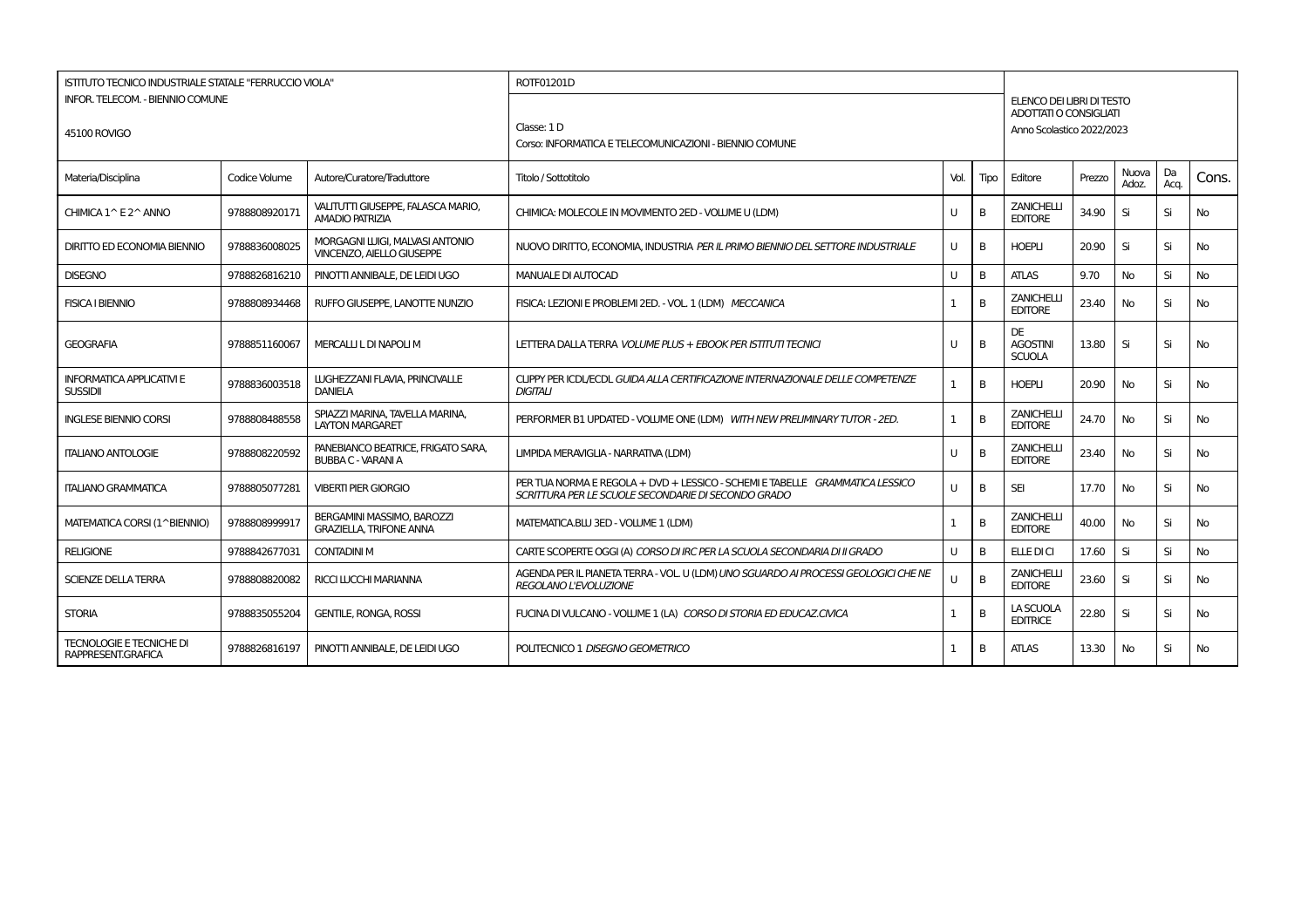| ISTITUTO TECNICO INDUSTRIALE STATALE "FERRUCCIO VIOLA" INFOR. TELECOM. - BIENNIO COMUNE 45100 ROVIGO | | | ROTF01201D Classe: 1 D Corso: INFORMATICA E TELECOMUNICAZIONI - BIENNIO COMUNE | | | ELENCO DEI LIBRI DI TESTO ADOTTATI O CONSIGLIATI Anno Scolastico 2022/2023 | | | | |
|---|---|---|---|---|---|---|---|---|---|---|
| Materia/Disciplina | Codice Volume | Autore/Curatore/Traduttore | Titolo / Sottotitolo | Vol. | Tipo | Editore | Prezzo | Nuova Adoz. | Da Acq. | Cons. |
| CHIMICA 1^ E 2^ ANNO | 9788808920171 | VALITUTTI GIUSEPPE, FALASCA MARIO, AMADIO PATRIZIA | CHIMICA: MOLECOLE IN MOVIMENTO 2ED - VOLUME U (LDM) | U | B | ZANICHELLI EDITORE | 34.90 | Si | Si | No |
| DIRITTO ED ECONOMIA BIENNIO | 9788836008025 | MORGAGNI LUIGI, MALVASI ANTONIO VINCENZO, AIELLO GIUSEPPE | NUOVO DIRITTO, ECONOMIA, INDUSTRIA *PER IL PRIMO BIENNIO DEL SETTORE INDUSTRIALE* | U | B | HOEPLI | 20.90 | Si | Si | No |
| DISEGNO | 9788826816210 | PINOTTI ANNIBALE, DE LEIDI UGO | MANUALE DI AUTOCAD | U | B | ATLAS | 9.70 | No | Si | No |
| FISICA I BIENNIO | 9788808934468 | RUFFO GIUSEPPE, LANOTTE NUNZIO | FISICA: LEZIONI E PROBLEMI 2ED. - VOL. 1 (LDM) *MECCANICA* | 1 | B | ZANICHELLI EDITORE | 23.40 | No | Si | No |
| GEOGRAFIA | 9788851160067 | MERCALLI L DI NAPOLI M | LETTERA DALLA TERRA *VOLUME PLUS + EBOOK PER ISTITUTI TECNICI* | U | B | DE AGOSTINI SCUOLA | 13.80 | Si | Si | No |
| INFORMATICA APPLICATIVI E SUSSIDII | 9788836003518 | LUGHEZZANI FLAVIA, PRINCIVALLE DANIELA | CLIPPY PER ICDL/ECDL *GUIDA ALLA CERTIFICAZIONE INTERNAZIONALE DELLE COMPETENZE DIGITALI* | 1 | B | HOEPLI | 20.90 | No | Si | No |
| INGLESE BIENNIO CORSI | 9788808488558 | SPIAZZI MARINA, TAVELLA MARINA, LAYTON MARGARET | PERFORMER B1 UPDATED - VOLUME ONE (LDM) *WITH NEW PRELIMINARY TUTOR - 2ED.* | 1 | B | ZANICHELLI EDITORE | 24.70 | No | Si | No |
| ITALIANO ANTOLOGIE | 9788808220592 | PANEBIANCO BEATRICE, FRIGATO SARA, BUBBA C - VARANI A | LIMPIDA MERAVIGLIA - NARRATIVA (LDM) | U | B | ZANICHELLI EDITORE | 23.40 | No | Si | No |
| ITALIANO GRAMMATICA | 9788805077281 | VIBERTI PIER GIORGIO | PER TUA NORMA E REGOLA + DVD + LESSICO - SCHEMI E TABELLE *GRAMMATICA LESSICO SCRITTURA PER LE SCUOLE SECONDARIE DI SECONDO GRADO* | U | B | SEI | 17.70 | No | Si | No |
| MATEMATICA CORSI (1^BIENNIO) | 9788808999917 | BERGAMINI MASSIMO, BAROZZI GRAZIELLA, TRIFONE ANNA | MATEMATICA.BLU 3ED - VOLUME 1 (LDM) | 1 | B | ZANICHELLI EDITORE | 40.00 | No | Si | No |
| RELIGIONE | 9788842677031 | CONTADINI M | CARTE SCOPERTE OGGI (A) *CORSO DI IRC PER LA SCUOLA SECONDARIA DI II GRADO* | U | B | ELLE DI CI | 17.60 | Si | Si | No |
| SCIENZE DELLA TERRA | 9788808820082 | RICCI LUCCHI MARIANNA | AGENDA PER IL PIANETA TERRA - VOL. U (LDM) *UNO SGUARDO AI PROCESSI GEOLOGICI CHE NE REGOLANO L'EVOLUZIONE* | U | B | ZANICHELLI EDITORE | 23.60 | Si | Si | No |
| STORIA | 9788835055204 | GENTILE, RONGA, ROSSI | FUCINA DI VULCANO - VOLUME 1 (LA) *CORSO DI STORIA ED EDUCAZ.CIVICA* | 1 | B | LA SCUOLA EDITRICE | 22.80 | Si | Si | No |
| TECNOLOGIE E TECNICHE DI RAPPRESENT.GRAFICA | 9788826816197 | PINOTTI ANNIBALE, DE LEIDI UGO | POLITECNICO 1 *DISEGNO GEOMETRICO* | 1 | B | ATLAS | 13.30 | No | Si | No |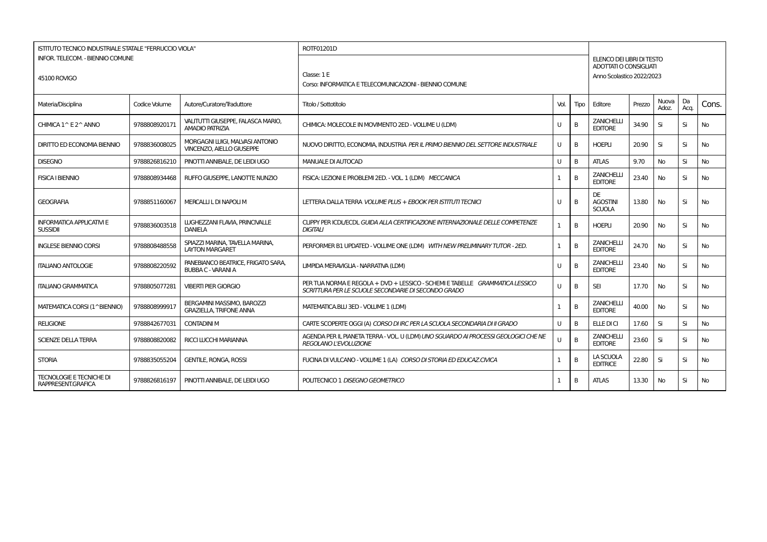| ISTITUTO TECNICO INDUSTRIALE STATALE "FERRUCCIO VIOLA"<br>INFOR. TELECOM. - BIENNIO COMUNE<br>45100 ROVIGO | | | ROTF01201D<br>Classe: 1 E<br>Corso: INFORMATICA E TELECOMUNICAZIONI - BIENNIO COMUNE | | | ELENCO DEI LIBRI DI TESTO ADOTTATI O CONSIGLIATI<br>Anno Scolastico 2022/2023 | | | | |
|---|---|---|---|---|---|---|---|---|---|---|
| Materia/Disciplina | Codice Volume | Autore/Curatore/Traduttore | Titolo / Sottotitolo | Vol. | Tipo | Editore | Prezzo | Nuova Adoz. | Da Acq. | Cons. |
| CHIMICA 1^ E 2^ ANNO | 9788808920171 | VALITUTTI GIUSEPPE, FALASCA MARIO, AMADIO PATRIZIA | CHIMICA: MOLECOLE IN MOVIMENTO 2ED - VOLUME U (LDM) | U | B | ZANICHELLI EDITORE | 34.90 | Si | Si | No |
| DIRITTO ED ECONOMIA BIENNIO | 9788836008025 | MORGAGNI LUIGI, MALVASI ANTONIO VINCENZO, AIELLO GIUSEPPE | NUOVO DIRITTO, ECONOMIA, INDUSTRIA *PER IL PRIMO BIENNIO DEL SETTORE INDUSTRIALE* | U | B | HOEPLI | 20.90 | Si | Si | No |
| DISEGNO | 9788826816210 | PINOTTI ANNIBALE, DE LEIDI UGO | MANUALE DI AUTOCAD | U | B | ATLAS | 9.70 | No | Si | No |
| FISICA I BIENNIO | 9788808934468 | RUFFO GIUSEPPE, LANOTTE NUNZIO | FISICA: LEZIONI E PROBLEMI 2ED. - VOL. 1 (LDM) *MECCANICA* | 1 | B | ZANICHELLI EDITORE | 23.40 | No | Si | No |
| GEOGRAFIA | 9788851160067 | MERCALLI L DI NAPOLI M | LETTERA DALLA TERRA *VOLUME PLUS + EBOOK PER ISTITUTI TECNICI* | U | B | DE AGOSTINI SCUOLA | 13.80 | No | Si | No |
| INFORMATICA APPLICATIVI E SUSSIDII | 9788836003518 | LUGHEZZANI FLAVIA, PRINCIVALLE DANIELA | CLIPPY PER ICDL/ECDL *GUIDA ALLA CERTIFICAZIONE INTERNAZIONALE DELLE COMPETENZE DIGITALI* | 1 | B | HOEPLI | 20.90 | No | Si | No |
| INGLESE BIENNIO CORSI | 9788808488558 | SPIAZZI MARINA, TAVELLA MARINA, LAYTON MARGARET | PERFORMER B1 UPDATED - VOLUME ONE (LDM) *WITH NEW PRELIMINARY TUTOR - 2ED.* | 1 | B | ZANICHELLI EDITORE | 24.70 | No | Si | No |
| ITALIANO ANTOLOGIE | 9788808220592 | PANEBIANCO BEATRICE, FRIGATO SARA, BUBBA C - VARANI A | LIMPIDA MERAVIGLIA - NARRATIVA (LDM) | U | B | ZANICHELLI EDITORE | 23.40 | No | Si | No |
| ITALIANO GRAMMATICA | 9788805077281 | VIBERTI PIER GIORGIO | PER TUA NORMA E REGOLA + DVD + LESSICO - SCHEMI E TABELLE *GRAMMATICA LESSICO SCRITTURA PER LE SCUOLE SECONDARIE DI SECONDO GRADO* | U | B | SEI | 17.70 | No | Si | No |
| MATEMATICA CORSI (1^BIENNIO) | 9788808999917 | BERGAMINI MASSIMO, BAROZZI GRAZIELLA, TRIFONE ANNA | MATEMATICA.BLU 3ED - VOLUME 1 (LDM) | 1 | B | ZANICHELLI EDITORE | 40.00 | No | Si | No |
| RELIGIONE | 9788842677031 | CONTADINI M | CARTE SCOPERTE OGGI (A) *CORSO DI IRC PER LA SCUOLA SECONDARIA DI II GRADO* | U | B | ELLE DI CI | 17.60 | Si | Si | No |
| SCIENZE DELLA TERRA | 9788808820082 | RICCI LUCCHI MARIANNA | AGENDA PER IL PIANETA TERRA - VOL. U (LDM) *UNO SGUARDO AI PROCESSI GEOLOGICI CHE NE REGOLANO L'EVOLUZIONE* | U | B | ZANICHELLI EDITORE | 23.60 | Si | Si | No |
| STORIA | 9788835055204 | GENTILE, RONGA, ROSSI | FUCINA DI VULCANO - VOLUME 1 (LA) *CORSO DI STORIA ED EDUCAZ.CIVICA* | 1 | B | LA SCUOLA EDITRICE | 22.80 | Si | Si | No |
| TECNOLOGIE E TECNICHE DI RAPPRESENT.GRAFICA | 9788826816197 | PINOTTI ANNIBALE, DE LEIDI UGO | POLITECNICO 1 *DISEGNO GEOMETRICO* | 1 | B | ATLAS | 13.30 | No | Si | No |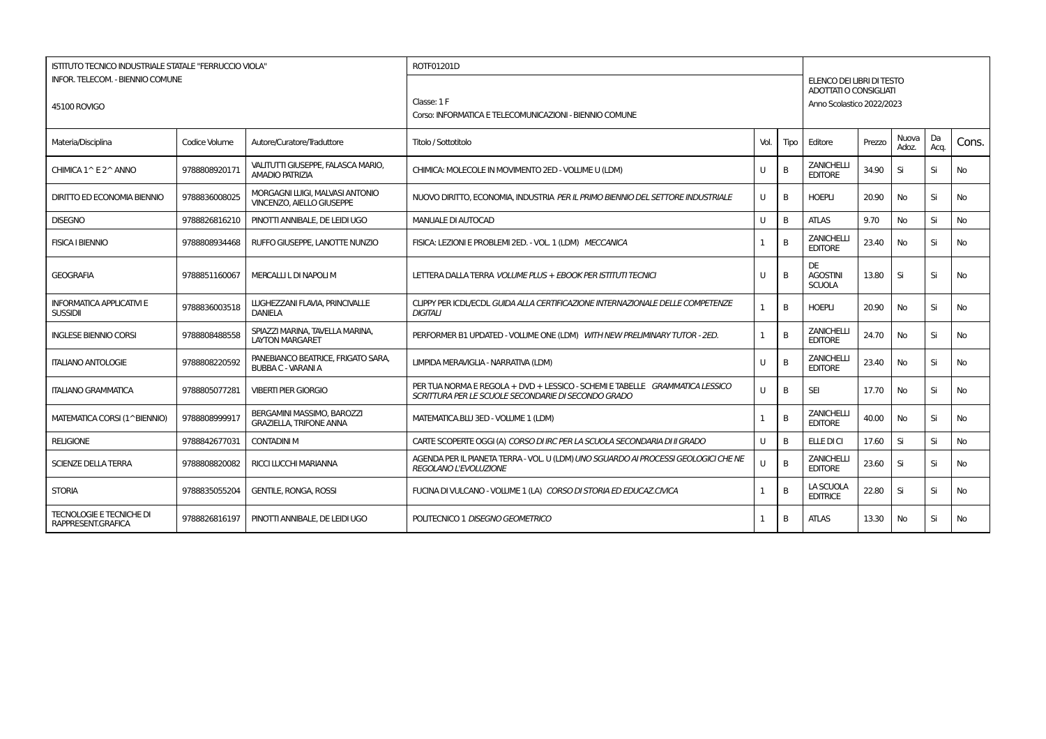| ISTITUTO TECNICO INDUSTRIALE STATALE "FERRUCCIO VIOLA"<br>INFOR. TELECOM. - BIENNIO COMUNE<br>45100 ROVIGO | | | ROTF01201D<br>Classe: 1 F<br>Corso: INFORMATICA E TELECOMUNICAZIONI - BIENNIO COMUNE | | | ELENCO DEI LIBRI DI TESTO ADOTTATI O CONSIGLIATI<br>Anno Scolastico 2022/2023 | | | | |
|---|---|---|---|---|---|---|---|---|---|---|
| Materia/Disciplina | Codice Volume | Autore/Curatore/Traduttore | Titolo / Sottotitolo | Vol. | Tipo | Editore | Prezzo | Nuova Adoz. | Da Acq. | Cons. |
| CHIMICA 1^ E 2^ ANNO | 9788808920171 | VALITUTTI GIUSEPPE, FALASCA MARIO, AMADIO PATRIZIA | CHIMICA: MOLECOLE IN MOVIMENTO 2ED - VOLUME U (LDM) | U | B | ZANICHELLI EDITORE | 34.90 | Si | Si | No |
| DIRITTO ED ECONOMIA BIENNIO | 9788836008025 | MORAGNI LUIGI, MALVASI ANTONIO VINCENZO, AIELLO GIUSEPPE | NUOVO DIRITTO, ECONOMIA, INDUSTRIA *PER IL PRIMO BIENNIO DEL SETTORE INDUSTRIALE* | U | B | HOEPLI | 20.90 | No | Si | No |
| DISEGNO | 9788826816210 | PINOTTI ANNIBALE, DE LEIDI UGO | MANUALE DI AUTOCAD | U | B | ATLAS | 9.70 | No | Si | No |
| FISICA I BIENNIO | 9788808934468 | RUFFO GIUSEPPE, LANOTTE NUNZIO | FISICA: LEZIONI E PROBLEMI 2ED. - VOL. 1 (LDM) *MECCANICA* | 1 | B | ZANICHELLI EDITORE | 23.40 | No | Si | No |
| GEOGRAFIA | 9788851160067 | MERCALLI L DI NAPOLI M | LETTERA DALLA TERRA *VOLUME PLUS + EBOOK PER ISTITUTI TECNICI* | U | B | DE AGOSTINI SCUOLA | 13.80 | Si | Si | No |
| INFORMATICA APPLICATIVI E SUSSIDII | 9788836003518 | LUGHEZZANI FLAVIA, PRINCIVALLE DANIELA | CLIPPY PER ICDL/ECDL *GUIDA ALLA CERTIFICAZIONE INTERNAZIONALE DELLE COMPETENZE DIGITALI* | 1 | B | HOEPLI | 20.90 | No | Si | No |
| INGLESE BIENNIO CORSI | 9788808488558 | SPIAZZI MARINA, TAVELLA MARINA, LAYTON MARGARET | PERFORMER B1 UPDATED - VOLUME ONE (LDM) *WITH NEW PRELIMINARY TUTOR - 2ED.* | 1 | B | ZANICHELLI EDITORE | 24.70 | No | Si | No |
| ITALIANO ANTOLOGIE | 9788808220592 | PANEBIANCO BEATRICE, FRIGATO SARA, BUBBA C - VARANI A | LIMPIDA MERAVIGLIA - NARRATIVA (LDM) | U | B | ZANICHELLI EDITORE | 23.40 | No | Si | No |
| ITALIANO GRAMMATICA | 9788805077281 | VIBERTI PIER GIORGIO | PER TUA NORMA E REGOLA + DVD + LESSICO - SCHEMI E TABELLE *GRAMMATICA LESSICO SCRITTURA PER LE SCUOLE SECONDARIE DI SECONDO GRADO* | U | B | SEI | 17.70 | No | Si | No |
| MATEMATICA CORSI (1^BIENNIO) | 9788808999917 | BERGAMINI MASSIMO, BAROZZI GRAZIELLA, TRIFONE ANNA | MATEMATICA.BLU 3ED - VOLUME 1 (LDM) | 1 | B | ZANICHELLI EDITORE | 40.00 | No | Si | No |
| RELIGIONE | 9788842677031 | CONTADINI M | CARTE SCOPERTE OGGI (A) *CORSO DI IRC PER LA SCUOLA SECONDARIA DI II GRADO* | U | B | ELLE DI CI | 17.60 | Si | Si | No |
| SCIENZE DELLA TERRA | 9788808820082 | RICCI LUCCHI MARIANNA | AGENDA PER IL PIANETA TERRA - VOL. U (LDM) *UNO SGUARDO AI PROCESSI GEOLOGICI CHE NE REGOLANO L'EVOLUZIONE* | U | B | ZANICHELLI EDITORE | 23.60 | Si | Si | No |
| STORIA | 9788835055204 | GENTILE, RONGA, ROSSI | FUCINA DI VULCANO - VOLUME 1 (LA) *CORSO DI STORIA ED EDUCAZ.CIVICA* | 1 | B | LA SCUOLA EDITRICE | 22.80 | Si | Si | No |
| TECNOLOGIE E TECNICHE DI RAPPRESENT.GRAFICA | 9788826816197 | PINOTTI ANNIBALE, DE LEIDI UGO | POLITECNICO 1 *DISEGNO GEOMETRICO* | 1 | B | ATLAS | 13.30 | No | Si | No |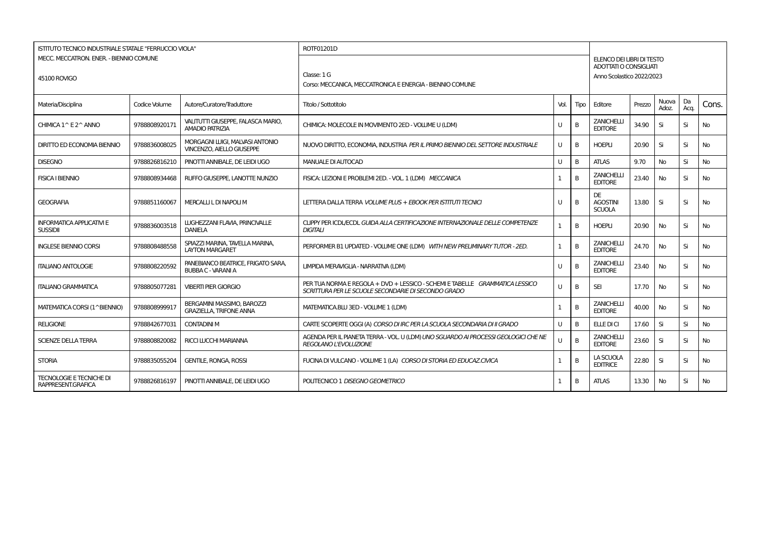| ISTITUTO TECNICO INDUSTRIALE STATALE "FERRUCCIO VIOLA"<br>MECC. MECCATRON. ENER. - BIENNIO COMUNE<br>45100 ROVIGO | | | ROTF01201D<br>Classe: 1 G<br>Corso: MECCANICA, MECCATRONICA E ENERGIA - BIENNIO COMUNE | | | ELENCO DEI LIBRI DI TESTO ADOTTATI O CONSIGLIATI<br>Anno Scolastico 2022/2023 | | | | |
|---|---|---|---|---|---|---|---|---|---|---|
| Materia/Disciplina | Codice Volume | Autore/Curatore/Traduttore | Titolo / Sottotitolo | Vol. | Tipo | Editore | Prezzo | Nuova Adoz. | Da Acq. | Cons. |
| CHIMICA 1^ E 2^ ANNO | 9788808920171 | VALITUTTI GIUSEPPE, FALASCA MARIO, AMADIO PATRIZIA | CHIMICA: MOLECOLE IN MOVIMENTO 2ED - VOLUME U (LDM) | U | B | ZANICHELLI EDITORE | 34.90 | Si | Si | No |
| DIRITTO ED ECONOMIA BIENNIO | 9788836008025 | MORAGNI LUIGI, MALVASI ANTONIO VINCENZO, AIELLO GIUSEPPE | NUOVO DIRITTO, ECONOMIA, INDUSTRIA *PER IL PRIMO BIENNIO DEL SETTORE INDUSTRIALE* | U | B | HOEPLI | 20.90 | Si | Si | No |
| DISEGNO | 9788826816210 | PINOTTI ANNIBALE, DE LEIDI UGO | MANUALE DI AUTOCAD | U | B | ATLAS | 9.70 | No | Si | No |
| FISICA I BIENNIO | 9788808934468 | RUFFO GIUSEPPE, LANOTTE NUNZIO | FISICA: LEZIONI E PROBLEMI 2ED. - VOL. 1 (LDM) *MECCANICA* | 1 | B | ZANICHELLI EDITORE | 23.40 | No | Si | No |
| GEOGRAFIA | 9788851160067 | MERCALLI L DI NAPOLI M | LETTERA DALLA TERRA *VOLUME PLUS + EBOOK PER ISTITUTI TECNICI* | U | B | DE AGOSTINI SCUOLA | 13.80 | Si | Si | No |
| INFORMATICA APPLICATIVI E SUSSIDII | 9788836003518 | LUGHEZZANI FLAVIA, PRINCIVALLE DANIELA | CLIPPY PER ICDL/ECDL *GUIDA ALLA CERTIFICAZIONE INTERNAZIONALE DELLE COMPETENZE DIGITALI* | 1 | B | HOEPLI | 20.90 | No | Si | No |
| INGLESE BIENNIO CORSI | 9788808488558 | SPIAZZI MARINA, TAVELLA MARINA, LAYTON MARGARET | PERFORMER B1 UPDATED - VOLUME ONE (LDM) *WITH NEW PRELIMINARY TUTOR - 2ED.* | 1 | B | ZANICHELLI EDITORE | 24.70 | No | Si | No |
| ITALIANO ANTOLOGIE | 9788808220592 | PANEBIANCO BEATRICE, FRIGATO SARA, BUBBA C - VARANI A | LIMPIDA MERAVIGLIA - NARRATIVA (LDM) | U | B | ZANICHELLI EDITORE | 23.40 | No | Si | No |
| ITALIANO GRAMMATICA | 9788805077281 | VIBERTI PIER GIORGIO | PER TUA NORMA E REGOLA + DVD + LESSICO - SCHEMI E TABELLE *GRAMMATICA LESSICO SCRITTURA PER LE SCUOLE SECONDARIE DI SECONDO GRADO* | U | B | SEI | 17.70 | No | Si | No |
| MATEMATICA CORSI (1^BIENNIO) | 9788808999917 | BERGAMINI MASSIMO, BAROZZI GRAZIELLA, TRIFONE ANNA | MATEMATICA.BLU 3ED - VOLUME 1 (LDM) | 1 | B | ZANICHELLI EDITORE | 40.00 | No | Si | No |
| RELIGIONE | 9788842677031 | CONTADINI M | CARTE SCOPERTE OGGI (A) *CORSO DI IRC PER LA SCUOLA SECONDARIA DI II GRADO* | U | B | ELLE DI CI | 17.60 | Si | Si | No |
| SCIENZE DELLA TERRA | 9788808820082 | RICCI LUCCHI MARIANNA | AGENDA PER IL PIANETA TERRA - VOL. U (LDM) *UNO SGUARDO AI PROCESSI GEOLOGICI CHE NE REGOLANO L'EVOLUZIONE* | U | B | ZANICHELLI EDITORE | 23.60 | Si | Si | No |
| STORIA | 9788835055204 | GENTILE, RONGA, ROSSI | FUCINA DI VULCANO - VOLUME 1 (LA) *CORSO DI STORIA ED EDUCAZ.CIVICA* | 1 | B | LA SCUOLA EDITRICE | 22.80 | Si | Si | No |
| TECNOLOGIE E TECNICHE DI RAPPRESENT.GRAFICA | 9788826816197 | PINOTTI ANNIBALE, DE LEIDI UGO | POLITECNICO 1 *DISEGNO GEOMETRICO* | 1 | B | ATLAS | 13.30 | No | Si | No |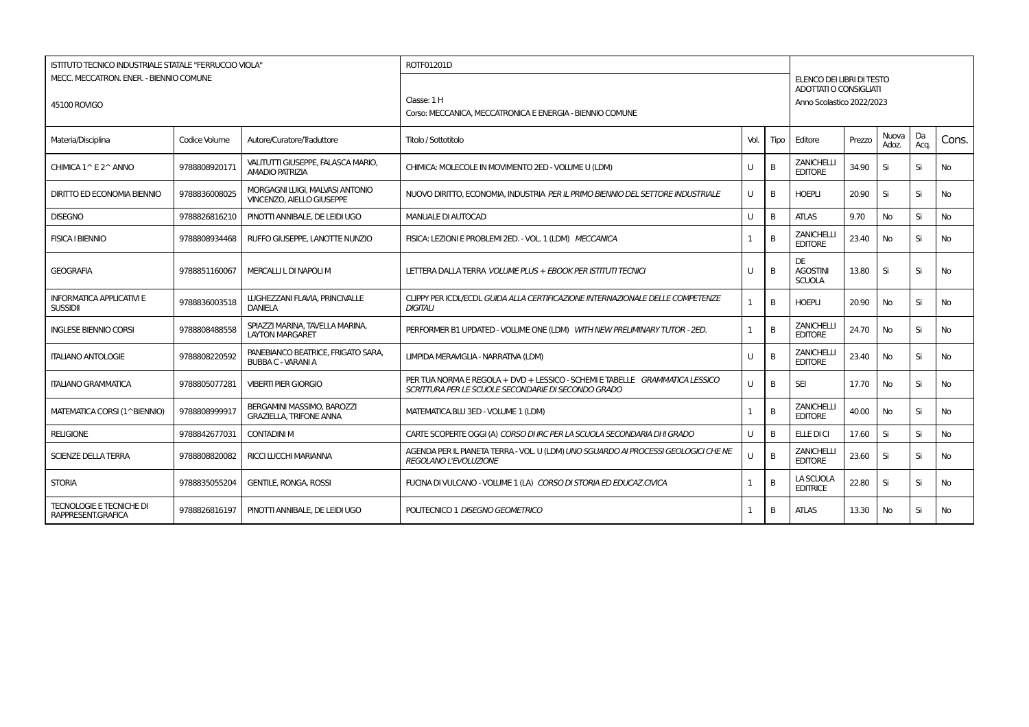| ISTITUTO TECNICO INDUSTRIALE STATALE "FERRUCCIO VIOLA"<br>MECC. MECCATRON. ENER. - BIENNIO COMUNE<br>45100 ROVIGO | | | ROTF01201D<br>Classe: 1 H<br>Corso: MECCANICA, MECCATRONICA E ENERGIA - BIENNIO COMUNE | | | ELENCO DEI LIBRI DI TESTO ADOTTATI O CONSIGLIATI<br>Anno Scolastico 2022/2023 | | | | |
|---|---|---|---|---|---|---|---|---|---|---|
| Materia/Disciplina | Codice Volume | Autore/Curatore/Traduttore | Titolo / Sottotitolo | Vol. | Tipo | Editore | Prezzo | Nuova Adoz. | Da Acq. | Cons. |
| CHIMICA 1^ E 2^ ANNO | 9788808920171 | VALITUTTI GIUSEPPE, FALASCA MARIO, AMADIO PATRIZIA | CHIMICA: MOLECOLE IN MOVIMENTO 2ED - VOLUME U (LDM) | U | B | ZANICHELLI EDITORE | 34.90 | Si | Si | No |
| DIRITTO ED ECONOMIA BIENNIO | 9788836008025 | MORGAGNI LUIGI, MALVASI ANTONIO VINCENZO, AIELLO GIUSEPPE | NUOVO DIRITTO, ECONOMIA, INDUSTRIA *PER IL PRIMO BIENNIO DEL SETTORE INDUSTRIALE* | U | B | HOEPLI | 20.90 | Si | Si | No |
| DISEGNO | 9788826816210 | PINOTTI ANNIBALE, DE LEIDI UGO | MANUALE DI AUTOCAD | U | B | ATLAS | 9.70 | No | Si | No |
| FISICA I BIENNIO | 9788808934468 | RUFFO GIUSEPPE, LANOTTE NUNZIO | FISICA: LEZIONI E PROBLEMI 2ED. - VOL. 1 (LDM) *MECCANICA* | 1 | B | ZANICHELLI EDITORE | 23.40 | No | Si | No |
| GEOGRAFIA | 9788851160067 | MERCALLI L DI NAPOLI M | LETTERA DALLA TERRA *VOLUME PLUS + EBOOK PER ISTITUTI TECNICI* | U | B | DE AGOSTINI SCUOLA | 13.80 | Si | Si | No |
| INFORMATICA APPLICATIVI E SUSSIDII | 9788836003518 | LUGHEZZANI FLAVIA, PRINCIVALLE DANIELA | CLIPPY PER ICDL/ECDL *GUIDA ALLA CERTIFICAZIONE INTERNAZIONALE DELLE COMPETENZE DIGITALI* | 1 | B | HOEPLI | 20.90 | No | Si | No |
| INGLESE BIENNIO CORSI | 9788808488558 | SPIAZZI MARINA, TAVELLA MARINA, LAYTON MARGARET | PERFORMER B1 UPDATED - VOLUME ONE (LDM) *WITH NEW PRELIMINARY TUTOR - 2ED.* | 1 | B | ZANICHELLI EDITORE | 24.70 | No | Si | No |
| ITALIANO ANTOLOGIE | 9788808220592 | PANEBIANCO BEATRICE, FRIGATO SARA, BUBBA C - VARANI A | LIMPIDA MERAVIGLIA - NARRATIVA (LDM) | U | B | ZANICHELLI EDITORE | 23.40 | No | Si | No |
| ITALIANO GRAMMATICA | 9788805077281 | VIBERTI PIER GIORGIO | PER TUA NORMA E REGOLA + DVD + LESSICO - SCHEMI E TABELLE *GRAMMATICA LESSICO SCRITTURA PER LE SCUOLE SECONDARIE DI SECONDO GRADO* | U | B | SEI | 17.70 | No | Si | No |
| MATEMATICA CORSI (1^BIENNIO) | 9788808999917 | BERGAMINI MASSIMO, BAROZZI GRAZIELLA, TRIFONE ANNA | MATEMATICA.BLU 3ED - VOLUME 1 (LDM) | 1 | B | ZANICHELLI EDITORE | 40.00 | No | Si | No |
| RELIGIONE | 9788842677031 | CONTADINI M | CARTE SCOPERTE OGGI (A) *CORSO DI IRC PER LA SCUOLA SECONDARIA DI II GRADO* | U | B | ELLE DI CI | 17.60 | Si | Si | No |
| SCIENZE DELLA TERRA | 9788808820082 | RICCI LUCCHI MARIANNA | AGENDA PER IL PIANETA TERRA - VOL. U (LDM) *UNO SGUARDO AI PROCESSI GEOLOGICI CHE NE REGOLANO L'EVOLUZIONE* | U | B | ZANICHELLI EDITORE | 23.60 | Si | Si | No |
| STORIA | 9788835055204 | GENTILE, RONGA, ROSSI | FUCINA DI VULCANO - VOLUME 1 (LA) *CORSO DI STORIA ED EDUCAZ.CIVICA* | 1 | B | LA SCUOLA EDITRICE | 22.80 | Si | Si | No |
| TECNOLOGIE E TECNICHE DI RAPPRESENT.GRAFICA | 9788826816197 | PINOTTI ANNIBALE, DE LEIDI UGO | POLITECNICO 1 *DISEGNO GEOMETRICO* | 1 | B | ATLAS | 13.30 | No | Si | No |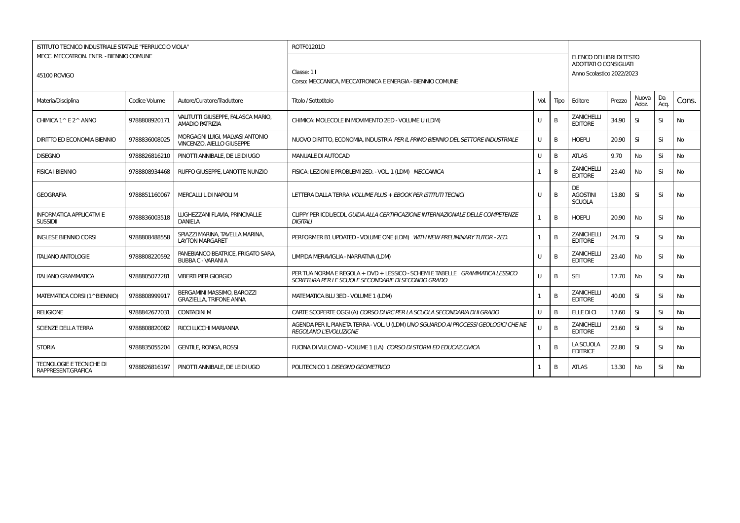| ISTITUTO TECNICO INDUSTRIALE STATALE "FERRUCCIO VIOLA" | | | ROTF01201D | | | ELENCO DEI LIBRI DI TESTO ADOTTATI O CONSIGLIATI | | | | |
|---|---|---|---|---|---|---|---|---|---|---|
| MECC. MECCATRON. ENER. - BIENNIO COMUNE | | | Classe: 1 I | | | Anno Scolastico 2022/2023 | | | | |
| 45100 ROVIGO | | | Corso: MECCANICA, MECCATRONICA E ENERGIA - BIENNIO COMUNE | | | | | | | |
| Materia/Disciplina | Codice Volume | Autore/Curatore/Traduttore | Titolo / Sottotitolo | Vol. | Tipo | Editore | Prezzo | Nuova Adoz. | Da Acq. | Cons. |
| CHIMICA 1^ E 2^ ANNO | 9788808920171 | VALITUTTI GIUSEPPE, FALASCA MARIO, AMADIO PATRIZIA | CHIMICA: MOLECOLE IN MOVIMENTO 2ED - VOLUME U (LDM) | U | B | ZANICHELLI EDITORE | 34.90 | Si | Si | No |
| DIRITTO ED ECONOMIA BIENNIO | 9788836008025 | MORGAGNI LUIGI, MALVASI ANTONIO VINCENZO, AIELLO GIUSEPPE | NUOVO DIRITTO, ECONOMIA, INDUSTRIA *PER IL PRIMO BIENNIO DEL SETTORE INDUSTRIALE* | U | B | HOEPLI | 20.90 | Si | Si | No |
| DISEGNO | 9788826816210 | PINOTTI ANNIBALE, DE LEIDI UGO | MANUALE DI AUTOCAD | U | B | ATLAS | 9.70 | No | Si | No |
| FISICA I BIENNIO | 9788808934468 | RUFFO GIUSEPPE, LANOTTE NUNZIO | FISICA: LEZIONI E PROBLEMI 2ED. - VOL. 1 (LDM) *MECCANICA* | 1 | B | ZANICHELLI EDITORE | 23.40 | No | Si | No |
| GEOGRAFIA | 9788851160067 | MERCALLI L DI NAPOLI M | LETTERA DALLA TERRA *VOLUME PLUS + EBOOK PER ISTITUTI TECNICI* | U | B | DE AGOSTINI SCUOLA | 13.80 | Si | Si | No |
| INFORMATICA APPLICATIVI E SUSSIDII | 9788836003518 | LUGHEZZANI FLAVIA, PRINCIVALLE DANIELA | CLIPPY PER ICDL/ECDL *GUIDA ALLA CERTIFICAZIONE INTERNAZIONALE DELLE COMPETENZE DIGITALI* | 1 | B | HOEPLI | 20.90 | No | Si | No |
| INGLESE BIENNIO CORSI | 9788808488558 | SPIAZZI MARINA, TAVELLA MARINA, LAYTON MARGARET | PERFORMER B1 UPDATED - VOLUME ONE (LDM) *WITH NEW PRELIMINARY TUTOR - 2ED.* | 1 | B | ZANICHELLI EDITORE | 24.70 | Si | Si | No |
| ITALIANO ANTOLOGIE | 9788808220592 | PANEBIANCO BEATRICE, FRIGATO SARA, BUBBA C - VARANI A | LIMPIDA MERAVIGLIA - NARRATIVA (LDM) | U | B | ZANICHELLI EDITORE | 23.40 | No | Si | No |
| ITALIANO GRAMMATICA | 9788805077281 | VIBERTI PIER GIORGIO | PER TUA NORMA E REGOLA + DVD + LESSICO - SCHEMI E TABELLE *GRAMMATICA LESSICO SCRITTURA PER LE SCUOLE SECONDARIE DI SECONDO GRADO* | U | B | SEI | 17.70 | No | Si | No |
| MATEMATICA CORSI (1^BIENNIO) | 9788808999917 | BERGAMINI MASSIMO, BAROZZI GRAZIELLA, TRIFONE ANNA | MATEMATICA.BLU 3ED - VOLUME 1 (LDM) | 1 | B | ZANICHELLI EDITORE | 40.00 | Si | Si | No |
| RELIGIONE | 9788842677031 | CONTADINI M | CARTE SCOPERTE OGGI (A) *CORSO DI IRC PER LA SCUOLA SECONDARIA DI II GRADO* | U | B | ELLE DI CI | 17.60 | Si | Si | No |
| SCIENZE DELLA TERRA | 9788808820082 | RICCI LUCCHI MARIANNA | AGENDA PER IL PIANETA TERRA - VOL. U (LDM) *UNO SGUARDO AI PROCESSI GEOLOGICI CHE NE REGOLANO L'EVOLUZIONE* | U | B | ZANICHELLI EDITORE | 23.60 | Si | Si | No |
| STORIA | 9788835055204 | GENTILE, RONGA, ROSSI | FUCINA DI VULCANO - VOLUME 1 (LA) *CORSO DI STORIA ED EDUCAZ.CIVICA* | 1 | B | LA SCUOLA EDITRICE | 22.80 | Si | Si | No |
| TECNOLOGIE E TECNICHE DI RAPPRESENT.GRAFICA | 9788826816197 | PINOTTI ANNIBALE, DE LEIDI UGO | POLITECNICO 1 *DISEGNO GEOMETRICO* | 1 | B | ATLAS | 13.30 | No | Si | No |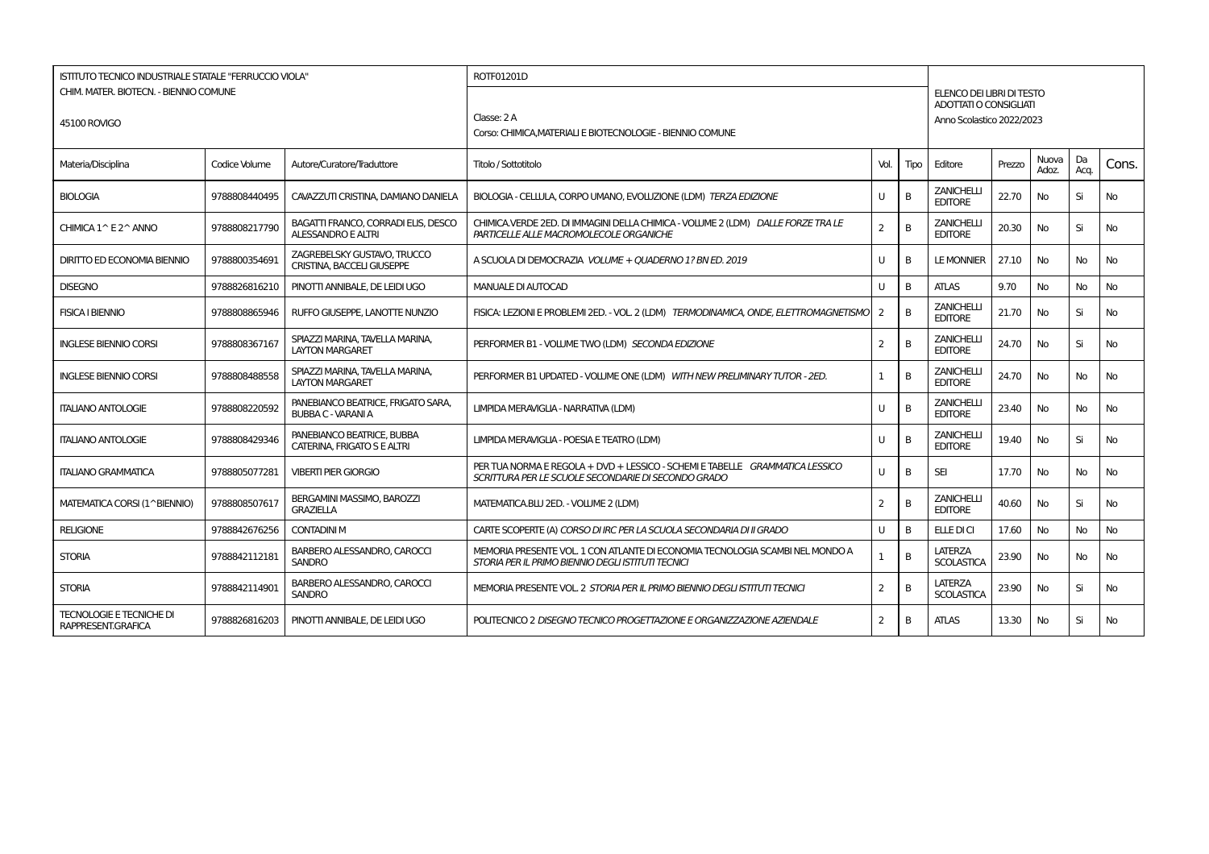| ISTITUTO TECNICO INDUSTRIALE STATALE "FERRUCCIO VIOLA"<br>CHIM. MATER. BIOTECN. - BIENNIO COMUNE<br>45100 ROVIGO | | | ROTF01201D<br>Classe: 2 A<br>Corso: CHIMICA,MATERIALI E BIOTECNOLOGIE - BIENNIO COMUNE | | | ELENCO DEI LIBRI DI TESTO ADOTTATI O CONSIGLIATI<br>Anno Scolastico 2022/2023 | | | | |
|---|---|---|---|---|---|---|---|---|---|---|
| Materia/Disciplina | Codice Volume | Autore/Curatore/Traduttore | Titolo / Sottotitolo | Vol. | Tipo | Editore | Prezzo | Nuova Adoz. | Da Acq. | Cons. |
| BIOLOGIA | 9788808440495 | CAVAZZUTI CRISTINA, DAMIANO DANIELA | BIOLOGIA - CELLULA, CORPO UMANO, EVOLUZIONE (LDM) *TERZA EDIZIONE* | U | B | ZANICHELLI EDITORE | 22.70 | No | Si | No |
| CHIMICA 1^ E 2^ ANNO | 9788808217790 | BAGATTI FRANCO, CORRADI ELIS, DESCO ALESSANDRO E ALTRI | CHIMICA.VERDE 2ED. DI IMMAGINI DELLA CHIMICA - VOLUME 2 (LDM) *DALLE FORZE TRA LE PARTICELLE ALLE MACROMOLECOLE ORGANICHE* | 2 | B | ZANICHELLI EDITORE | 20.30 | No | Si | No |
| DIRITTO ED ECONOMIA BIENNIO | 9788800354691 | ZAGREBELSKY GUSTAVO, TRUCCO CRISTINA, BACCELI GIUSEPPE | A SCUOLA DI DEMOCRAZIA *VOLUME + QUADERNO 1? BN ED. 2019* | U | B | LE MONNIER | 27.10 | No | No | No |
| DISEGNO | 9788826816210 | PINOTTI ANNIBALE, DE LEIDI UGO | MANUALE DI AUTOCAD | U | B | ATLAS | 9.70 | No | No | No |
| FISICA I BIENNIO | 9788808865946 | RUFFO GIUSEPPE, LANOTTE NUNZIO | FISICA: LEZIONI E PROBLEMI 2ED. - VOL. 2 (LDM) *TERMODINAMICA, ONDE, ELETTROMAGNETISMO* | 2 | B | ZANICHELLI EDITORE | 21.70 | No | Si | No |
| INGLESE BIENNIO CORSI | 9788808367167 | SPIAZZI MARINA, TAVELLA MARINA, LAYTON MARGARET | PERFORMER B1 - VOLUME TWO (LDM) *SECONDA EDIZIONE* | 2 | B | ZANICHELLI EDITORE | 24.70 | No | Si | No |
| INGLESE BIENNIO CORSI | 9788808488558 | SPIAZZI MARINA, TAVELLA MARINA, LAYTON MARGARET | PERFORMER B1 UPDATED - VOLUME ONE (LDM) *WITH NEW PRELIMINARY TUTOR - 2ED.* | 1 | B | ZANICHELLI EDITORE | 24.70 | No | No | No |
| ITALIANO ANTOLOGIE | 9788808220592 | PANEBIANCO BEATRICE, FRIGATO SARA, BUBBA C - VARANI A | LIMPIDA MERAVIGLIA - NARRATIVA (LDM) | U | B | ZANICHELLI EDITORE | 23.40 | No | No | No |
| ITALIANO ANTOLOGIE | 9788808429346 | PANEBIANCO BEATRICE, BUBBA CATERINA, FRIGATO S E ALTRI | LIMPIDA MERAVIGLIA - POESIA E TEATRO (LDM) | U | B | ZANICHELLI EDITORE | 19.40 | No | Si | No |
| ITALIANO GRAMMATICA | 9788805077281 | VIBERTI PIER GIORGIO | PER TUA NORMA E REGOLA + DVD + LESSICO - SCHEMI E TABELLE *GRAMMATICA LESSICO SCRITTURA PER LE SCUOLE SECONDARIE DI SECONDO GRADO* | U | B | SEI | 17.70 | No | No | No |
| MATEMATICA CORSI (1^BIENNIO) | 9788808507617 | BERGAMINI MASSIMO, BAROZZI GRAZIELLA | MATEMATICA.BLU 2ED. - VOLUME 2 (LDM) | 2 | B | ZANICHELLI EDITORE | 40.60 | No | Si | No |
| RELIGIONE | 9788842676256 | CONTADINI M | CARTE SCOPERTE (A) *CORSO DI IRC PER LA SCUOLA SECONDARIA DI II GRADO* | U | B | ELLE DI CI | 17.60 | No | No | No |
| STORIA | 9788842112181 | BARBERO ALESSANDRO, CAROCCI SANDRO | MEMORIA PRESENTE VOL. 1 CON ATLANTE DI ECONOMIA TECNOLOGIA SCAMBI NEL MONDO A *STORIA PER IL PRIMO BIENNIO DEGLI ISTITUTI TECNICI* | 1 | B | LATERZA SCOLASTICA | 23.90 | No | No | No |
| STORIA | 9788842114901 | BARBERO ALESSANDRO, CAROCCI SANDRO | MEMORIA PRESENTE VOL. 2 *STORIA PER IL PRIMO BIENNIO DEGLI ISTITUTI TECNICI* | 2 | B | LATERZA SCOLASTICA | 23.90 | No | Si | No |
| TECNOLOGIE E TECNICHE DI RAPPRESENT.GRAFICA | 9788826816203 | PINOTTI ANNIBALE, DE LEIDI UGO | POLITECNICO 2 *DISEGNO TECNICO PROGETTAZIONE E ORGANIZZAZIONE AZIENDALE* | 2 | B | ATLAS | 13.30 | No | Si | No |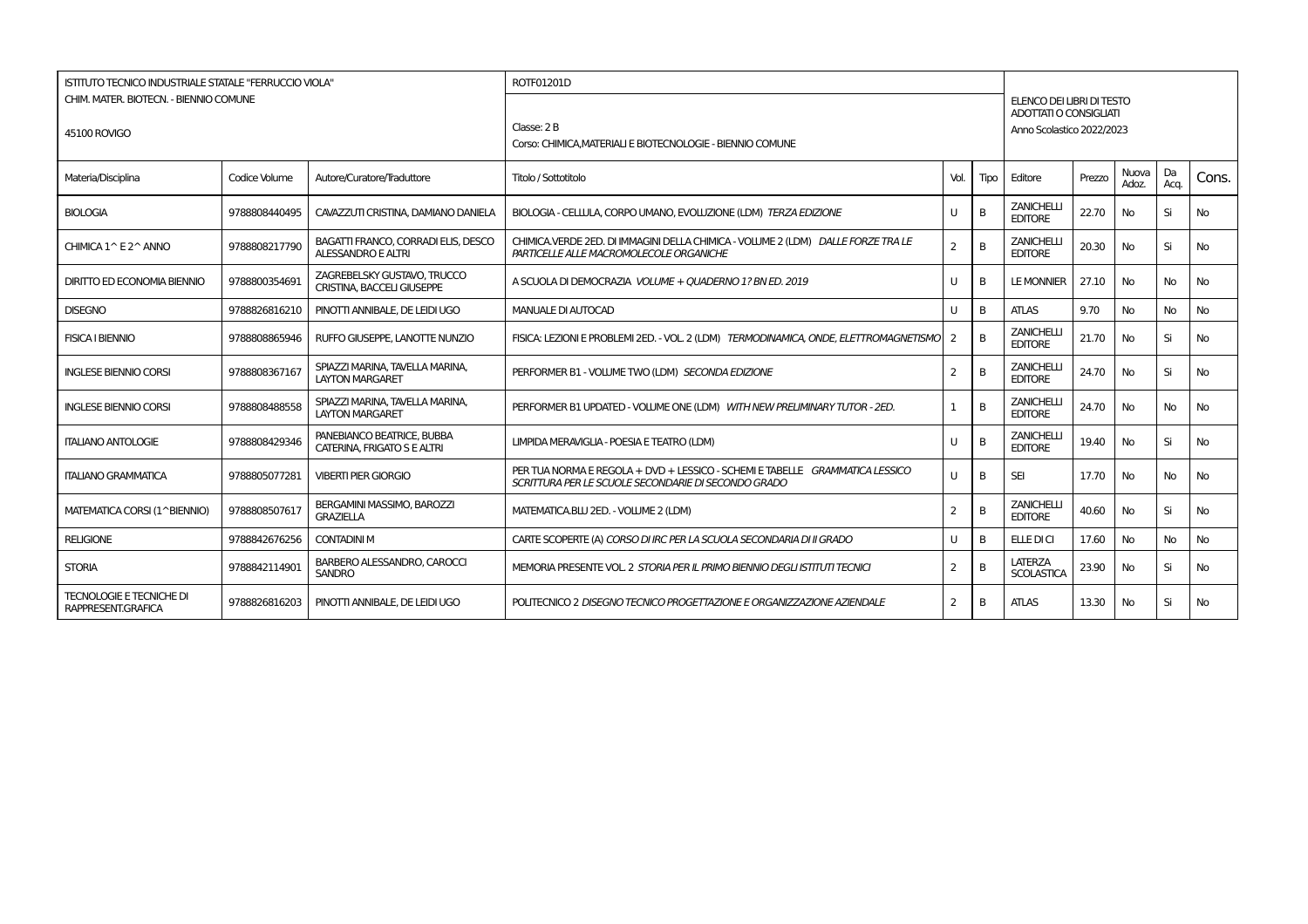| ISTITUTO TECNICO INDUSTRIALE STATALE "FERRUCCIO VIOLA" | | | ROTF01201D | | | ELENCO DEI LIBRI DI TESTO ADOTTATI O CONSIGLIATI | | | | |
|---|---|---|---|---|---|---|---|---|---|---|
| CHIM. MATER. BIOTECN. - BIENNIO COMUNE<br>45100 ROVIGO | | | Classe: 2 B<br>Corso: CHIMICA,MATERIALI E BIOTECNOLOGIE - BIENNIO COMUNE | | | Anno Scolastico 2022/2023 | | | | |
| Materia/Disciplina | Codice Volume | Autore/Curatore/Traduttore | Titolo / Sottotitolo | Vol. | Tipo | Editore | Prezzo | Nuova Adoz. | Da Acq. | Cons. |
| BIOLOGIA | 9788808440495 | CAVAZZUTI CRISTINA, DAMIANO DANIELA | BIOLOGIA - CELLULA, CORPO UMANO, EVOLUZIONE (LDM) *TERZA EDIZIONE* | U | B | ZANICHELLI EDITORE | 22.70 | No | Si | No |
| CHIMICA 1^ E 2^ ANNO | 9788808217790 | BAGATTI FRANCO, CORRADI ELIS, DESCO ALESSANDRO E ALTRI | CHIMICA.VERDE 2ED. DI IMMAGINI DELLA CHIMICA - VOLUME 2 (LDM) *DALLE FORZE TRA LE PARTICELLE ALLE MACROMOLECOLE ORGANICHE* | 2 | B | ZANICHELLI EDITORE | 20.30 | No | Si | No |
| DIRITTO ED ECONOMIA BIENNIO | 9788800354691 | ZAGREBELSKY GUSTAVO, TRUCCO CRISTINA, BACCELI GIUSEPPE | A SCUOLA DI DEMOCRAZIA *VOLUME + QUADERNO 1? BN ED. 2019* | U | B | LE MONNIER | 27.10 | No | No | No |
| DISEGNO | 9788826816210 | PINOTTI ANNIBALE, DE LEIDI UGO | MANUALE DI AUTOCAD | U | B | ATLAS | 9.70 | No | No | No |
| FISICA I BIENNIO | 9788808865946 | RUFFO GIUSEPPE, LANOTTE NUNZIO | FISICA: LEZIONI E PROBLEMI 2ED. - VOL. 2 (LDM) *TERMODINAMICA, ONDE, ELETTROMAGNETISMO* | 2 | B | ZANICHELLI EDITORE | 21.70 | No | Si | No |
| INGLESE BIENNIO CORSI | 9788808367167 | SPIAZZI MARINA, TAVELLA MARINA, LAYTON MARGARET | PERFORMER B1 - VOLUME TWO (LDM) *SECONDA EDIZIONE* | 2 | B | ZANICHELLI EDITORE | 24.70 | No | Si | No |
| INGLESE BIENNIO CORSI | 9788808488558 | SPIAZZI MARINA, TAVELLA MARINA, LAYTON MARGARET | PERFORMER B1 UPDATED - VOLUME ONE (LDM) *WITH NEW PRELIMINARY TUTOR - 2ED.* | 1 | B | ZANICHELLI EDITORE | 24.70 | No | No | No |
| ITALIANO ANTOLOGIE | 9788808429346 | PANEBIANCO BEATRICE, BUBBA CATERINA, FRIGATO S E ALTRI | LIMPIDA MERAVIGLIA - POESIA E TEATRO (LDM) | U | B | ZANICHELLI EDITORE | 19.40 | No | Si | No |
| ITALIANO GRAMMATICA | 9788805077281 | VIBERTI PIER GIORGIO | PER TUA NORMA E REGOLA + DVD + LESSICO - SCHEMI E TABELLE *GRAMMATICA LESSICO SCRITTURA PER LE SCUOLE SECONDARIE DI SECONDO GRADO* | U | B | SEI | 17.70 | No | No | No |
| MATEMATICA CORSI (1^BIENNIO) | 9788808507617 | BERGAMINI MASSIMO, BAROZZI GRAZIELLA | MATEMATICA.BLU 2ED. - VOLUME 2 (LDM) | 2 | B | ZANICHELLI EDITORE | 40.60 | No | Si | No |
| RELIGIONE | 9788842676256 | CONTADINI M | CARTE SCOPERTE (A) *CORSO DI IRC PER LA SCUOLA SECONDARIA DI II GRADO* | U | B | ELLE DI CI | 17.60 | No | No | No |
| STORIA | 9788842114901 | BARBERO ALESSANDRO, CAROCCI SANDRO | MEMORIA PRESENTE VOL. 2 *STORIA PER IL PRIMO BIENNIO DEGLI ISTITUTI TECNICI* | 2 | B | LATERZA SCOLASTICA | 23.90 | No | Si | No |
| TECNOLOGIE E TECNICHE DI RAPPRESENT.GRAFICA | 9788826816203 | PINOTTI ANNIBALE, DE LEIDI UGO | POLITECNICO 2 *DISEGNO TECNICO PROGETTAZIONE E ORGANIZZAZIONE AZIENDALE* | 2 | B | ATLAS | 13.30 | No | Si | No |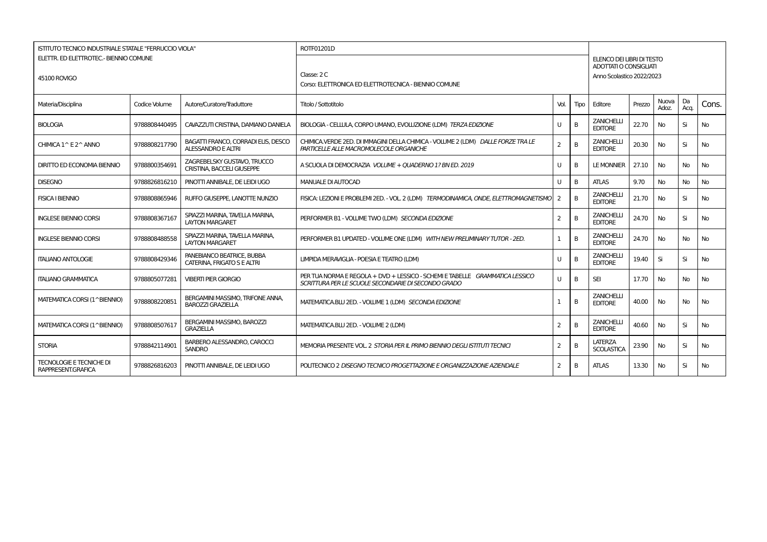| ISTITUTO TECNICO INDUSTRIALE STATALE "FERRUCCIO VIOLA" | | | ROTF01201D | | | ELENCO DEI LIBRI DI TESTO ADOTTATI O CONSIGLIATI | | | | |
|---|---|---|---|---|---|---|---|---|---|---|
| ELETTR. ED ELETTROTEC.- BIENNIO COMUNE<br>45100 ROVIGO | | | Classe: 2 C<br>Corso: ELETTRONICA ED ELETTROTECNICA - BIENNIO COMUNE | | | Anno Scolastico 2022/2023 | | | | |
| Materia/Disciplina | Codice Volume | Autore/Curatore/Traduttore | Titolo / Sottotitolo | Vol. | Tipo | Editore | Prezzo | Nuova Adoz. | Da Acq. | Cons. |
| BIOLOGIA | 9788808440495 | CAVAZZUTI CRISTINA, DAMIANO DANIELA | BIOLOGIA - CELLULA, CORPO UMANO, EVOLUZIONE (LDM) *TERZA EDIZIONE* | U | B | ZANICHELLI EDITORE | 22.70 | No | Si | No |
| CHIMICA 1^ E 2^ ANNO | 9788808217790 | BAGATTI FRANCO, CORRADI ELIS, DESCO ALESSANDRO E ALTRI | CHIMICA.VERDE 2ED. DI IMMAGINI DELLA CHIMICA - VOLUME 2 (LDM) *DALLE FORZE TRA LE PARTICELLE ALLE MACROMOLECOLE ORGANICHE* | 2 | B | ZANICHELLI EDITORE | 20.30 | No | Si | No |
| DIRITTO ED ECONOMIA BIENNIO | 9788800354691 | ZAGREBELSKY GUSTAVO, TRUCCO CRISTINA, BACCELI GIUSEPPE | A SCUOLA DI DEMOCRAZIA *VOLUME + QUADERNO 1? BN ED. 2019* | U | B | LE MONNIER | 27.10 | No | No | No |
| DISEGNO | 9788826816210 | PINOTTI ANNIBALE, DE LEIDI UGO | MANUALE DI AUTOCAD | U | B | ATLAS | 9.70 | No | No | No |
| FISICA I BIENNIO | 9788808865946 | RUFFO GIUSEPPE, LANOTTE NUNZIO | FISICA: LEZIONI E PROBLEMI 2ED. - VOL. 2 (LDM) *TERMODINAMICA, ONDE, ELETTROMAGNETISMO* | 2 | B | ZANICHELLI EDITORE | 21.70 | No | Si | No |
| INGLESE BIENNIO CORSI | 9788808367167 | SPIAZZI MARINA, TAVELLA MARINA, LAYTON MARGARET | PERFORMER B1 - VOLUME TWO (LDM) *SECONDA EDIZIONE* | 2 | B | ZANICHELLI EDITORE | 24.70 | No | Si | No |
| INGLESE BIENNIO CORSI | 9788808488558 | SPIAZZI MARINA, TAVELLA MARINA, LAYTON MARGARET | PERFORMER B1 UPDATED - VOLUME ONE (LDM) *WITH NEW PRELIMINARY TUTOR - 2ED.* | 1 | B | ZANICHELLI EDITORE | 24.70 | No | No | No |
| ITALIANO ANTOLOGIE | 9788808429346 | PANEBIANCO BEATRICE, BUBBA CATERINA, FRIGATO S E ALTRI | LIMPIDA MERAVIGLIA - POESIA E TEATRO (LDM) | U | B | ZANICHELLI EDITORE | 19.40 | Si | Si | No |
| ITALIANO GRAMMATICA | 9788805077281 | VIBERTI PIER GIORGIO | PER TUA NORMA E REGOLA + DVD + LESSICO - SCHEMI E TABELLE *GRAMMATICA LESSICO SCRITTURA PER LE SCUOLE SECONDARIE DI SECONDO GRADO* | U | B | SEI | 17.70 | No | No | No |
| MATEMATICA CORSI (1^BIENNIO) | 9788808220851 | BERGAMINI MASSIMO, TRIFONE ANNA, BAROZZI GRAZIELLA | MATEMATICA.BLU 2ED. - VOLUME 1 (LDM) *SECONDA EDIZIONE* | 1 | B | ZANICHELLI EDITORE | 40.00 | No | No | No |
| MATEMATICA CORSI (1^BIENNIO) | 9788808507617 | BERGAMINI MASSIMO, BAROZZI GRAZIELLA | MATEMATICA.BLU 2ED. - VOLUME 2 (LDM) | 2 | B | ZANICHELLI EDITORE | 40.60 | No | Si | No |
| STORIA | 9788842114901 | BARBERO ALESSANDRO, CAROCCI SANDRO | MEMORIA PRESENTE VOL. 2 *STORIA PER IL PRIMO BIENNIO DEGLI ISTITUTI TECNICI* | 2 | B | LATERZA SCOLASTICA | 23.90 | No | Si | No |
| TECNOLOGIE E TECNICHE DI RAPPRESENT.GRAFICA | 9788826816203 | PINOTTI ANNIBALE, DE LEIDI UGO | POLITECNICO 2 *DISEGNO TECNICO PROGETTAZIONE E ORGANIZZAZIONE AZIENDALE* | 2 | B | ATLAS | 13.30 | No | Si | No |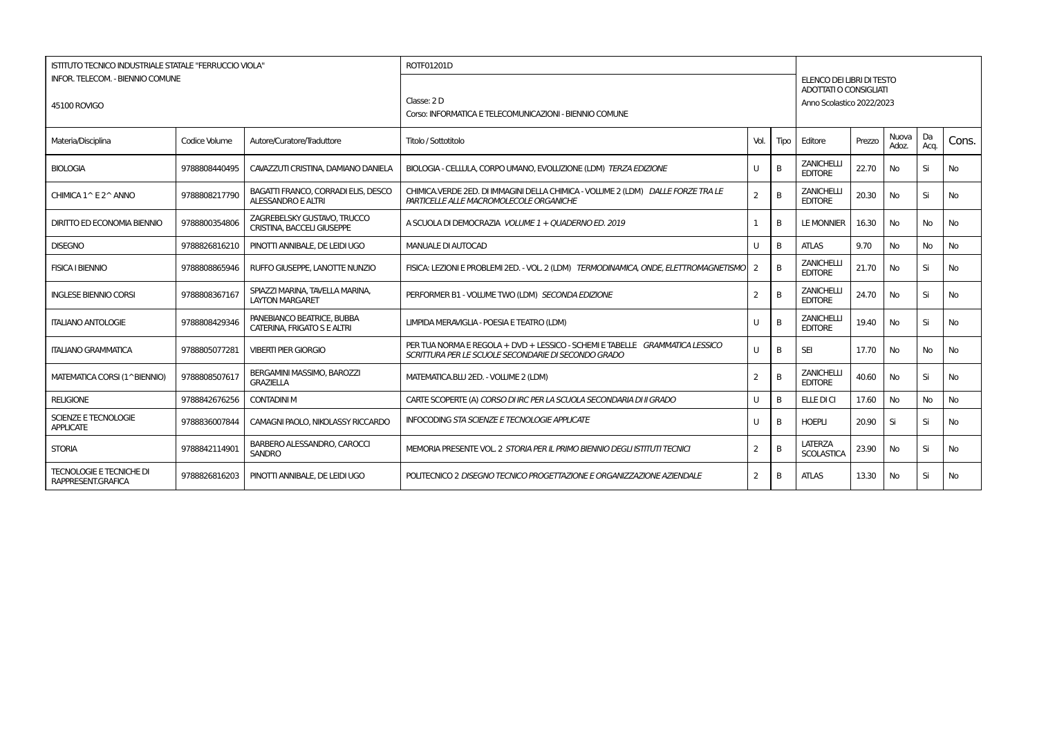| ISTITUTO TECNICO INDUSTRIALE STATALE "FERRUCCIO VIOLA" INFOR. TELECOM. - BIENNIO COMUNE 45100 ROVIGO | | | ROTF01201D Classe: 2 D Corso: INFORMATICA E TELECOMUNICAZIONI - BIENNIO COMUNE | | | ELENCO DEI LIBRI DI TESTO ADOTTATI O CONSIGLIATI Anno Scolastico 2022/2023 | | | | |
|---|---|---|---|---|---|---|---|---|---|---|
| Materia/Disciplina | Codice Volume | Autore/Curatore/Traduttore | Titolo / Sottotitolo | Vol. | Tipo | Editore | Prezzo | Nuova Adoz. | Da Acq. | Cons. |
| BIOLOGIA | 9788808440495 | CAVAZZUTI CRISTINA, DAMIANO DANIELA | BIOLOGIA - CELLULA, CORPO UMANO, EVOLUZIONE (LDM) *TERZA EDIZIONE* | U | B | ZANICHELLI EDITORE | 22.70 | No | Si | No |
| CHIMICA 1^ E 2^ ANNO | 9788808217790 | BAGATTI FRANCO, CORRADI ELIS, DESCO ALESSANDRO E ALTRI | CHIMICA.VERDE 2ED. DI IMMAGINI DELLA CHIMICA - VOLUME 2 (LDM) *DALLE FORZE TRA LE PARTICELLE ALLE MACROMOLECOLE ORGANICHE* | 2 | B | ZANICHELLI EDITORE | 20.30 | No | Si | No |
| DIRITTO ED ECONOMIA BIENNIO | 9788800354806 | ZAGREBELSKY GUSTAVO, TRUCCO CRISTINA, BACCELI GIUSEPPE | A SCUOLA DI DEMOCRAZIA *VOLUME 1 + QUADERNO ED. 2019* | 1 | B | LE MONNIER | 16.30 | No | No | No |
| DISEGNO | 9788826816210 | PINOTTI ANNIBALE, DE LEIDI UGO | MANUALE DI AUTOCAD | U | B | ATLAS | 9.70 | No | No | No |
| FISICA I BIENNIO | 9788808865946 | RUFFO GIUSEPPE, LANOTTE NUNZIO | FISICA: LEZIONI E PROBLEMI 2ED. - VOL. 2 (LDM) *TERMODINAMICA, ONDE, ELETTROMAGNETISMO* | 2 | B | ZANICHELLI EDITORE | 21.70 | No | Si | No |
| INGLESE BIENNIO CORSI | 9788808367167 | SPIAZZI MARINA, TAVELLA MARINA, LAYTON MARGARET | PERFORMER B1 - VOLUME TWO (LDM) *SECONDA EDIZIONE* | 2 | B | ZANICHELLI EDITORE | 24.70 | No | Si | No |
| ITALIANO ANTOLOGIE | 9788808429346 | PANEBIANCO BEATRICE, BUBBA CATERINA, FRIGATO S E ALTRI | LIMPIDA MERAVIGLIA - POESIA E TEATRO (LDM) | U | B | ZANICHELLI EDITORE | 19.40 | No | Si | No |
| ITALIANO GRAMMATICA | 9788805077281 | VIBERTI PIER GIORGIO | PER TUA NORMA E REGOLA + DVD + LESSICO - SCHEMI E TABELLE *GRAMMATICA LESSICO SCRITTURA PER LE SCUOLE SECONDARIE DI SECONDO GRADO* | U | B | SEI | 17.70 | No | No | No |
| MATEMATICA CORSI (1^BIENNIO) | 9788808507617 | BERGAMINI MASSIMO, BAROZZI GRAZIELLA | MATEMATICA.BLU 2ED. - VOLUME 2 (LDM) | 2 | B | ZANICHELLI EDITORE | 40.60 | No | Si | No |
| RELIGIONE | 9788842676256 | CONTADINI M | CARTE SCOPERTE (A) *CORSO DI IRC PER LA SCUOLA SECONDARIA DI II GRADO* | U | B | ELLE DI CI | 17.60 | No | No | No |
| SCIENZE E TECNOLOGIE APPLICATE | 9788836007844 | CAMAGNI PAOLO, NIKOLASSY RICCARDO | INFOCODING *STA SCIENZE E TECNOLOGIE APPLICATE* | U | B | HOEPLI | 20.90 | Si | Si | No |
| STORIA | 9788842114901 | BARBERO ALESSANDRO, CAROCCI SANDRO | MEMORIA PRESENTE VOL. 2 *STORIA PER IL PRIMO BIENNIO DEGLI ISTITUTI TECNICI* | 2 | B | LATERZA SCOLASTICA | 23.90 | No | Si | No |
| TECNOLOGIE E TECNICHE DI RAPPRESENT.GRAFICA | 9788826816203 | PINOTTI ANNIBALE, DE LEIDI UGO | POLITECNICO 2 *DISEGNO TECNICO PROGETTAZIONE E ORGANIZZAZIONE AZIENDALE* | 2 | B | ATLAS | 13.30 | No | Si | No |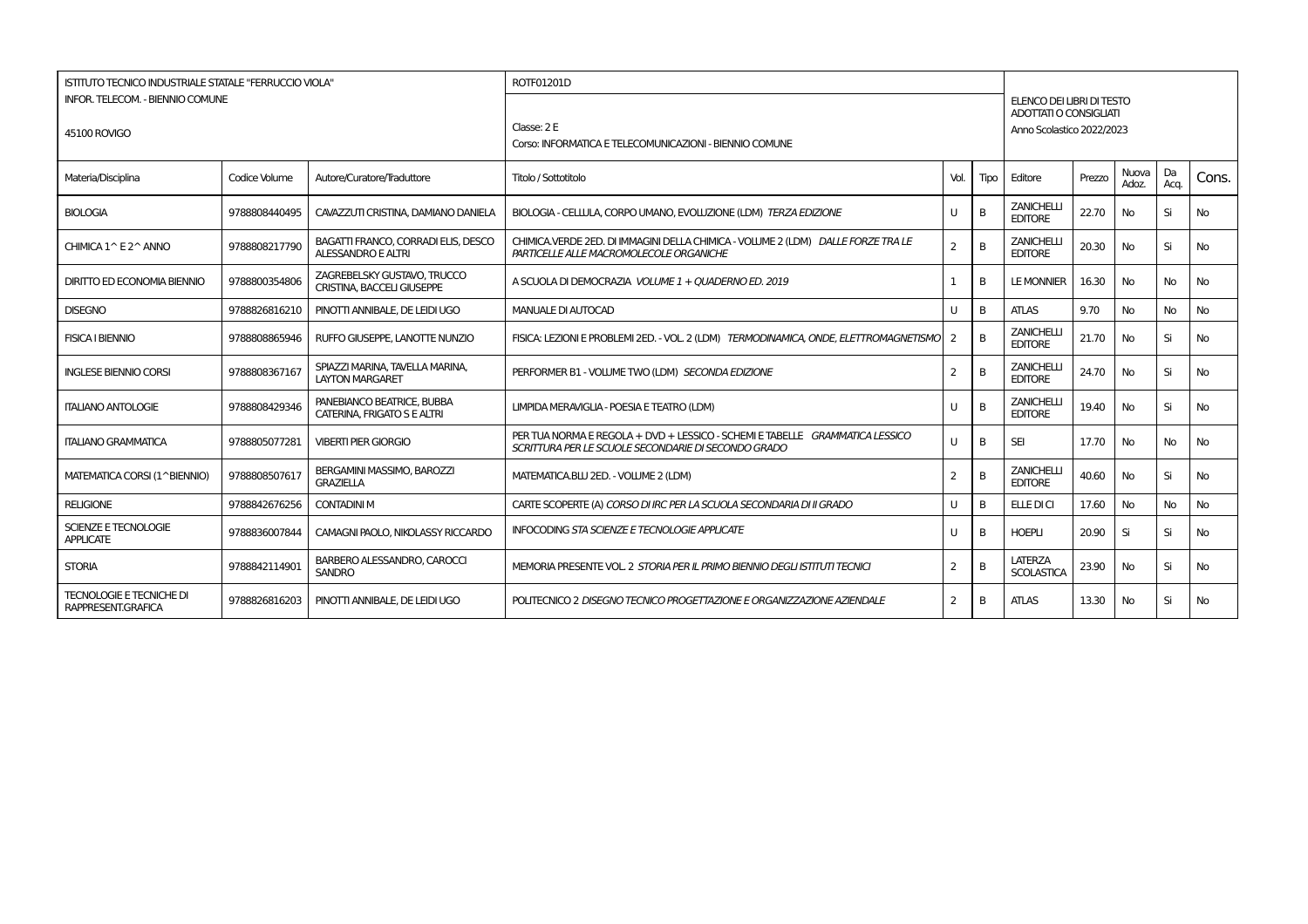| ISTITUTO TECNICO INDUSTRIALE STATALE "FERRUCCIO VIOLA"<br>INFOR. TELECOM. - BIENNIO COMUNE<br>45100 ROVIGO | | | ROTF01201D<br>Classe: 2 E<br>Corso: INFORMATICA E TELECOMUNICAZIONI - BIENNIO COMUNE | | | ELENCO DEI LIBRI DI TESTO ADOTTATI O CONSIGLIATI<br>Anno Scolastico 2022/2023 | | | | |
|---|---|---|---|---|---|---|---|---|---|---|
| Materia/Disciplina | Codice Volume | Autore/Curatore/Traduttore | Titolo / Sottotitolo | Vol. | Tipo | Editore | Prezzo | Nuova Adoz. | Da Acq. | Cons. |
| BIOLOGIA | 9788808440495 | CAVAZZUTI CRISTINA, DAMIANO DANIELA | BIOLOGIA - CELLULA, CORPO UMANO, EVOLUZIONE (LDM) *TERZA EDIZIONE* | U | B | ZANICHELLI EDITORE | 22.70 | No | Si | No |
| CHIMICA 1^ E 2^ ANNO | 9788808217790 | BAGATTI FRANCO, CORRADI ELIS, DESCO ALESSANDRO E ALTRI | CHIMICA.VERDE 2ED. DI IMMAGINI DELLA CHIMICA - VOLUME 2 (LDM) *DALLE FORZE TRA LE PARTICELLE ALLE MACROMOLECOLE ORGANICHE* | 2 | B | ZANICHELLI EDITORE | 20.30 | No | Si | No |
| DIRITTO ED ECONOMIA BIENNIO | 9788800354806 | ZAGREBELSKY GUSTAVO, TRUCCO CRISTINA, BACCELI GIUSEPPE | A SCUOLA DI DEMOCRAZIA *VOLUME 1 + QUADERNO ED. 2019* | 1 | B | LE MONNIER | 16.30 | No | No | No |
| DISEGNO | 9788826816210 | PINOTTI ANNIBALE, DE LEIDI UGO | MANUALE DI AUTOCAD | U | B | ATLAS | 9.70 | No | No | No |
| FISICA I BIENNIO | 9788808865946 | RUFFO GIUSEPPE, LANOTTE NUNZIO | FISICA: LEZIONI E PROBLEMI 2ED. - VOL. 2 (LDM) *TERMODINAMICA, ONDE, ELETTROMAGNETISMO* | 2 | B | ZANICHELLI EDITORE | 21.70 | No | Si | No |
| INGLESE BIENNIO CORSI | 9788808367167 | SPIAZZI MARINA, TAVELLA MARINA, LAYTON MARGARET | PERFORMER B1 - VOLUME TWO (LDM) *SECONDA EDIZIONE* | 2 | B | ZANICHELLI EDITORE | 24.70 | No | Si | No |
| ITALIANO ANTOLOGIE | 9788808429346 | PANEBIANCO BEATRICE, BUBBA CATERINA, FRIGATO S E ALTRI | LIMPIDA MERAVIGLIA - POESIA E TEATRO (LDM) | U | B | ZANICHELLI EDITORE | 19.40 | No | Si | No |
| ITALIANO GRAMMATICA | 9788805077281 | VIBERTI PIER GIORGIO | PER TUA NORMA E REGOLA + DVD + LESSICO - SCHEMI E TABELLE *GRAMMATICA LESSICO SCRITTURA PER LE SCUOLE SECONDARIE DI SECONDO GRADO* | U | B | SEI | 17.70 | No | No | No |
| MATEMATICA CORSI (1^BIENNIO) | 9788808507617 | BERGAMINI MASSIMO, BAROZZI GRAZIELLA | MATEMATICA.BLU 2ED. - VOLUME 2 (LDM) | 2 | B | ZANICHELLI EDITORE | 40.60 | No | Si | No |
| RELIGIONE | 9788842676256 | CONTADINI M | CARTE SCOPERTE (A) *CORSO DI IRC PER LA SCUOLA SECONDARIA DI II GRADO* | U | B | ELLE DI CI | 17.60 | No | No | No |
| SCIENZE E TECNOLOGIE APPLICATE | 9788836007844 | CAMAGNI PAOLO, NIKOLASSY RICCARDO | INFOCODING *STA SCIENZE E TECNOLOGIE APPLICATE* | U | B | HOEPLI | 20.90 | Si | Si | No |
| STORIA | 9788842114901 | BARBERO ALESSANDRO, CAROCCI SANDRO | MEMORIA PRESENTE VOL. 2 *STORIA PER IL PRIMO BIENNIO DEGLI ISTITUTI TECNICI* | 2 | B | LATERZA SCOLASTICA | 23.90 | No | Si | No |
| TECNOLOGIE E TECNICHE DI RAPPRESENT.GRAFICA | 9788826816203 | PINOTTI ANNIBALE, DE LEIDI UGO | POLITECNICO 2 *DISEGNO TECNICO PROGETTAZIONE E ORGANIZZAZIONE AZIENDALE* | 2 | B | ATLAS | 13.30 | No | Si | No |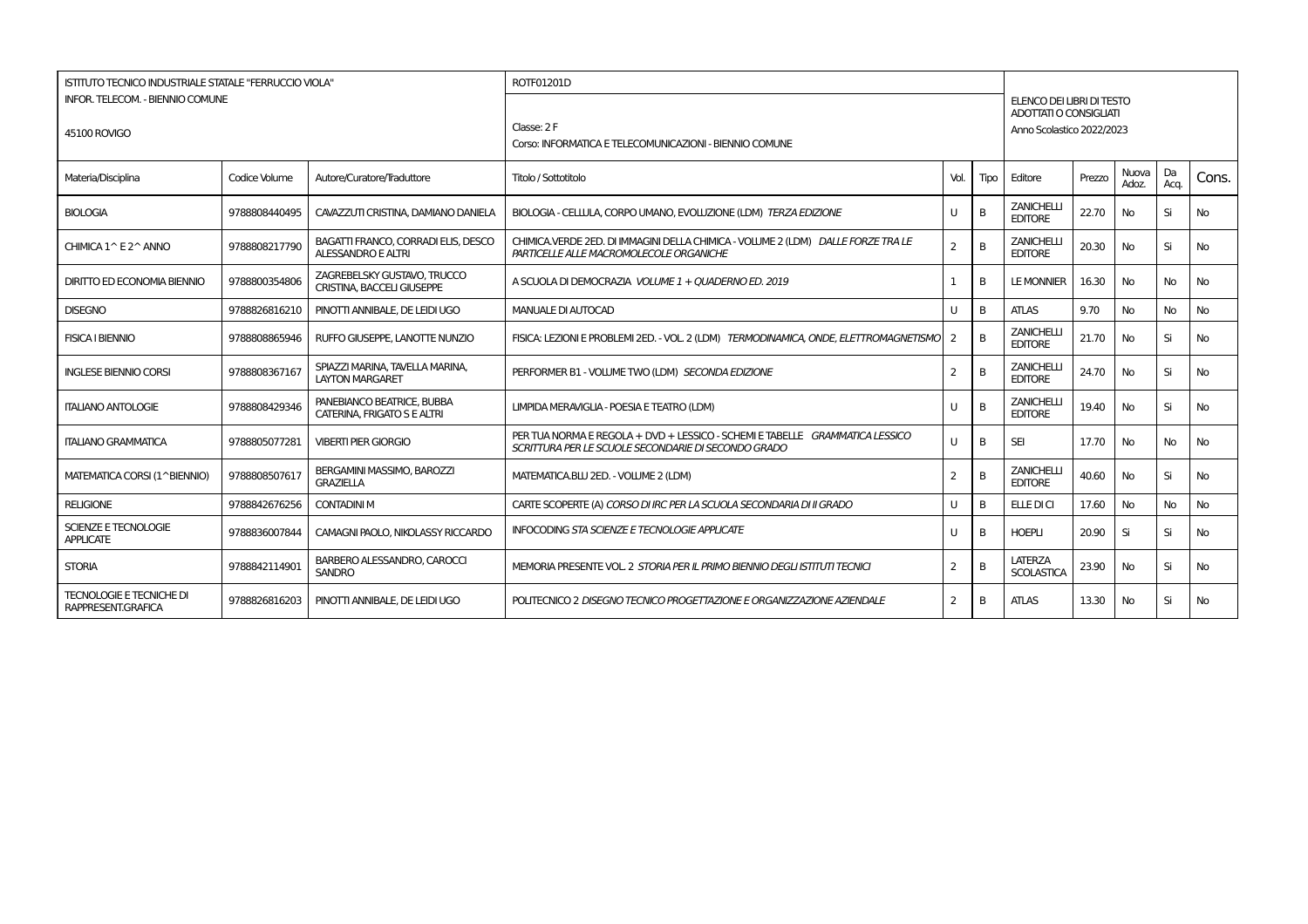| ISTITUTO TECNICO INDUSTRIALE STATALE "FERRUCCIO VIOLA"<br>INFOR. TELECOM. - BIENNIO COMUNE<br>45100 ROVIGO | | | ROTF01201D<br>Classe: 2 F<br>Corso: INFORMATICA E TELECOMUNICAZIONI - BIENNIO COMUNE | | | ELENCO DEI LIBRI DI TESTO ADOTTATI O CONSIGLIATI<br>Anno Scolastico 2022/2023 | | | | |
|---|---|---|---|---|---|---|---|---|---|---|
| Materia/Disciplina | Codice Volume | Autore/Curatore/Traduttore | Titolo / Sottotitolo | Vol. | Tipo | Editore | Prezzo | Nuova Adoz. | Da Acq. | Cons. |
| BIOLOGIA | 9788808440495 | CAVAZZUTI CRISTINA, DAMIANO DANIELA | BIOLOGIA - CELLULA, CORPO UMANO, EVOLUZIONE (LDM) *TERZA EDIZIONE* | U | B | ZANICHELLI EDITORE | 22.70 | No | Si | No |
| CHIMICA 1^ E 2^ ANNO | 9788808217790 | BAGATTI FRANCO, CORRADI ELIS, DESCO ALESSANDRO E ALTRI | CHIMICA.VERDE 2ED. DI IMMAGINI DELLA CHIMICA - VOLUME 2 (LDM) *DALLE FORZE TRA LE PARTICELLE ALLE MACROMOLECOLE ORGANICHE* | 2 | B | ZANICHELLI EDITORE | 20.30 | No | Si | No |
| DIRITTO ED ECONOMIA BIENNIO | 9788800354806 | ZAGREBELSKY GUSTAVO, TRUCCO CRISTINA, BACCELI GIUSEPPE | A SCUOLA DI DEMOCRAZIA *VOLUME 1 + QUADERNO ED. 2019* | 1 | B | LE MONNIER | 16.30 | No | No | No |
| DISEGNO | 9788826816210 | PINOTTI ANNIBALE, DE LEIDI UGO | MANUALE DI AUTOCAD | U | B | ATLAS | 9.70 | No | No | No |
| FISICA I BIENNIO | 9788808865946 | RUFFO GIUSEPPE, LANOTTE NUNZIO | FISICA: LEZIONI E PROBLEMI 2ED. - VOL. 2 (LDM) *TERMODINAMICA, ONDE, ELETTROMAGNETISMO* | 2 | B | ZANICHELLI EDITORE | 21.70 | No | Si | No |
| INGLESE BIENNIO CORSI | 9788808367167 | SPIAZZI MARINA, TAVELLA MARINA, LAYTON MARGARET | PERFORMER B1 - VOLUME TWO (LDM) *SECONDA EDIZIONE* | 2 | B | ZANICHELLI EDITORE | 24.70 | No | Si | No |
| ITALIANO ANTOLOGIE | 9788808429346 | PANEBIANCO BEATRICE, BUBBA CATERINA, FRIGATO S E ALTRI | LIMPIDA MERAVIGLIA - POESIA E TEATRO (LDM) | U | B | ZANICHELLI EDITORE | 19.40 | No | Si | No |
| ITALIANO GRAMMATICA | 9788805077281 | VIBERTI PIER GIORGIO | PER TUA NORMA E REGOLA + DVD + LESSICO - SCHEMI E TABELLE *GRAMMATICA LESSICO SCRITTURA PER LE SCUOLE SECONDARIE DI SECONDO GRADO* | U | B | SEI | 17.70 | No | No | No |
| MATEMATICA CORSI (1^BIENNIO) | 9788808507617 | BERGAMINI MASSIMO, BAROZZI GRAZIELLA | MATEMATICA.BLU 2ED. - VOLUME 2 (LDM) | 2 | B | ZANICHELLI EDITORE | 40.60 | No | Si | No |
| RELIGIONE | 9788842676256 | CONTADINI M | CARTE SCOPERTE (A) *CORSO DI IRC PER LA SCUOLA SECONDARIA DI II GRADO* | U | B | ELLE DI CI | 17.60 | No | No | No |
| SCIENZE E TECNOLOGIE APPLICATE | 9788836007844 | CAMAGNI PAOLO, NIKOLASSY RICCARDO | INFOCODING *STA SCIENZE E TECNOLOGIE APPLICATE* | U | B | HOEPLI | 20.90 | Si | Si | No |
| STORIA | 9788842114901 | BARBERO ALESSANDRO, CAROCCI SANDRO | MEMORIA PRESENTE VOL. 2 *STORIA PER IL PRIMO BIENNIO DEGLI ISTITUTI TECNICI* | 2 | B | LATERZA SCOLASTICA | 23.90 | No | Si | No |
| TECNOLOGIE E TECNICHE DI RAPPRESENT.GRAFICA | 9788826816203 | PINOTTI ANNIBALE, DE LEIDI UGO | POLITECNICO 2 *DISEGNO TECNICO PROGETTAZIONE E ORGANIZZAZIONE AZIENDALE* | 2 | B | ATLAS | 13.30 | No | Si | No |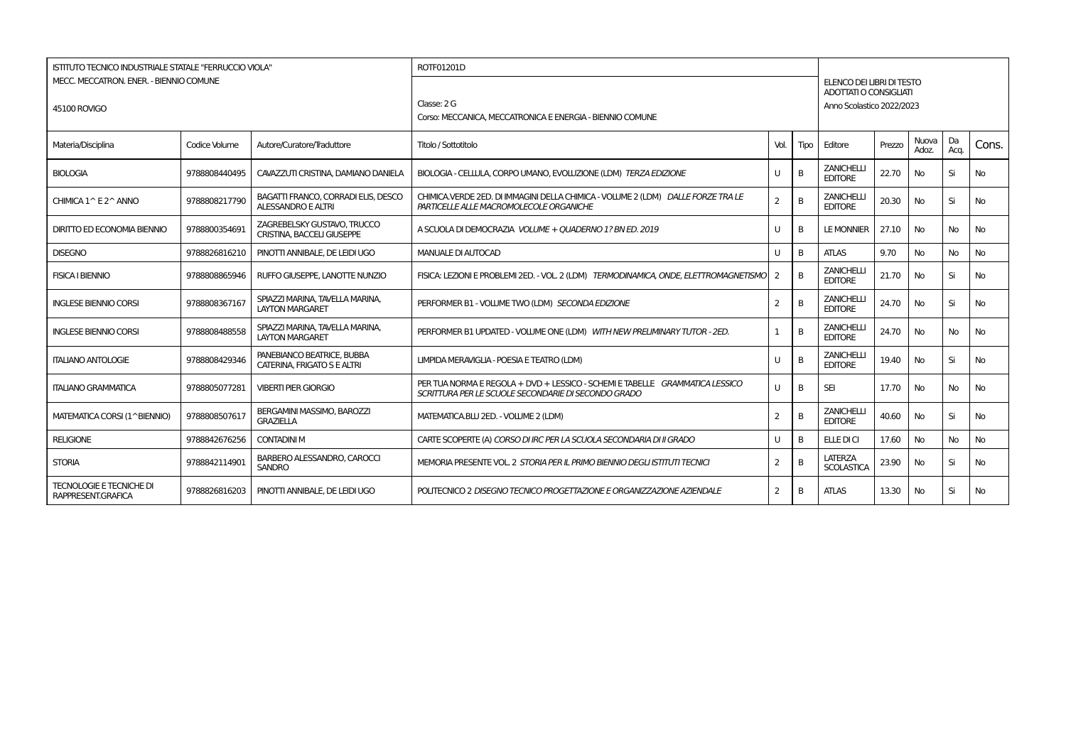| ISTITUTO TECNICO INDUSTRIALE STATALE "FERRUCCIO VIOLA"<br>MECC. MECCATRON. ENER. - BIENNIO COMUNE<br>45100 ROVIGO | | | ROTF01201D<br>Classe: 2 G<br>Corso: MECCANICA, MECCATRONICA E ENERGIA - BIENNIO COMUNE | | | ELENCO DEI LIBRI DI TESTO ADOTTATI O CONSIGLIATI<br>Anno Scolastico 2022/2023 | | | | |
|---|---|---|---|---|---|---|---|---|---|---|
| Materia/Disciplina | Codice Volume | Autore/Curatore/Traduttore | Titolo / Sottotitolo | Vol. | Tipo | Editore | Prezzo | Nuova Adoz. | Da Acq. | Cons. |
| BIOLOGIA | 9788808440495 | CAVAZZUTI CRISTINA, DAMIANO DANIELA | BIOLOGIA - CELLULA, CORPO UMANO, EVOLUZIONE (LDM) *TERZA EDIZIONE* | U | B | ZANICHELLI EDITORE | 22.70 | No | Si | No |
| CHIMICA 1^ E 2^ ANNO | 9788808217790 | BAGATTI FRANCO, CORRADI ELIS, DESCO ALESSANDRO E ALTRI | CHIMICA.VERDE 2ED. DI IMMAGINI DELLA CHIMICA - VOLUME 2 (LDM) *DALLE FORZE TRA LE PARTICELLE ALLE MACROMOLECOLE ORGANICHE* | 2 | B | ZANICHELLI EDITORE | 20.30 | No | Si | No |
| DIRITTO ED ECONOMIA BIENNIO | 9788800354691 | ZAGREBELSKY GUSTAVO, TRUCCO CRISTINA, BACCELI GIUSEPPE | A SCUOLA DI DEMOCRAZIA *VOLUME + QUADERNO 1? BN ED. 2019* | U | B | LE MONNIER | 27.10 | No | No | No |
| DISEGNO | 9788826816210 | PINOTTI ANNIBALE, DE LEIDI UGO | MANUALE DI AUTOCAD | U | B | ATLAS | 9.70 | No | No | No |
| FISICA I BIENNIO | 9788808865946 | RUFFO GIUSEPPE, LANOTTE NUNZIO | FISICA: LEZIONI E PROBLEMI 2ED. - VOL. 2 (LDM) *TERMODINAMICA, ONDE, ELETTROMAGNETISMO* | 2 | B | ZANICHELLI EDITORE | 21.70 | No | Si | No |
| INGLESE BIENNIO CORSI | 9788808367167 | SPIAZZI MARINA, TAVELLA MARINA, LAYTON MARGARET | PERFORMER B1 - VOLUME TWO (LDM) *SECONDA EDIZIONE* | 2 | B | ZANICHELLI EDITORE | 24.70 | No | Si | No |
| INGLESE BIENNIO CORSI | 9788808488558 | SPIAZZI MARINA, TAVELLA MARINA, LAYTON MARGARET | PERFORMER B1 UPDATED - VOLUME ONE (LDM) *WITH NEW PRELIMINARY TUTOR - 2ED.* | 1 | B | ZANICHELLI EDITORE | 24.70 | No | No | No |
| ITALIANO ANTOLOGIE | 9788808429346 | PANEBIANCO BEATRICE, BUBBA CATERINA, FRIGATO S E ALTRI | LIMPIDA MERAVIGLIA - POESIA E TEATRO (LDM) | U | B | ZANICHELLI EDITORE | 19.40 | No | Si | No |
| ITALIANO GRAMMATICA | 9788805077281 | VIBERTI PIER GIORGIO | PER TUA NORMA E REGOLA + DVD + LESSICO - SCHEMI E TABELLE *GRAMMATICA LESSICO SCRITTURA PER LE SCUOLE SECONDARIE DI SECONDO GRADO* | U | B | SEI | 17.70 | No | No | No |
| MATEMATICA CORSI (1^BIENNIO) | 9788808507617 | BERGAMINI MASSIMO, BAROZZI GRAZIELLA | MATEMATICA.BLU 2ED. - VOLUME 2 (LDM) | 2 | B | ZANICHELLI EDITORE | 40.60 | No | Si | No |
| RELIGIONE | 9788842676256 | CONTADINI M | CARTE SCOPERTE (A) *CORSO DI IRC PER LA SCUOLA SECONDARIA DI II GRADO* | U | B | ELLE DI CI | 17.60 | No | No | No |
| STORIA | 9788842114901 | BARBERO ALESSANDRO, CAROCCI SANDRO | MEMORIA PRESENTE VOL. 2 *STORIA PER IL PRIMO BIENNIO DEGLI ISTITUTI TECNICI* | 2 | B | LATERZA SCOLASTICA | 23.90 | No | Si | No |
| TECNOLOGIE E TECNICHE DI RAPPRESENT.GRAFICA | 9788826816203 | PINOTTI ANNIBALE, DE LEIDI UGO | POLITECNICO 2 *DISEGNO TECNICO PROGETTAZIONE E ORGANIZZAZIONE AZIENDALE* | 2 | B | ATLAS | 13.30 | No | Si | No |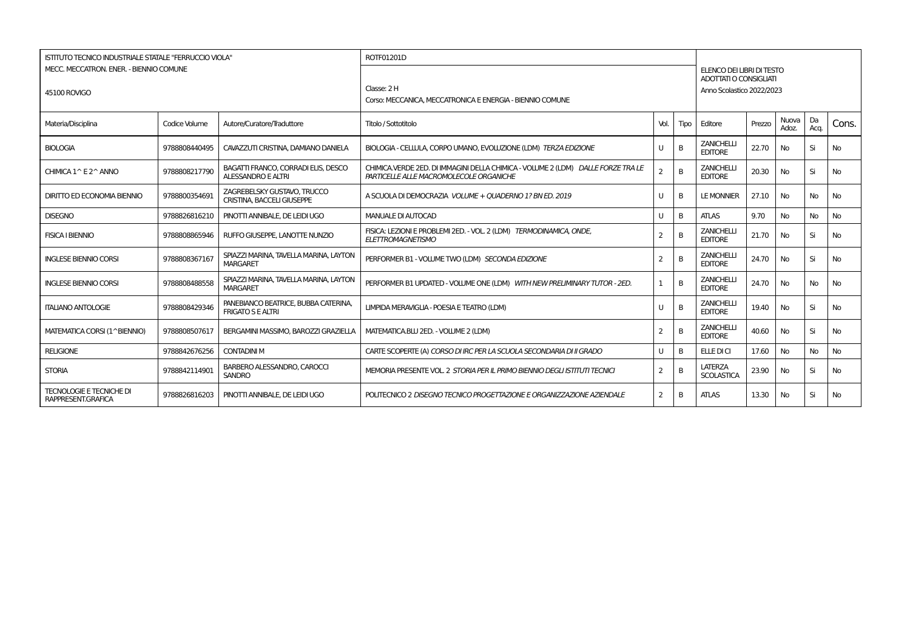| ISTITUTO TECNICO INDUSTRIALE STATALE "FERRUCCIO VIOLA"<br>MECC. MECCATRON. ENER. - BIENNIO COMUNE<br>45100 ROVIGO | | | ROTF01201D<br>Classe: 2 H<br>Corso: MECCANICA, MECCATRONICA E ENERGIA - BIENNIO COMUNE | | | ELENCO DEI LIBRI DI TESTO ADOTTATI O CONSIGLIATI<br>Anno Scolastico 2022/2023 | | | | |
|---|---|---|---|---|---|---|---|---|---|---|
| Materia/Disciplina | Codice Volume | Autore/Curatore/Traduttore | Titolo / Sottotitolo | Vol. | Tipo | Editore | Prezzo | Nuova Adoz. | Da Acq. | Cons. |
| BIOLOGIA | 9788808440495 | CAVAZZUTI CRISTINA, DAMIANO DANIELA | BIOLOGIA - CELLULA, CORPO UMANO, EVOLUZIONE (LDM) *TERZA EDIZIONE* | U | B | ZANICHELLI EDITORE | 22.70 | No | Si | No |
| CHIMICA 1^ E 2^ ANNO | 9788808217790 | BAGATTI FRANCO, CORRADI ELIS, DESCO ALESSANDRO E ALTRI | CHIMICA.VERDE 2ED. DI IMMAGINI DELLA CHIMICA - VOLUME 2 (LDM) *DALLE FORZE TRA LE PARTICELLE ALLE MACROMOLECOLE ORGANICHE* | 2 | B | ZANICHELLI EDITORE | 20.30 | No | Si | No |
| DIRITTO ED ECONOMIA BIENNIO | 9788800354691 | ZAGREBELSKY GUSTAVO, TRUCCO CRISTINA, BACCELI GIUSEPPE | A SCUOLA DI DEMOCRAZIA *VOLUME + QUADERNO 1? BN ED. 2019* | U | B | LE MONNIER | 27.10 | No | No | No |
| DISEGNO | 9788826816210 | PINOTTI ANNIBALE, DE LEIDI UGO | MANUALE DI AUTOCAD | U | B | ATLAS | 9.70 | No | No | No |
| FISICA I BIENNIO | 9788808865946 | RUFFO GIUSEPPE, LANOTTE NUNZIO | FISICA: LEZIONI E PROBLEMI 2ED. - VOL. 2 (LDM) *TERMODINAMICA, ONDE, ELETTROMAGNETISMO* | 2 | B | ZANICHELLI EDITORE | 21.70 | No | Si | No |
| INGLESE BIENNIO CORSI | 9788808367167 | SPIAZZI MARINA, TAVELLA MARINA, LAYTON MARGARET | PERFORMER B1 - VOLUME TWO (LDM) *SECONDA EDIZIONE* | 2 | B | ZANICHELLI EDITORE | 24.70 | No | Si | No |
| INGLESE BIENNIO CORSI | 9788808488558 | SPIAZZI MARINA, TAVELLA MARINA, LAYTON MARGARET | PERFORMER B1 UPDATED - VOLUME ONE (LDM) *WITH NEW PRELIMINARY TUTOR - 2ED.* | 1 | B | ZANICHELLI EDITORE | 24.70 | No | No | No |
| ITALIANO ANTOLOGIE | 9788808429346 | PANEBIANCO BEATRICE, BUBBA CATERINA, FRIGATO S E ALTRI | LIMPIDA MERAVIGLIA - POESIA E TEATRO (LDM) | U | B | ZANICHELLI EDITORE | 19.40 | No | Si | No |
| MATEMATICA CORSI (1^BIENNIO) | 9788808507617 | BERGAMINI MASSIMO, BAROZZI GRAZIELLA | MATEMATICA.BLU 2ED. - VOLUME 2 (LDM) | 2 | B | ZANICHELLI EDITORE | 40.60 | No | Si | No |
| RELIGIONE | 9788842676256 | CONTADINI M | CARTE SCOPERTE (A) *CORSO DI IRC PER LA SCUOLA SECONDARIA DI II GRADO* | U | B | ELLE DI CI | 17.60 | No | No | No |
| STORIA | 9788842114901 | BARBERO ALESSANDRO, CAROCCI SANDRO | MEMORIA PRESENTE VOL. 2 *STORIA PER IL PRIMO BIENNIO DEGLI ISTITUTI TECNICI* | 2 | B | LATERZA SCOLASTICA | 23.90 | No | Si | No |
| TECNOLOGIE E TECNICHE DI RAPPRESENT.GRAFICA | 9788826816203 | PINOTTI ANNIBALE, DE LEIDI UGO | POLITECNICO 2 *DISEGNO TECNICO PROGETTAZIONE E ORGANIZZAZIONE AZIENDALE* | 2 | B | ATLAS | 13.30 | No | Si | No |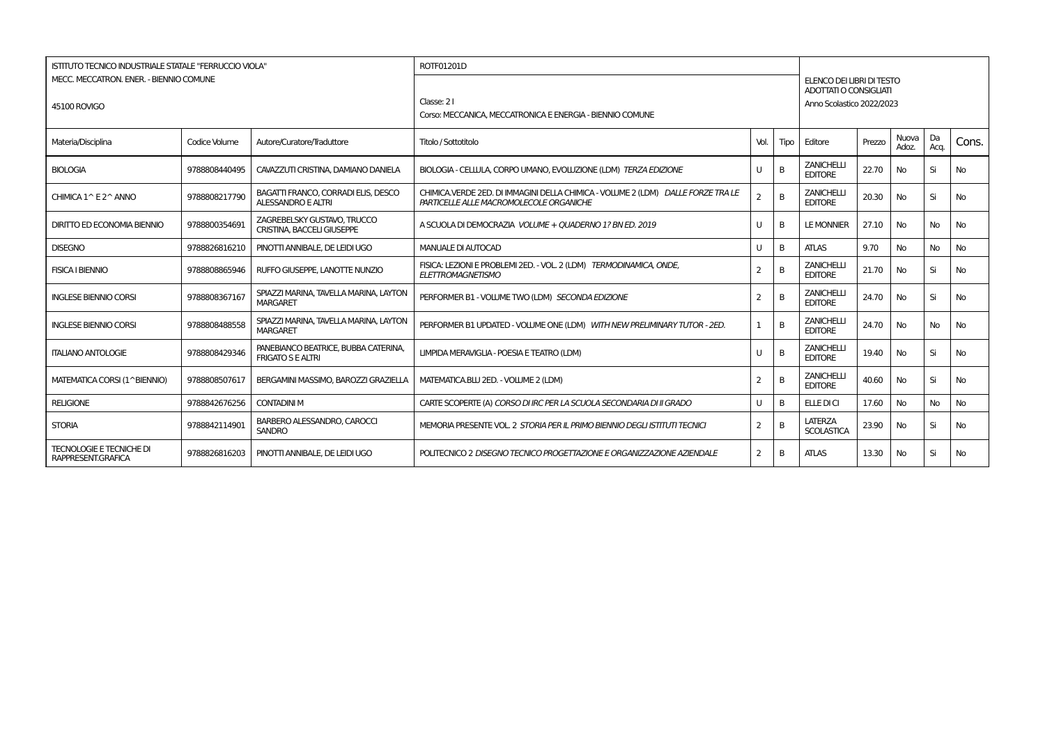| ISTITUTO TECNICO INDUSTRIALE STATALE "FERRUCCIO VIOLA" | | | ROTF01201D | | | ELENCO DEI LIBRI DI TESTO ADOTTATI O CONSIGLIATI | | | | |
|---|---|---|---|---|---|---|---|---|---|---|
| MECC. MECCATRON. ENER. - BIENNIO COMUNE<br>45100 ROVIGO | | | Classe: 2 I<br>Corso: MECCANICA, MECCATRONICA E ENERGIA - BIENNIO COMUNE | | | Anno Scolastico 2022/2023 | | | | |
| Materia/Disciplina | Codice Volume | Autore/Curatore/Traduttore | Titolo / Sottotitolo | Vol. | Tipo | Editore | Prezzo | Nuova Adoz. | Da Acq. | Cons. |
| BIOLOGIA | 9788808440495 | CAVAZZUTI CRISTINA, DAMIANO DANIELA | BIOLOGIA - CELLULA, CORPO UMANO, EVOLUZIONE (LDM) *TERZA EDIZIONE* | U | B | ZANICHELLI EDITORE | 22.70 | No | Si | No |
| CHIMICA 1^ E 2^ ANNO | 9788808217790 | BAGATTI FRANCO, CORRADI ELIS, DESCO ALESSANDRO E ALTRI | CHIMICA.VERDE 2ED. DI IMMAGINI DELLA CHIMICA - VOLUME 2 (LDM) *DALLE FORZE TRA LE PARTICELLE ALLE MACROMOLECOLE ORGANICHE* | 2 | B | ZANICHELLI EDITORE | 20.30 | No | Si | No |
| DIRITTO ED ECONOMIA BIENNIO | 9788800354691 | ZAGREBELSKY GUSTAVO, TRUCCO CRISTINA, BACCELI GIUSEPPE | A SCUOLA DI DEMOCRAZIA *VOLUME + QUADERNO 1? BN ED. 2019* | U | B | LE MONNIER | 27.10 | No | No | No |
| DISEGNO | 9788826816210 | PINOTTI ANNIBALE, DE LEIDI UGO | MANUALE DI AUTOCAD | U | B | ATLAS | 9.70 | No | No | No |
| FISICA I BIENNIO | 9788808865946 | RUFFO GIUSEPPE, LANOTTE NUNZIO | FISICA: LEZIONI E PROBLEMI 2ED. - VOL. 2 (LDM) *TERMODINAMICA, ONDE, ELETTROMAGNETISMO* | 2 | B | ZANICHELLI EDITORE | 21.70 | No | Si | No |
| INGLESE BIENNIO CORSI | 9788808367167 | SPIAZZI MARINA, TAVELLA MARINA, LAYTON MARGARET | PERFORMER B1 - VOLUME TWO (LDM) *SECONDA EDIZIONE* | 2 | B | ZANICHELLI EDITORE | 24.70 | No | Si | No |
| INGLESE BIENNIO CORSI | 9788808488558 | SPIAZZI MARINA, TAVELLA MARINA, LAYTON MARGARET | PERFORMER B1 UPDATED - VOLUME ONE (LDM) *WITH NEW PRELIMINARY TUTOR - 2ED.* | 1 | B | ZANICHELLI EDITORE | 24.70 | No | No | No |
| ITALIANO ANTOLOGIE | 9788808429346 | PANEBIANCO BEATRICE, BUBBA CATERINA, FRIGATO S E ALTRI | LIMPIDA MERAVIGLIA - POESIA E TEATRO (LDM) | U | B | ZANICHELLI EDITORE | 19.40 | No | Si | No |
| MATEMATICA CORSI (1^BIENNIO) | 9788808507617 | BERGAMINI MASSIMO, BAROZZI GRAZIELLA | MATEMATICA.BLU 2ED. - VOLUME 2 (LDM) | 2 | B | ZANICHELLI EDITORE | 40.60 | No | Si | No |
| RELIGIONE | 9788842676256 | CONTADINI M | CARTE SCOPERTE (A) *CORSO DI IRC PER LA SCUOLA SECONDARIA DI II GRADO* | U | B | ELLE DI CI | 17.60 | No | No | No |
| STORIA | 9788842114901 | BARBERO ALESSANDRO, CAROCCI SANDRO | MEMORIA PRESENTE VOL. 2 *STORIA PER IL PRIMO BIENNIO DEGLI ISTITUTI TECNICI* | 2 | B | LATERZA SCOLASTICA | 23.90 | No | Si | No |
| TECNOLOGIE E TECNICHE DI RAPPRESENT.GRAFICA | 9788826816203 | PINOTTI ANNIBALE, DE LEIDI UGO | POLITECNICO 2 *DISEGNO TECNICO PROGETTAZIONE E ORGANIZZAZIONE AZIENDALE* | 2 | B | ATLAS | 13.30 | No | Si | No |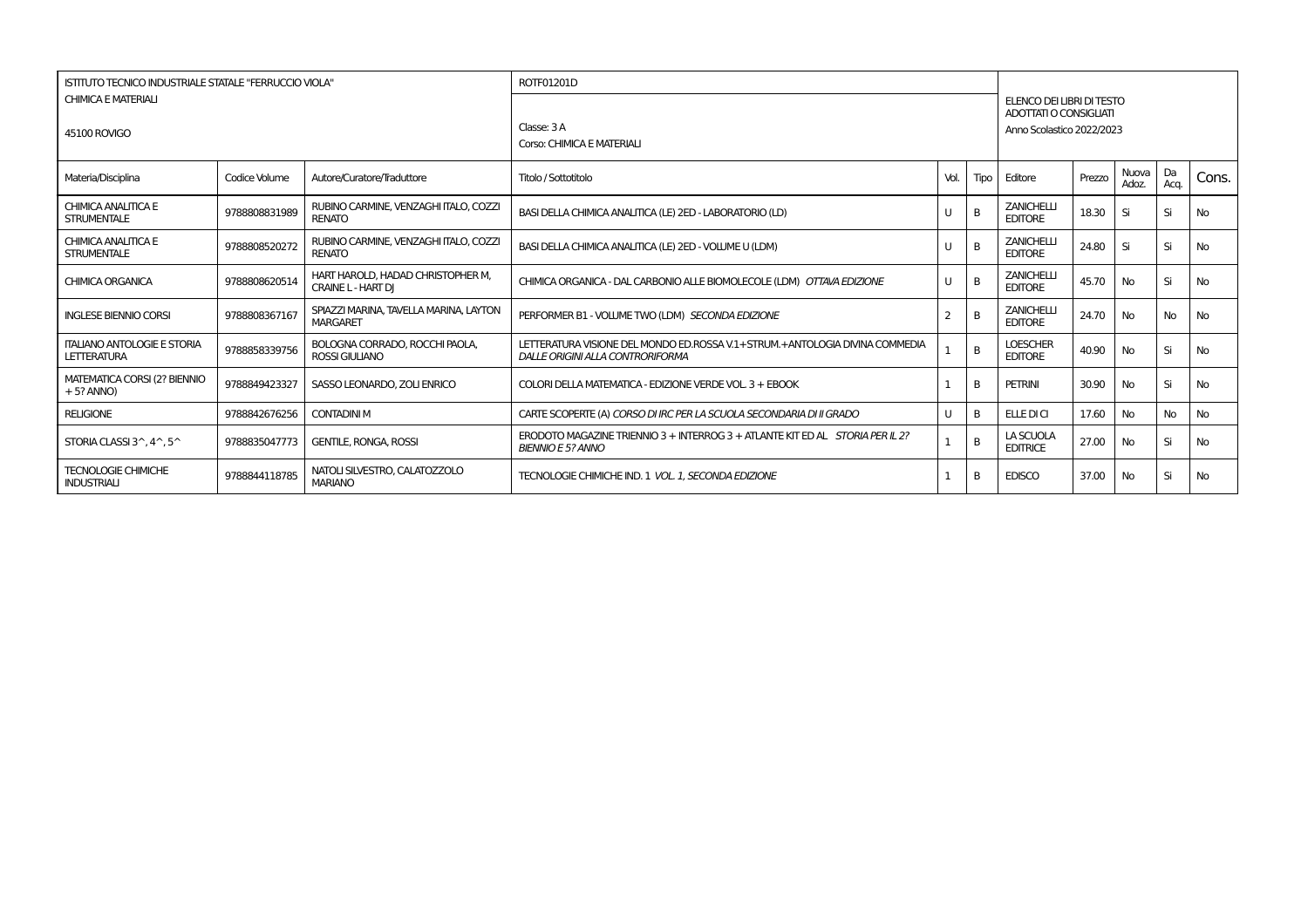| ISTITUTO TECNICO INDUSTRIALE STATALE "FERRUCCIO VIOLA"<br>CHIMICA E MATERIALI<br>45100 ROVIGO | | | ROTF01201D<br>Classe: 3 A<br>Corso: CHIMICA E MATERIALI | | | ELENCO DEI LIBRI DI TESTO ADOTTATI O CONSIGLIATI<br>Anno Scolastico 2022/2023 | | | | |
|---|---|---|---|---|---|---|---|---|---|---|
| Materia/Disciplina | Codice Volume | Autore/Curatore/Traduttore | Titolo / Sottotitolo | Vol. | Tipo | Editore | Prezzo | Nuova Adoz. | Da Acq. | Cons. |
| CHIMICA ANALITICA E STRUMENTALE | 9788808831989 | RUBINO CARMINE, VENZAGHI ITALO, COZZI RENATO | BASI DELLA CHIMICA ANALITICA (LE) 2ED - LABORATORIO (LD) | U | B | ZANICHELLI EDITORE | 18.30 | Si | Si | No |
| CHIMICA ANALITICA E STRUMENTALE | 9788808520272 | RUBINO CARMINE, VENZAGHI ITALO, COZZI RENATO | BASI DELLA CHIMICA ANALITICA (LE) 2ED - VOLUME U (LDM) | U | B | ZANICHELLI EDITORE | 24.80 | Si | Si | No |
| CHIMICA ORGANICA | 9788808620514 | HART HAROLD, HADAD CHRISTOPHER M, CRAINE L - HART DJ | CHIMICA ORGANICA - DAL CARBONIO ALLE BIOMOLECOLE (LDM) *OTTAVA EDIZIONE* | U | B | ZANICHELLI EDITORE | 45.70 | No | Si | No |
| INGLESE BIENNIO CORSI | 9788808367167 | SPIAZZI MARINA, TAVELLA MARINA, LAYTON MARGARET | PERFORMER B1 - VOLUME TWO (LDM) *SECONDA EDIZIONE* | 2 | B | ZANICHELLI EDITORE | 24.70 | No | No | No |
| ITALIANO ANTOLOGIE E STORIA LETTERATURA | 9788858339756 | BOLOGNA CORRADO, ROCCHI PAOLA, ROSSI GIULIANO | LETTERATURA VISIONE DEL MONDO ED.ROSSA V.1+STRUM.+ANTOLOGIA DIVINA COMMEDIA *DALLE ORIGINI ALLA CONTRORIFORMA* | 1 | B | LOESCHER EDITORE | 40.90 | No | Si | No |
| MATEMATICA CORSI (2? BIENNIO + 5? ANNO) | 9788849423327 | SASSO LEONARDO, ZOLI ENRICO | COLORI DELLA MATEMATICA - EDIZIONE VERDE VOL. 3 + EBOOK | 1 | B | PETRINI | 30.90 | No | Si | No |
| RELIGIONE | 9788842676256 | CONTADINI M | CARTE SCOPERTE (A) *CORSO DI IRC PER LA SCUOLA SECONDARIA DI II GRADO* | U | B | ELLE DI CI | 17.60 | No | No | No |
| STORIA CLASSI 3^, 4^, 5^ | 9788835047773 | GENTILE, RONGA, ROSSI | ERODOTO MAGAZINE TRIENNIO 3 + INTERROG 3 + ATLANTE KIT ED AL *STORIA PER IL 2? BIENNIO E 5? ANNO* | 1 | B | LA SCUOLA EDITRICE | 27.00 | No | Si | No |
| TECNOLOGIE CHIMICHE INDUSTRIALI | 9788844118785 | NATOLI SILVESTRO, CALATOZZOLO MARIANO | TECNOLOGIE CHIMICHE IND. 1 *VOL. 1, SECONDA EDIZIONE* | 1 | B | EDISCO | 37.00 | No | Si | No |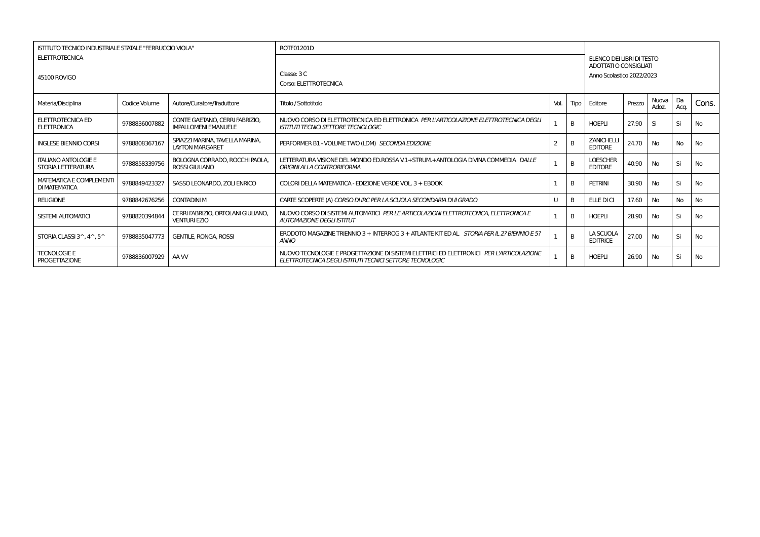| ISTITUTO TECNICO INDUSTRIALE STATALE "FERRUCCIO VIOLA" ELETTROTECNICA 45100 ROVIGO | | | ROTF01201D Classe: 3 C Corso: ELETTROTECNICA | | | ELENCO DEI LIBRI DI TESTO ADOTTATI O CONSIGLIATI Anno Scolastico 2022/2023 | | | | |
|---|---|---|---|---|---|---|---|---|---|---|
| Materia/Disciplina | Codice Volume | Autore/Curatore/Traduttore | Titolo / Sottotitolo | Vol. | Tipo | Editore | Prezzo | Nuova Adoz. | Da Acq. | Cons. |
| ELETTROTECNICA ED ELETTRONICA | 9788836007882 | CONTE GAETANO, CERRI FABRIZIO, IMPALLOMENI EMANUELE | NUOVO CORSO DI ELETTROTECNICA ED ELETTRONICA *PER L'ARTICOLAZIONE ELETTROTECNICA DEGLI ISTITUTI TECNICI SETTORE TECNOLOGIC* | 1 | B | HOEPLI | 27.90 | Si | Si | No |
| INGLESE BIENNIO CORSI | 9788808367167 | SPIAZZI MARINA, TAVELLA MARINA, LAYTON MARGARET | PERFORMER B1 - VOLUME TWO (LDM) *SECONDA EDIZIONE* | 2 | B | ZANICHELLI EDITORE | 24.70 | No | No | No |
| ITALIANO ANTOLOGIE E STORIA LETTERATURA | 9788858339756 | BOLOGNA CORRADO, ROCCHI PAOLA, ROSSI GIULIANO | LETTERATURA VISIONE DEL MONDO ED.ROSSA V.1+STRUM.+ANTOLOGIA DIVINA COMMEDIA *DALLE ORIGINI ALLA CONTRORIFORMA* | 1 | B | LOESCHER EDITORE | 40.90 | No | Si | No |
| MATEMATICA E COMPLEMENTI DI MATEMATICA | 9788849423327 | SASSO LEONARDO, ZOLI ENRICO | COLORI DELLA MATEMATICA - EDIZIONE VERDE VOL. 3 + EBOOK | 1 | B | PETRINI | 30.90 | No | Si | No |
| RELIGIONE | 9788842676256 | CONTADINI M | CARTE SCOPERTE (A) *CORSO DI IRC PER LA SCUOLA SECONDARIA DI II GRADO* | U | B | ELLE DI CI | 17.60 | No | No | No |
| SISTEMI AUTOMATICI | 9788820394844 | CERRI FABRIZIO, ORTOLANI GIULIANO, VENTURI EZIO | NUOVO CORSO DI SISTEMI AUTOMATICI *PER LE ARTICOLAZIONI ELETTROTECNICA, ELETTRONICA E AUTOMAZIONE DEGLI ISTITUT* | 1 | B | HOEPLI | 28.90 | No | Si | No |
| STORIA CLASSI 3^, 4^, 5^ | 9788835047773 | GENTILE, RONGA, ROSSI | ERODOTO MAGAZINE TRIENNIO 3 + INTERROG 3 + ATLANTE KIT ED AL *STORIA PER IL 2? BIENNIO E 5? ANNO* | 1 | B | LA SCUOLA EDITRICE | 27.00 | No | Si | No |
| TECNOLOGIE E PROGETTAZIONE | 9788836007929 | AA VV | NUOVO TECNOLOGIE E PROGETTAZIONE DI SISTEMI ELETTRICI ED ELETTRONICI *PER L'ARTICOLAZIONE ELETTROTECNICA DEGLI ISTITUTI TECNICI SETTORE TECNOLOGIC* | 1 | B | HOEPLI | 26.90 | No | Si | No |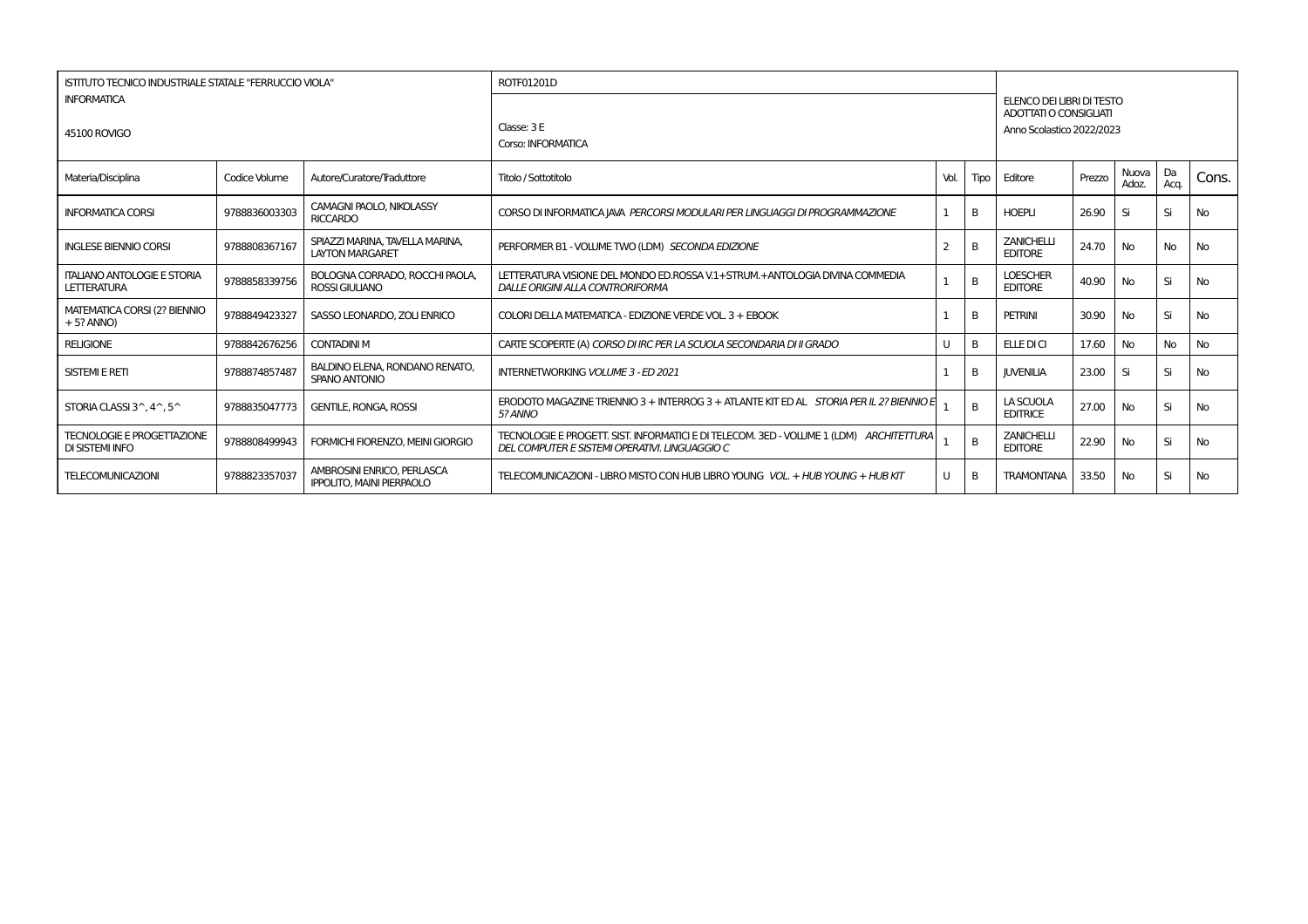| ISTITUTO TECNICO INDUSTRIALE STATALE "FERRUCCIO VIOLA"<br>INFORMATICA<br>45100 ROVIGO | | | ROTF01201D<br>Classe: 3 E<br>Corso: INFORMATICA | | | ELENCO DEI LIBRI DI TESTO ADOTTATI O CONSIGLIATI<br>Anno Scolastico 2022/2023 | | | | |
|---|---|---|---|---|---|---|---|---|---|---|
| Materia/Disciplina | Codice Volume | Autore/Curatore/Traduttore | Titolo / Sottotitolo | Vol. | Tipo | Editore | Prezzo | Nuova Adoz. | Da Acq. | Cons. |
| INFORMATICA CORSI | 9788836003303 | CAMAGNI PAOLO, NIKOLASSY RICCARDO | CORSO DI INFORMATICA JAVA *PERCORSI MODULARI PER LINGUAGGI DI PROGRAMMAZIONE* | 1 | B | HOEPLI | 26.90 | Si | Si | No |
| INGLESE BIENNIO CORSI | 9788808367167 | SPIAZZI MARINA, TAVELLA MARINA, LAYTON MARGARET | PERFORMER B1 - VOLUME TWO (LDM) *SECONDA EDIZIONE* | 2 | B | ZANICHELLI EDITORE | 24.70 | No | No | No |
| ITALIANO ANTOLOGIE E STORIA LETTERATURA | 9788858339756 | BOLOGNA CORRADO, ROCCHI PAOLA, ROSSI GIULIANO | LETTERATURA VISIONE DEL MONDO ED.ROSSA V.1+STRUM.+ANTOLOGIA DIVINA COMMEDIA *DALLE ORIGINI ALLA CONTRORIFORMA* | 1 | B | LOESCHER EDITORE | 40.90 | No | Si | No |
| MATEMATICA CORSI (2? BIENNIO + 5? ANNO) | 9788849423327 | SASSO LEONARDO, ZOLI ENRICO | COLORI DELLA MATEMATICA - EDIZIONE VERDE VOL. 3 + EBOOK | 1 | B | PETRINI | 30.90 | No | Si | No |
| RELIGIONE | 9788842676256 | CONTADINI M | CARTE SCOPERTE (A) *CORSO DI IRC PER LA SCUOLA SECONDARIA DI II GRADO* | U | B | ELLE DI CI | 17.60 | No | No | No |
| SISTEMI E RETI | 9788874857487 | BALDINO ELENA, RONDANO RENATO, SPANO ANTONIO | INTERNETWORKING *VOLUME 3 - ED 2021* | 1 | B | JUVENILIA | 23.00 | Si | Si | No |
| STORIA CLASSI 3^, 4^, 5^ | 9788835047773 | GENTILE, RONGA, ROSSI | ERODOTO MAGAZINE TRIENNIO 3 + INTERROG 3 + ATLANTE KIT ED AL *STORIA PER IL 2? BIENNIO E 5? ANNO* | 1 | B | LA SCUOLA EDITRICE | 27.00 | No | Si | No |
| TECNOLOGIE E PROGETTAZIONE DI SISTEMI INFO | 9788808499943 | FORMICHI FIORENZO, MEINI GIORGIO | TECNOLOGIE E PROGETT. SIST. INFORMATICI E DI TELECOM. 3ED - VOLUME 1 (LDM) *ARCHITETTURA DEL COMPUTER E SISTEMI OPERATIVI. LINGUAGGIO C* | 1 | B | ZANICHELLI EDITORE | 22.90 | No | Si | No |
| TELECOMUNICAZIONI | 9788823357037 | AMBROSINI ENRICO, PERLASCA IPPOLITO, MAINI PIERPAOLO | TELECOMUNICAZIONI - LIBRO MISTO CON HUB LIBRO YOUNG *VOL. + HUB YOUNG + HUB KIT* | U | B | TRAMONTANA | 33.50 | No | Si | No |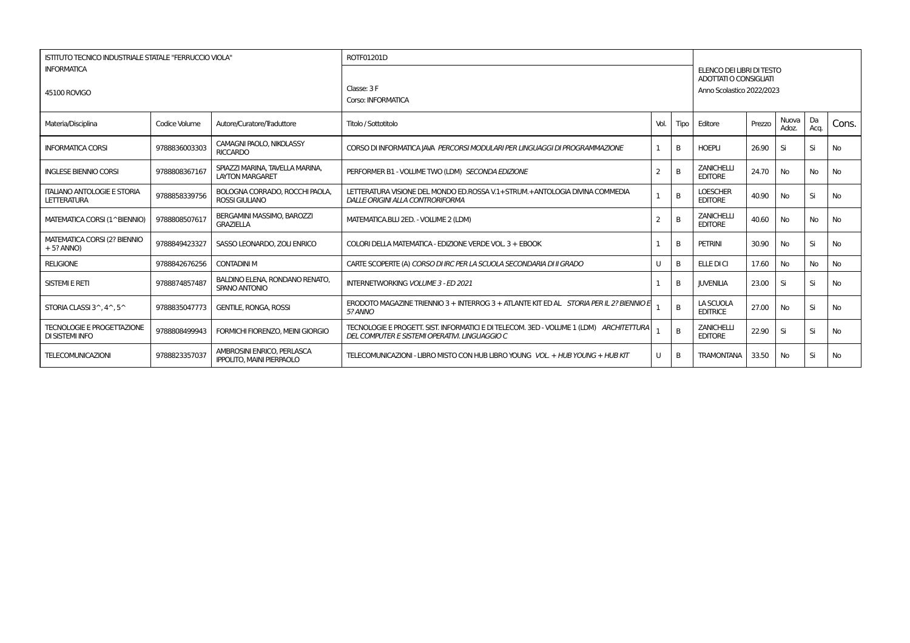| ISTITUTO TECNICO INDUSTRIALE STATALE "FERRUCCIO VIOLA"<br>INFORMATICA<br>45100 ROVIGO | | | ROTF01201D<br>Classe: 3 F<br>Corso: INFORMATICA | | | ELENCO DEI LIBRI DI TESTO ADOTTATI O CONSIGLIATI<br>Anno Scolastico 2022/2023 | | | | |
|---|---|---|---|---|---|---|---|---|---|---|
| Materia/Disciplina | Codice Volume | Autore/Curatore/Traduttore | Titolo / Sottotitolo | Vol. | Tipo | Editore | Prezzo | Nuova Adoz. | Da Acq. | Cons. |
| INFORMATICA CORSI | 9788836003303 | CAMAGNI PAOLO, NIKOLASSY RICCARDO | CORSO DI INFORMATICA JAVA *PERCORSI MODULARI PER LINGUAGGI DI PROGRAMMAZIONE* | 1 | B | HOEPLI | 26.90 | Si | Si | No |
| INGLESE BIENNIO CORSI | 9788808367167 | SPIAZZI MARINA, TAVELLA MARINA, LAYTON MARGARET | PERFORMER B1 - VOLUME TWO (LDM) *SECONDA EDIZIONE* | 2 | B | ZANICHELLI EDITORE | 24.70 | No | No | No |
| ITALIANO ANTOLOGIE E STORIA LETTERATURA | 9788858339756 | BOLOGNA CORRADO, ROCCHI PAOLA, ROSSI GIULIANO | LETTERATURA VISIONE DEL MONDO ED.ROSSA V.1+STRUM.+ANTOLOGIA DIVINA COMMEDIA *DALLE ORIGINI ALLA CONTRORIFORMA* | 1 | B | LOESCHER EDITORE | 40.90 | No | Si | No |
| MATEMATICA CORSI (1^BIENNIO) | 9788808507617 | BERGAMINI MASSIMO, BAROZZI GRAZIELLA | MATEMATICA.BLU 2ED. - VOLUME 2 (LDM) | 2 | B | ZANICHELLI EDITORE | 40.60 | No | No | No |
| MATEMATICA CORSI (2? BIENNIO + 5? ANNO) | 9788849423327 | SASSO LEONARDO, ZOLI ENRICO | COLORI DELLA MATEMATICA - EDIZIONE VERDE VOL. 3 + EBOOK | 1 | B | PETRINI | 30.90 | No | Si | No |
| RELIGIONE | 9788842676256 | CONTADINI M | CARTE SCOPERTE (A) *CORSO DI IRC PER LA SCUOLA SECONDARIA DI II GRADO* | U | B | ELLE DI CI | 17.60 | No | No | No |
| SISTEMI E RETI | 9788874857487 | BALDINO ELENA, RONDANO RENATO, SPANO ANTONIO | INTERNETWORKING *VOLUME 3 - ED 2021* | 1 | B | JUVENILIA | 23.00 | Si | Si | No |
| STORIA CLASSI 3^, 4^, 5^ | 9788835047773 | GENTILE, RONGA, ROSSI | ERODOTO MAGAZINE TRIENNIO 3 + INTERROG 3 + ATLANTE KIT ED AL *STORIA PER IL 2? BIENNIO E 5? ANNO* | 1 | B | LA SCUOLA EDITRICE | 27.00 | No | Si | No |
| TECNOLOGIE E PROGETTAZIONE DI SISTEMI INFO | 9788808499943 | FORMICHI FIORENZO, MEINI GIORGIO | TECNOLOGIE E PROGETT. SIST. INFORMATICI E DI TELECOM. 3ED - VOLUME 1 (LDM) *ARCHITETTURA DEL COMPUTER E SISTEMI OPERATIVI. LINGUAGGIO C* | 1 | B | ZANICHELLI EDITORE | 22.90 | Si | Si | No |
| TELECOMUNICAZIONI | 9788823357037 | AMBROSINI ENRICO, PERLASCA IPPOLITO, MAINI PIERPAOLO | TELECOMUNICAZIONI - LIBRO MISTO CON HUB LIBRO YOUNG *VOL. + HUB YOUNG + HUB KIT* | U | B | TRAMONTANA | 33.50 | No | Si | No |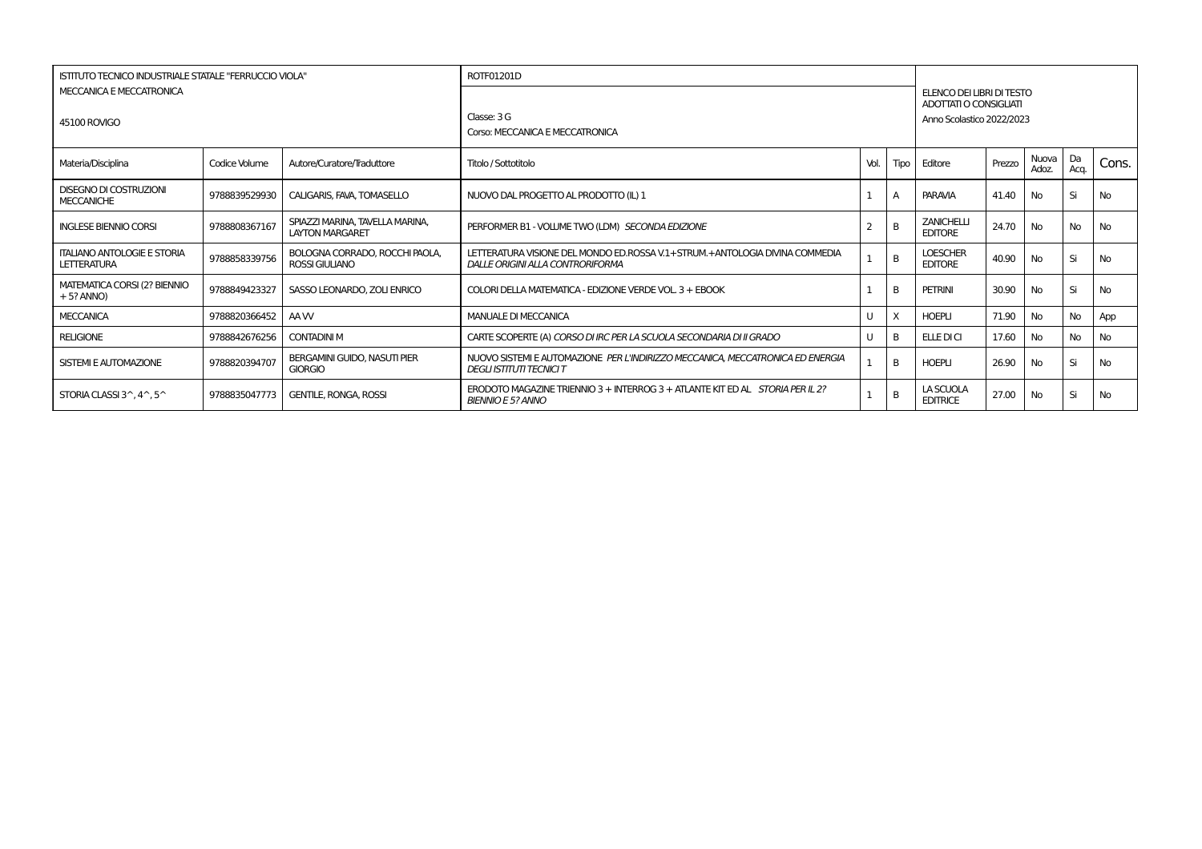| ISTITUTO TECNICO INDUSTRIALE STATALE "FERRUCCIO VIOLA"<br>MECCANICA E MECCATRONICA<br>45100 ROVIGO | | | ROTF01201D<br>Classe: 3 G<br>Corso: MECCANICA E MECCATRONICA | | | ELENCO DEI LIBRI DI TESTO ADOTTATI O CONSIGLIATI<br>Anno Scolastico 2022/2023 | | | | |
|---|---|---|---|---|---|---|---|---|---|---|
| Materia/Disciplina | Codice Volume | Autore/Curatore/Traduttore | Titolo / Sottotitolo | Vol. | Tipo | Editore | Prezzo | Nuova Adoz. | Da Acq. | Cons. |
| DISEGNO DI COSTRUZIONI MECCANICHE | 9788839529930 | CALIGARIS, FAVA, TOMASELLO | NUOVO DAL PROGETTO AL PRODOTTO (IL) 1 | 1 | A | PARAVIA | 41.40 | No | Si | No |
| INGLESE BIENNIO CORSI | 9788808367167 | SPIAZZI MARINA, TAVELLA MARINA, LAYTON MARGARET | PERFORMER B1 - VOLUME TWO (LDM) *SECONDA EDIZIONE* | 2 | B | ZANICHELLI EDITORE | 24.70 | No | No | No |
| ITALIANO ANTOLOGIE E STORIA LETTERATURA | 9788858339756 | BOLOGNA CORRADO, ROCCHI PAOLA, ROSSI GIULIANO | LETTERATURA VISIONE DEL MONDO ED.ROSSA V.1+STRUM.+ANTOLOGIA DIVINA COMMEDIA *DALLE ORIGINI ALLA CONTRORIFORMA* | 1 | B | LOESCHER EDITORE | 40.90 | No | Si | No |
| MATEMATICA CORSI (2? BIENNIO + 5? ANNO) | 9788849423327 | SASSO LEONARDO, ZOLI ENRICO | COLORI DELLA MATEMATICA - EDIZIONE VERDE VOL. 3 + EBOOK | 1 | B | PETRINI | 30.90 | No | Si | No |
| MECCANICA | 9788820366452 | AA VV | MANUALE DI MECCANICA | U | X | HOEPLI | 71.90 | No | No | App |
| RELIGIONE | 9788842676256 | CONTADINI M | CARTE SCOPERTE (A) *CORSO DI IRC PER LA SCUOLA SECONDARIA DI II GRADO* | U | B | ELLE DI CI | 17.60 | No | No | No |
| SISTEMI E AUTOMAZIONE | 9788820394707 | BERGAMINI GUIDO, NASUTI PIER GIORGIO | NUOVO SISTEMI E AUTOMAZIONE *PER L'INDIRIZZO MECCANICA, MECCATRONICA ED ENERGIA DEGLI ISTITUTI TECNICI T* | 1 | B | HOEPLI | 26.90 | No | Si | No |
| STORIA CLASSI 3^, 4^, 5^ | 9788835047773 | GENTILE, RONGA, ROSSI | ERODOTO MAGAZINE TRIENNIO 3 + INTERROG 3 + ATLANTE KIT ED AL *STORIA PER IL 2? BIENNIO E 5? ANNO* | 1 | B | LA SCUOLA EDITRICE | 27.00 | No | Si | No |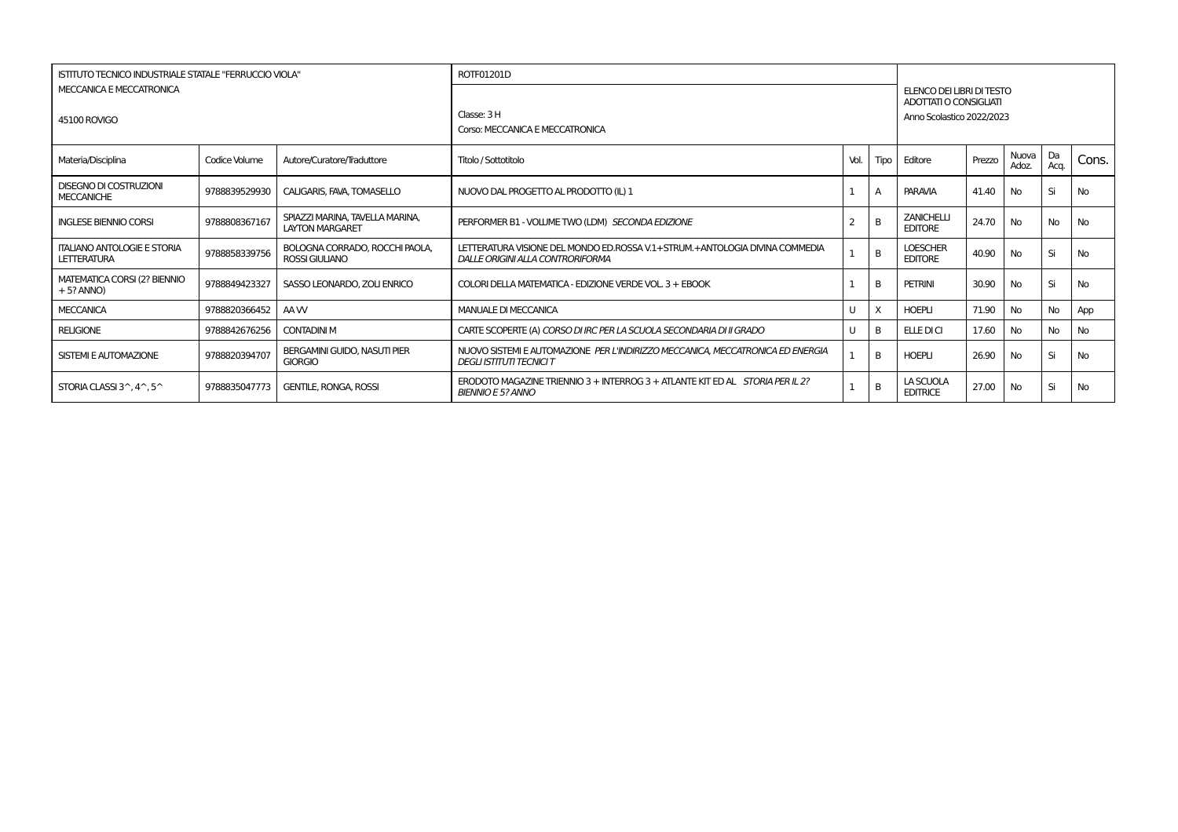| ISTITUTO TECNICO INDUSTRIALE STATALE "FERRUCCIO VIOLA" MECCANICA E MECCATRONICA 45100 ROVIGO | | | ROTF01201D Classe: 3 H Corso: MECCANICA E MECCATRONICA | | | ELENCO DEI LIBRI DI TESTO ADOTTATI O CONSIGLIATI Anno Scolastico 2022/2023 | | | | |
|---|---|---|---|---|---|---|---|---|---|---|
| Materia/Disciplina | Codice Volume | Autore/Curatore/Traduttore | Titolo / Sottotitolo | Vol. | Tipo | Editore | Prezzo | Nuova Adoz. | Da Acq. | Cons. |
| DISEGNO DI COSTRUZIONI MECCANICHE | 9788839529930 | CALIGARIS, FAVA, TOMASELLO | NUOVO DAL PROGETTO AL PRODOTTO (IL) 1 | 1 | A | PARAVIA | 41.40 | No | Si | No |
| INGLESE BIENNIO CORSI | 9788808367167 | SPIAZZI MARINA, TAVELLA MARINA, LAYTON MARGARET | PERFORMER B1 - VOLUME TWO (LDM) *SECONDA EDIZIONE* | 2 | B | ZANICHELLI EDITORE | 24.70 | No | No | No |
| ITALIANO ANTOLOGIE E STORIA LETTERATURA | 9788858339756 | BOLOGNA CORRADO, ROCCHI PAOLA, ROSSI GIULIANO | LETTERATURA VISIONE DEL MONDO ED.ROSSA V.1+STRUM.+ANTOLOGIA DIVINA COMMEDIA *DALLE ORIGINI ALLA CONTRORIFORMA* | 1 | B | LOESCHER EDITORE | 40.90 | No | Si | No |
| MATEMATICA CORSI (2? BIENNIO + 5? ANNO) | 9788849423327 | SASSO LEONARDO, ZOLI ENRICO | COLORI DELLA MATEMATICA - EDIZIONE VERDE VOL. 3 + EBOOK | 1 | B | PETRINI | 30.90 | No | Si | No |
| MECCANICA | 9788820366452 | AA VV | MANUALE DI MECCANICA | U | X | HOEPLI | 71.90 | No | No | App |
| RELIGIONE | 9788842676256 | CONTADINI M | CARTE SCOPERTE (A) *CORSO DI IRC PER LA SCUOLA SECONDARIA DI II GRADO* | U | B | ELLE DI CI | 17.60 | No | No | No |
| SISTEMI E AUTOMAZIONE | 9788820394707 | BERGAMINI GUIDO, NASUTI PIER GIORGIO | NUOVO SISTEMI E AUTOMAZIONE *PER L'INDIRIZZO MECCANICA, MECCATRONICA ED ENERGIA DEGLI ISTITUTI TECNICI T* | 1 | B | HOEPLI | 26.90 | No | Si | No |
| STORIA CLASSI 3^, 4^, 5^ | 9788835047773 | GENTILE, RONGA, ROSSI | ERODOTO MAGAZINE TRIENNIO 3 + INTERROG 3 + ATLANTE KIT ED AL *STORIA PER IL 2? BIENNIO E 5? ANNO* | 1 | B | LA SCUOLA EDITRICE | 27.00 | No | Si | No |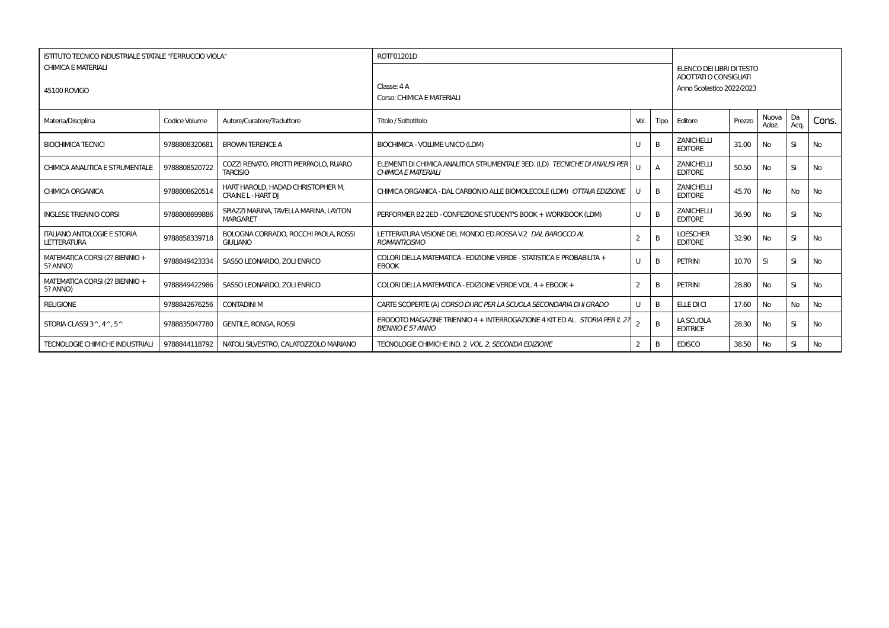| ISTITUTO TECNICO INDUSTRIALE STATALE "FERRUCCIO VIOLA"<br>CHIMICA E MATERIALI<br>45100 ROVIGO | | | ROTF01201D<br>Classe: 4 A<br>Corso: CHIMICA E MATERIALI | | | ELENCO DEI LIBRI DI TESTO ADOTTATI O CONSIGLIATI<br>Anno Scolastico 2022/2023 | | | | |
|---|---|---|---|---|---|---|---|---|---|---|
| Materia/Disciplina | Codice Volume | Autore/Curatore/Traduttore | Titolo / Sottotitolo | Vol. | Tipo | Editore | Prezzo | Nuova Adoz. | Da Acq. | Cons. |
| BIOCHIMICA TECNICI | 9788808320681 | BROWN TERENCE A | BIOCHIMICA - VOLUME UNICO (LDM) | U | B | ZANICHELLI EDITORE | 31.00 | No | Si | No |
| CHIMICA ANALITICA E STRUMENTALE | 9788808520722 | COZZI RENATO, PROTTI PIERPAOLO, RUARO TARCISIO | ELEMENTI DI CHIMICA ANALITICA STRUMENTALE 3ED. (LD) *TECNICHE DI ANALISI PER CHIMICA E MATERIALI* | U | A | ZANICHELLI EDITORE | 50.50 | No | Si | No |
| CHIMICA ORGANICA | 9788808620514 | HART HAROLD, HADAD CHRISTOPHER M, CRAINE L - HART DJ | CHIMICA ORGANICA - DAL CARBONIO ALLE BIOMOLECOLE (LDM) *OTTAVA EDIZIONE* | U | B | ZANICHELLI EDITORE | 45.70 | No | No | No |
| INGLESE TRIENNIO CORSI | 9788808699886 | SPIAZZI MARINA, TAVELLA MARINA, LAYTON MARGARET | PERFORMER B2 2ED - CONFEZIONE STUDENT'S BOOK + WORKBOOK (LDM) | U | B | ZANICHELLI EDITORE | 36.90 | No | Si | No |
| ITALIANO ANTOLOGIE E STORIA LETTERATURA | 9788858339718 | BOLOGNA CORRADO, ROCCHI PAOLA, ROSSI GIULIANO | LETTERATURA VISIONE DEL MONDO ED.ROSSA V.2 *DAL BAROCCO AL ROMANTICISMO* | 2 | B | LOESCHER EDITORE | 32.90 | No | Si | No |
| MATEMATICA CORSI (2? BIENNIO + 5? ANNO) | 9788849423334 | SASSO LEONARDO, ZOLI ENRICO | COLORI DELLA MATEMATICA - EDIZIONE VERDE - STATISTICA E PROBABILITA + EBOOK | U | B | PETRINI | 10.70 | Si | Si | No |
| MATEMATICA CORSI (2? BIENNIO + 5? ANNO) | 9788849422986 | SASSO LEONARDO, ZOLI ENRICO | COLORI DELLA MATEMATICA - EDIZIONE VERDE VOL. 4 + EBOOK + | 2 | B | PETRINI | 28.80 | No | Si | No |
| RELIGIONE | 9788842676256 | CONTADINI M | CARTE SCOPERTE (A) *CORSO DI IRC PER LA SCUOLA SECONDARIA DI II GRADO* | U | B | ELLE DI CI | 17.60 | No | No | No |
| STORIA CLASSI 3^, 4^, 5^ | 9788835047780 | GENTILE, RONGA, ROSSI | ERODOTO MAGAZINE TRIENNIO 4 + INTERROGAZIONE 4 KIT ED AL *STORIA PER IL 2? BIENNIO E 5? ANNO* | 2 | B | LA SCUOLA EDITRICE | 28.30 | No | Si | No |
| TECNOLOGIE CHIMICHE INDUSTRIALI | 9788844118792 | NATOLI SILVESTRO, CALATOZZOLO MARIANO | TECNOLOGIE CHIMICHE IND. 2 *VOL. 2, SECONDA EDIZIONE* | 2 | B | EDISCO | 38.50 | No | Si | No |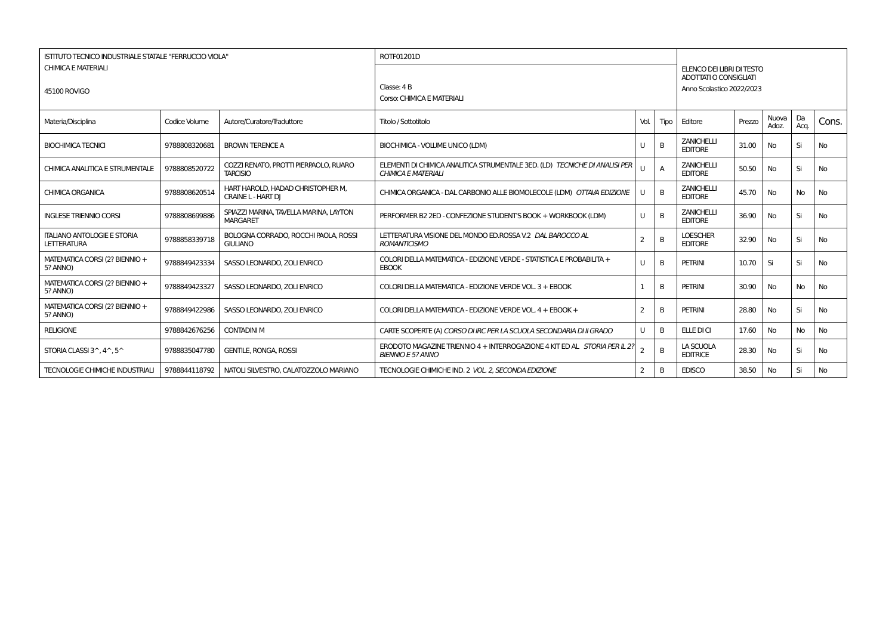| ISTITUTO TECNICO INDUSTRIALE STATALE "FERRUCCIO VIOLA" | | | ROTF01201D | | | | | | | |
|---|---|---|---|---|---|---|---|---|---|---|
| CHIMICA E MATERIALI<br>45100 ROVIGO | | | Classe: 4 B<br>Corso: CHIMICA E MATERIALI | | | ELENCO DEI LIBRI DI TESTO ADOTTATI O CONSIGLIATI<br>Anno Scolastico 2022/2023 | | | | |
| Materia/Disciplina | Codice Volume | Autore/Curatore/Traduttore | Titolo / Sottotitolo | Vol. | Tipo | Editore | Prezzo | Nuova Adoz. | Da Acq. | Cons. |
| BIOCHIMICA TECNICI | 9788808320681 | BROWN TERENCE A | BIOCHIMICA - VOLUME UNICO (LDM) | U | B | ZANICHELLI EDITORE | 31.00 | No | Si | No |
| CHIMICA ANALITICA E STRUMENTALE | 9788808520722 | COZZI RENATO, PROTTI PIERPAOLO, RUARO TARCISIO | ELEMENTI DI CHIMICA ANALITICA STRUMENTALE 3ED. (LD) *TECNICHE DI ANALISI PER CHIMICA E MATERIALI* | U | A | ZANICHELLI EDITORE | 50.50 | No | Si | No |
| CHIMICA ORGANICA | 9788808620514 | HART HAROLD, HADAD CHRISTOPHER M, CRAINE L - HART DJ | CHIMICA ORGANICA - DAL CARBONIO ALLE BIOMOLECOLE (LDM) *OTTAVA EDIZIONE* | U | B | ZANICHELLI EDITORE | 45.70 | No | No | No |
| INGLESE TRIENNIO CORSI | 9788808699886 | SPIAZZI MARINA, TAVELLA MARINA, LAYTON MARGARET | PERFORMER B2 2ED - CONFEZIONE STUDENT'S BOOK + WORKBOOK (LDM) | U | B | ZANICHELLI EDITORE | 36.90 | No | Si | No |
| ITALIANO ANTOLOGIE E STORIA LETTERATURA | 9788858339718 | BOLOGNA CORRADO, ROCCHI PAOLA, ROSSI GIULIANO | LETTERATURA VISIONE DEL MONDO ED.ROSSA V.2 *DAL BAROCCO AL ROMANTICISMO* | 2 | B | LOESCHER EDITORE | 32.90 | No | Si | No |
| MATEMATICA CORSI (2? BIENNIO + 5? ANNO) | 9788849423334 | SASSO LEONARDO, ZOLI ENRICO | COLORI DELLA MATEMATICA - EDIZIONE VERDE - STATISTICA E PROBABILITA + EBOOK | U | B | PETRINI | 10.70 | Si | Si | No |
| MATEMATICA CORSI (2? BIENNIO + 5? ANNO) | 9788849423327 | SASSO LEONARDO, ZOLI ENRICO | COLORI DELLA MATEMATICA - EDIZIONE VERDE VOL. 3 + EBOOK | 1 | B | PETRINI | 30.90 | No | No | No |
| MATEMATICA CORSI (2? BIENNIO + 5? ANNO) | 9788849422986 | SASSO LEONARDO, ZOLI ENRICO | COLORI DELLA MATEMATICA - EDIZIONE VERDE VOL. 4 + EBOOK + | 2 | B | PETRINI | 28.80 | No | Si | No |
| RELIGIONE | 9788842676256 | CONTADINI M | CARTE SCOPERTE (A) *CORSO DI IRC PER LA SCUOLA SECONDARIA DI II GRADO* | U | B | ELLE DI CI | 17.60 | No | No | No |
| STORIA CLASSI 3^, 4^, 5^ | 9788835047780 | GENTILE, RONGA, ROSSI | ERODOTO MAGAZINE TRIENNIO 4 + INTERROGAZIONE 4 KIT ED AL *STORIA PER IL 2? BIENNIO E 5? ANNO* | 2 | B | LA SCUOLA EDITRICE | 28.30 | No | Si | No |
| TECNOLOGIE CHIMICHE INDUSTRIALI | 9788844118792 | NATOLI SILVESTRO, CALATOZZOLO MARIANO | TECNOLOGIE CHIMICHE IND. 2 *VOL. 2, SECONDA EDIZIONE* | 2 | B | EDISCO | 38.50 | No | Si | No |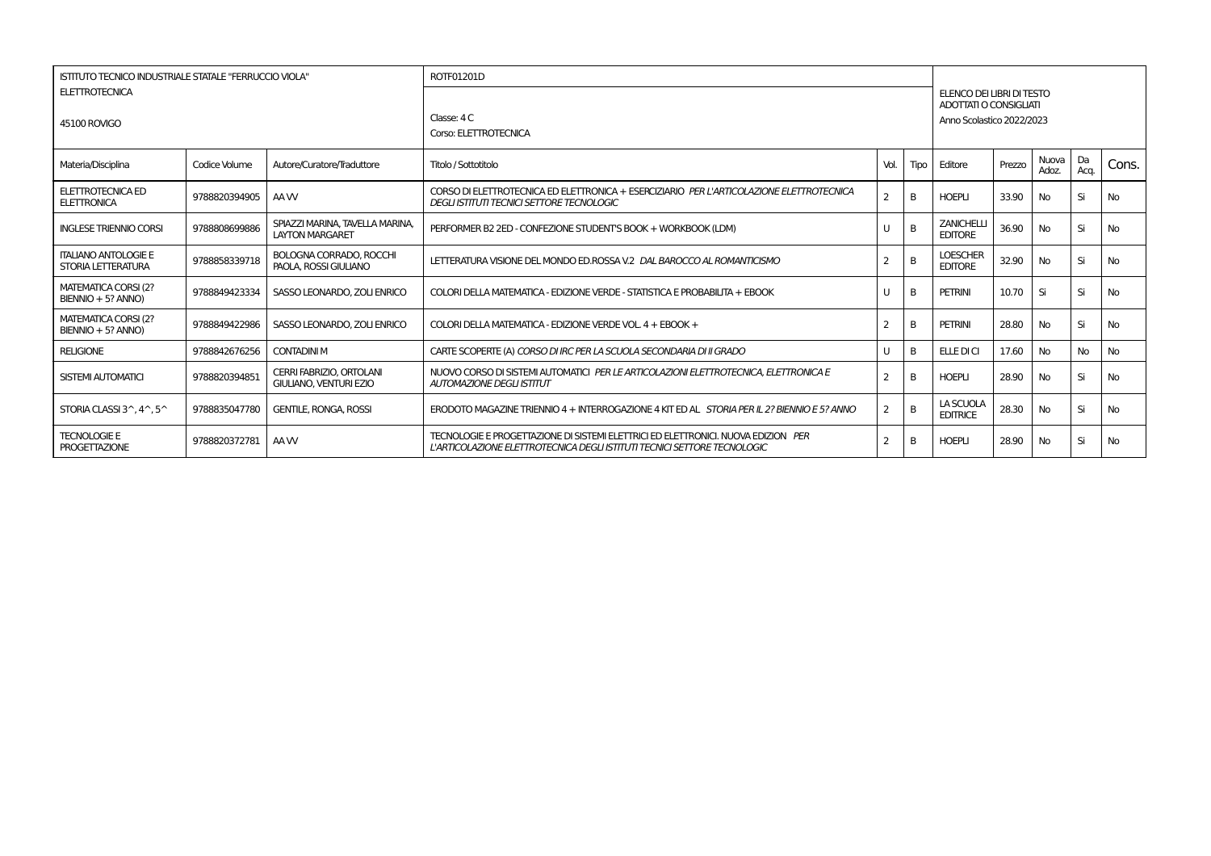| ISTITUTO TECNICO INDUSTRIALE STATALE "FERRUCCIO VIOLA" | | | ROTF01201D | | | ELENCO DEI LIBRI DI TESTO ADOTTATI O CONSIGLIATI | | | | |
|---|---|---|---|---|---|---|---|---|---|---|
| ELETTROTECNICA<br>45100 ROVIGO | | | Classe: 4 C<br>Corso: ELETTROTECNICA | | | Anno Scolastico 2022/2023 | | | | |
| Materia/Disciplina | Codice Volume | Autore/Curatore/Traduttore | Titolo / Sottotitolo | Vol. | Tipo | Editore | Prezzo | Nuova Adoz. | Da Acq. | Cons. |
| ELETTROTECNICA ED ELETTRONICA | 9788820394905 | AA VV | CORSO DI ELETTROTECNICA ED ELETTRONICA + ESERCIZIARIO *PER L'ARTICOLAZIONE ELETTROTECNICA DEGLI ISTITUTI TECNICI SETTORE TECNOLOGIC* | 2 | B | HOEPLI | 33.90 | No | Si | No |
| INGLESE TRIENNIO CORSI | 9788808699886 | SPIAZZI MARINA, TAVELLA MARINA, LAYTON MARGARET | PERFORMER B2 2ED - CONFEZIONE STUDENT'S BOOK + WORKBOOK (LDM) | U | B | ZANICHELLI EDITORE | 36.90 | No | Si | No |
| ITALIANO ANTOLOGIE E STORIA LETTERATURA | 9788858339718 | BOLOGNA CORRADO, ROCCHI PAOLA, ROSSI GIULIANO | LETTERATURA VISIONE DEL MONDO ED.ROSSA V.2 *DAL BAROCCO AL ROMANTICISMO* | 2 | B | LOESCHER EDITORE | 32.90 | No | Si | No |
| MATEMATICA CORSI (2? BIENNIO + 5? ANNO) | 9788849423334 | SASSO LEONARDO, ZOLI ENRICO | COLORI DELLA MATEMATICA - EDIZIONE VERDE - STATISTICA E PROBABILITA + EBOOK | U | B | PETRINI | 10.70 | Si | Si | No |
| MATEMATICA CORSI (2? BIENNIO + 5? ANNO) | 9788849422986 | SASSO LEONARDO, ZOLI ENRICO | COLORI DELLA MATEMATICA - EDIZIONE VERDE VOL. 4 + EBOOK + | 2 | B | PETRINI | 28.80 | No | Si | No |
| RELIGIONE | 9788842676256 | CONTADINI M | CARTE SCOPERTE (A) *CORSO DI IRC PER LA SCUOLA SECONDARIA DI II GRADO* | U | B | ELLE DI CI | 17.60 | No | No | No |
| SISTEMI AUTOMATICI | 9788820394851 | CERRI FABRIZIO, ORTOLANI GIULIANO, VENTURI EZIO | NUOVO CORSO DI SISTEMI AUTOMATICI *PER LE ARTICOLAZIONI ELETTROTECNICA, ELETTRONICA E AUTOMAZIONE DEGLI ISTITUT* | 2 | B | HOEPLI | 28.90 | No | Si | No |
| STORIA CLASSI 3^, 4^, 5^ | 9788835047780 | GENTILE, RONGA, ROSSI | ERODOTO MAGAZINE TRIENNIO 4 + INTERROGAZIONE 4 KIT ED AL *STORIA PER IL 2? BIENNIO E 5? ANNO* | 2 | B | LA SCUOLA EDITRICE | 28.30 | No | Si | No |
| TECNOLOGIE E PROGETTAZIONE | 9788820372781 | AA VV | TECNOLOGIE E PROGETTAZIONE DI SISTEMI ELETTRICI ED ELETTRONICI. NUOVA EDIZION *PER L'ARTICOLAZIONE ELETTROTECNICA DEGLI ISTITUTI TECNICI SETTORE TECNOLOGIC* | 2 | B | HOEPLI | 28.90 | No | Si | No |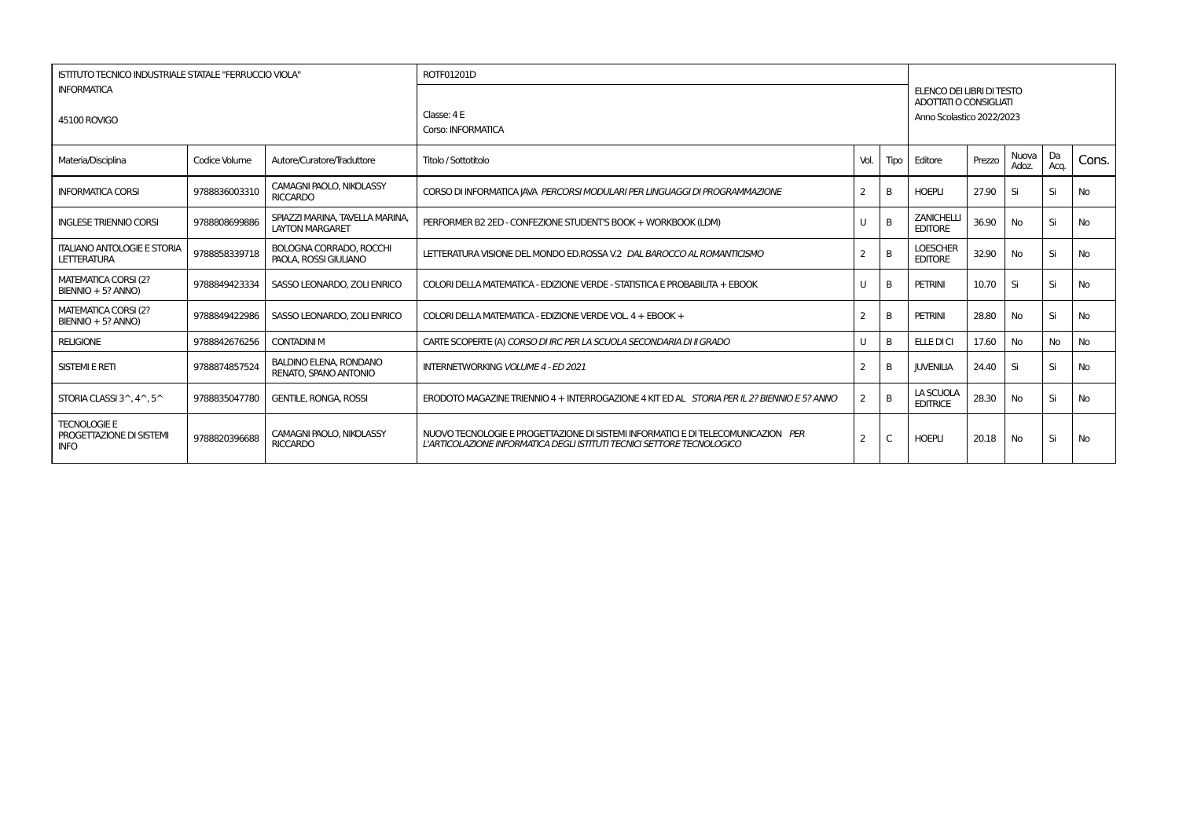| ISTITUTO TECNICO INDUSTRIALE STATALE "FERRUCCIO VIOLA"<br>INFORMATICA<br><br>45100 ROVIGO | | | ROTF01201D<br><br>Classe: 4 E<br>Corso: INFORMATICA | | | ELENCO DEI LIBRI DI TESTO ADOTTATI O CONSIGLIATI<br>Anno Scolastico 2022/2023 | | | | |
|---|---|---|---|---|---|---|---|---|---|---|
| Materia/Disciplina | Codice Volume | Autore/Curatore/Traduttore | Titolo / Sottotitolo | Vol. | Tipo | Editore | Prezzo | Nuova Adoz. | Da Acq. | Cons. |
| INFORMATICA CORSI | 9788836003310 | CAMAGNI PAOLO, NIKOLASSY RICCARDO | CORSO DI INFORMATICA JAVA *PERCORSI MODULARI PER LINGUAGGI DI PROGRAMMAZIONE* | 2 | B | HOEPLI | 27.90 | Si | Si | No |
| INGLESE TRIENNIO CORSI | 9788808699886 | SPIAZZI MARINA, TAVELLA MARINA, LAYTON MARGARET | PERFORMER B2 2ED - CONFEZIONE STUDENT'S BOOK + WORKBOOK (LDM) | U | B | ZANICHELLI EDITORE | 36.90 | No | Si | No |
| ITALIANO ANTOLOGIE E STORIA LETTERATURA | 9788858339718 | BOLOGNA CORRADO, ROCCHI PAOLA, ROSSI GIULIANO | LETTERATURA VISIONE DEL MONDO ED.ROSSA V.2 *DAL BAROCCO AL ROMANTICISMO* | 2 | B | LOESCHER EDITORE | 32.90 | No | Si | No |
| MATEMATICA CORSI (2? BIENNIO + 5? ANNO) | 9788849423334 | SASSO LEONARDO, ZOLI ENRICO | COLORI DELLA MATEMATICA - EDIZIONE VERDE - STATISTICA E PROBABILITA + EBOOK | U | B | PETRINI | 10.70 | Si | Si | No |
| MATEMATICA CORSI (2? BIENNIO + 5? ANNO) | 9788849422986 | SASSO LEONARDO, ZOLI ENRICO | COLORI DELLA MATEMATICA - EDIZIONE VERDE VOL. 4 + EBOOK + | 2 | B | PETRINI | 28.80 | No | Si | No |
| RELIGIONE | 9788842676256 | CONTADINI M | CARTE SCOPERTE (A) *CORSO DI IRC PER LA SCUOLA SECONDARIA DI II GRADO* | U | B | ELLE DI CI | 17.60 | No | No | No |
| SISTEMI E RETI | 9788874857524 | BALDINO ELENA, RONDANO RENATO, SPANO ANTONIO | INTERNETWORKING *VOLUME 4 - ED 2021* | 2 | B | JUVENILIA | 24.40 | Si | Si | No |
| STORIA CLASSI 3^, 4^, 5^ | 9788835047780 | GENTILE, RONGA, ROSSI | ERODOTO MAGAZINE TRIENNIO 4 + INTERROGAZIONE 4 KIT ED AL *STORIA PER IL 2? BIENNIO E 5? ANNO* | 2 | B | LA SCUOLA EDITRICE | 28.30 | No | Si | No |
| TECNOLOGIE E PROGETTAZIONE DI SISTEMI INFO | 9788820396688 | CAMAGNI PAOLO, NIKOLASSY RICCARDO | NUOVO TECNOLOGIE E PROGETTAZIONE DI SISTEMI INFORMATICI E DI TELECOMUNICAZION *PER L'ARTICOLAZIONE INFORMATICA DEGLI ISTITUTI TECNICI SETTORE TECNOLOGICO* | 2 | C | HOEPLI | 20.18 | No | Si | No |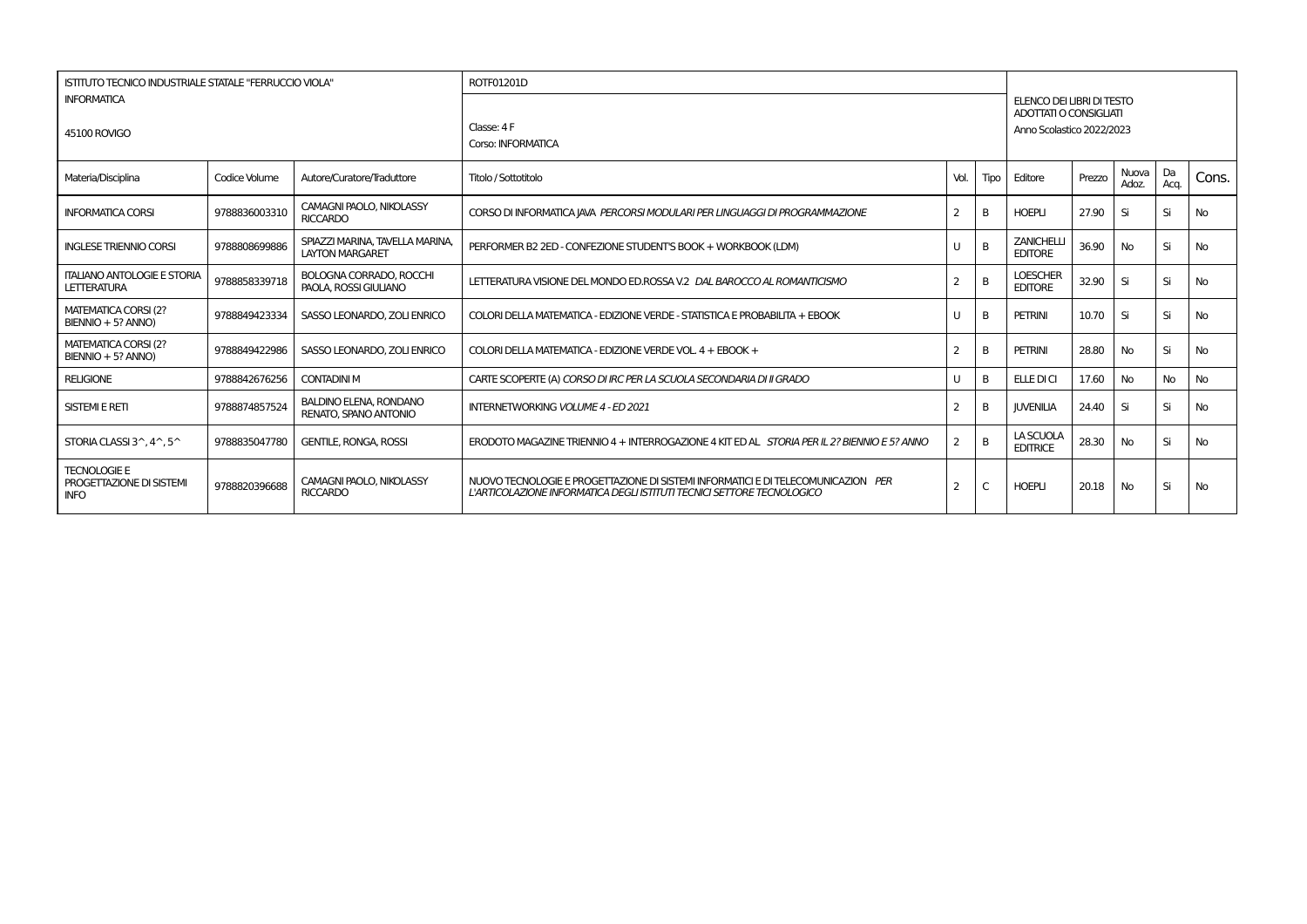| ISTITUTO TECNICO INDUSTRIALE STATALE "FERRUCCIO VIOLA" | | | ROTF01201D | | | | | | | |
|---|---|---|---|---|---|---|---|---|---|---|
| INFORMATICA<br>45100 ROVIGO | | | Classe: 4 F<br>Corso: INFORMATICA | | | ELENCO DEI LIBRI DI TESTO ADOTTATI O CONSIGLIATI<br>Anno Scolastico 2022/2023 | | | | |

| Materia/Disciplina | Codice Volume | Autore/Curatore/Traduttore | Titolo / Sottotitolo | Vol. | Tipo | Editore | Prezzo | Nuova Adoz. | Da Acq. | Cons. |
|---|---|---|---|---|---|---|---|---|---|---|
| INFORMATICA CORSI | 9788836003310 | CAMAGNI PAOLO, NIKOLASSY RICCARDO | CORSO DI INFORMATICA JAVA *PERCORSI MODULARI PER LINGUAGGI DI PROGRAMMAZIONE* | 2 | B | HOEPLI | 27.90 | Si | Si | No |
| INGLESE TRIENNIO CORSI | 9788808699886 | SPIAZZI MARINA, TAVELLA MARINA, LAYTON MARGARET | PERFORMER B2 2ED - CONFEZIONE STUDENT'S BOOK + WORKBOOK (LDM) | U | B | ZANICHELLI EDITORE | 36.90 | No | Si | No |
| ITALIANO ANTOLOGIE E STORIA LETTERATURA | 9788858339718 | BOLOGNA CORRADO, ROCCHI PAOLA, ROSSI GIULIANO | LETTERATURA VISIONE DEL MONDO ED.ROSSA V.2 *DAL BAROCCO AL ROMANTICISMO* | 2 | B | LOESCHER EDITORE | 32.90 | Si | Si | No |
| MATEMATICA CORSI (2? BIENNIO + 5? ANNO) | 9788849423334 | SASSO LEONARDO, ZOLI ENRICO | COLORI DELLA MATEMATICA - EDIZIONE VERDE - STATISTICA E PROBABILITA + EBOOK | U | B | PETRINI | 10.70 | Si | Si | No |
| MATEMATICA CORSI (2? BIENNIO + 5? ANNO) | 9788849422986 | SASSO LEONARDO, ZOLI ENRICO | COLORI DELLA MATEMATICA - EDIZIONE VERDE VOL. 4 + EBOOK + | 2 | B | PETRINI | 28.80 | No | Si | No |
| RELIGIONE | 9788842676256 | CONTADINI M | CARTE SCOPERTE (A) *CORSO DI IRC PER LA SCUOLA SECONDARIA DI II GRADO* | U | B | ELLE DI CI | 17.60 | No | No | No |
| SISTEMI E RETI | 9788874857524 | BALDINO ELENA, RONDANO RENATO, SPANO ANTONIO | INTERNETWORKING *VOLUME 4 - ED 2021* | 2 | B | JUVENILIA | 24.40 | Si | Si | No |
| STORIA CLASSI 3^, 4^, 5^ | 9788835047780 | GENTILE, RONGA, ROSSI | ERODOTO MAGAZINE TRIENNIO 4 + INTERROGAZIONE 4 KIT ED AL *STORIA PER IL 2? BIENNIO E 5? ANNO* | 2 | B | LA SCUOLA EDITRICE | 28.30 | No | Si | No |
| TECNOLOGIE E PROGETTAZIONE DI SISTEMI INFO | 9788820396688 | CAMAGNI PAOLO, NIKOLASSY RICCARDO | NUOVO TECNOLOGIE E PROGETTAZIONE DI SISTEMI INFORMATICI E DI TELECOMUNICAZION *PER L'ARTICOLAZIONE INFORMATICA DEGLI ISTITUTI TECNICI SETTORE TECNOLOGICO* | 2 | C | HOEPLI | 20.18 | No | Si | No |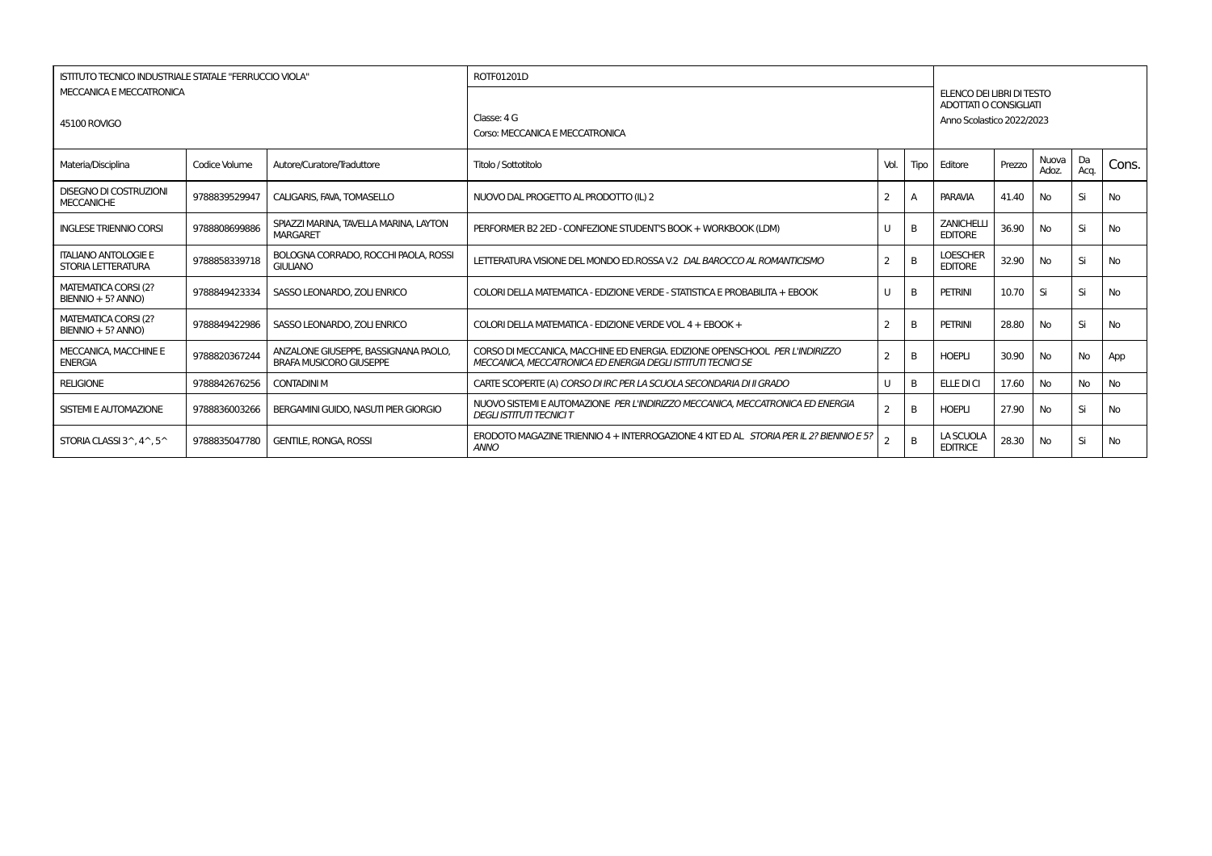| ISTITUTO TECNICO INDUSTRIALE STATALE "FERRUCCIO VIOLA"<br>MECCANICA E MECCATRONICA<br><br>45100 ROVIGO | | | ROTF01201D<br><br>Classe: 4 G<br>Corso: MECCANICA E MECCATRONICA | | | ELENCO DEI LIBRI DI TESTO ADOTTATI O CONSIGLIATI<br>Anno Scolastico 2022/2023 | | | | |
|---|---|---|---|---|---|---|---|---|---|---|
| Materia/Disciplina | Codice Volume | Autore/Curatore/Traduttore | Titolo / Sottotitolo | Vol. | Tipo | Editore | Prezzo | Nuova Adoz. | Da Acq. | Cons. |
| DISEGNO DI COSTRUZIONI MECCANICHE | 9788839529947 | CALIGARIS, FAVA, TOMASELLO | NUOVO DAL PROGETTO AL PRODOTTO (IL) 2 | 2 | A | PARAVIA | 41.40 | No | Si | No |
| INGLESE TRIENNIO CORSI | 9788808699886 | SPIAZZI MARINA, TAVELLA MARINA, LAYTON MARGARET | PERFORMER B2 2ED - CONFEZIONE STUDENT'S BOOK + WORKBOOK (LDM) | U | B | ZANICHELLI EDITORE | 36.90 | No | Si | No |
| ITALIANO ANTOLOGIE E STORIA LETTERATURA | 9788858339718 | BOLOGNA CORRADO, ROCCHI PAOLA, ROSSI GIULIANO | LETTERATURA VISIONE DEL MONDO ED.ROSSA V.2 *DAL BAROCCO AL ROMANTICISMO* | 2 | B | LOESCHER EDITORE | 32.90 | No | Si | No |
| MATEMATICA CORSI (2? BIENNIO + 5? ANNO) | 9788849423334 | SASSO LEONARDO, ZOLI ENRICO | COLORI DELLA MATEMATICA - EDIZIONE VERDE - STATISTICA E PROBABILITA + EBOOK | U | B | PETRINI | 10.70 | Si | Si | No |
| MATEMATICA CORSI (2? BIENNIO + 5? ANNO) | 9788849422986 | SASSO LEONARDO, ZOLI ENRICO | COLORI DELLA MATEMATICA - EDIZIONE VERDE VOL. 4 + EBOOK + | 2 | B | PETRINI | 28.80 | No | Si | No |
| MECCANICA, MACCHINE E ENERGIA | 9788820367244 | ANZALONE GIUSEPPE, BASSIGNANA PAOLO, BRAFA MUSICORO GIUSEPPE | CORSO DI MECCANICA, MACCHINE ED ENERGIA. EDIZIONE OPENSCHOOL *PER L'INDIRIZZO MECCANICA, MECCATRONICA ED ENERGIA DEGLI ISTITUTI TECNICI SE* | 2 | B | HOEPLI | 30.90 | No | No | App |
| RELIGIONE | 9788842676256 | CONTADINI M | CARTE SCOPERTE (A) *CORSO DI IRC PER LA SCUOLA SECONDARIA DI II GRADO* | U | B | ELLE DI CI | 17.60 | No | No | No |
| SISTEMI E AUTOMAZIONE | 9788836003266 | BERGAMINI GUIDO, NASUTI PIER GIORGIO | NUOVO SISTEMI E AUTOMAZIONE *PER L'INDIRIZZO MECCANICA, MECCATRONICA ED ENERGIA DEGLI ISTITUTI TECNICI T* | 2 | B | HOEPLI | 27.90 | No | Si | No |
| STORIA CLASSI 3^, 4^, 5^ | 9788835047780 | GENTILE, RONGA, ROSSI | ERODOTO MAGAZINE TRIENNIO 4 + INTERROGAZIONE 4 KIT ED AL *STORIA PER IL 2? BIENNIO E 5? ANNO* | 2 | B | LA SCUOLA EDITRICE | 28.30 | No | Si | No |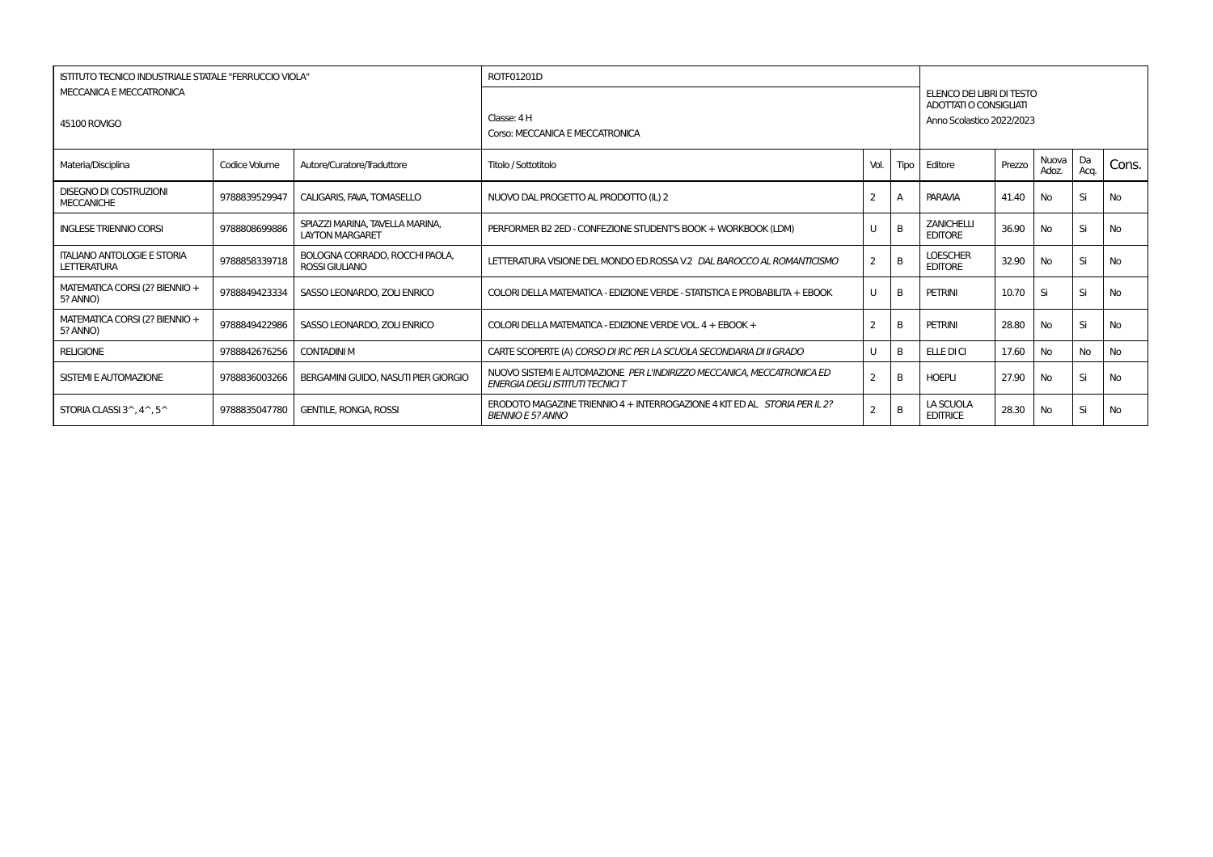| ISTITUTO TECNICO INDUSTRIALE STATALE "FERRUCCIO VIOLA"<br>MECCANICA E MECCATRONICA<br>45100 ROVIGO | | | ROTF01201D<br>Classe: 4 H<br>Corso: MECCANICA E MECCATRONICA | | | ELENCO DEI LIBRI DI TESTO ADOTTATI O CONSIGLIATI<br>Anno Scolastico 2022/2023 | | | | |
|---|---|---|---|---|---|---|---|---|---|---|
| Materia/Disciplina | Codice Volume | Autore/Curatore/Traduttore | Titolo / Sottotitolo | Vol. | Tipo | Editore | Prezzo | Nuova Adoz. | Da Acq. | Cons. |
| DISEGNO DI COSTRUZIONI MECCANICHE | 9788839529947 | CALIGARIS, FAVA, TOMASELLO | NUOVO DAL PROGETTO AL PRODOTTO (IL) 2 | 2 | A | PARAVIA | 41.40 | No | Si | No |
| INGLESE TRIENNIO CORSI | 9788808699886 | SPIAZZI MARINA, TAVELLA MARINA, LAYTON MARGARET | PERFORMER B2 2ED - CONFEZIONE STUDENT'S BOOK + WORKBOOK (LDM) | U | B | ZANICHELLI EDITORE | 36.90 | No | Si | No |
| ITALIANO ANTOLOGIE E STORIA LETTERATURA | 9788858339718 | BOLOGNA CORRADO, ROCCHI PAOLA, ROSSI GIULIANO | LETTERATURA VISIONE DEL MONDO ED.ROSSA V.2 *DAL BAROCCO AL ROMANTICISMO* | 2 | B | LOESCHER EDITORE | 32.90 | No | Si | No |
| MATEMATICA CORSI (2? BIENNIO + 5? ANNO) | 9788849423334 | SASSO LEONARDO, ZOLI ENRICO | COLORI DELLA MATEMATICA - EDIZIONE VERDE - STATISTICA E PROBABILITA + EBOOK | U | B | PETRINI | 10.70 | Si | Si | No |
| MATEMATICA CORSI (2? BIENNIO + 5? ANNO) | 9788849422986 | SASSO LEONARDO, ZOLI ENRICO | COLORI DELLA MATEMATICA - EDIZIONE VERDE VOL. 4 + EBOOK + | 2 | B | PETRINI | 28.80 | No | Si | No |
| RELIGIONE | 9788842676256 | CONTADINI M | CARTE SCOPERTE (A) *CORSO DI IRC PER LA SCUOLA SECONDARIA DI II GRADO* | U | B | ELLE DI CI | 17.60 | No | No | No |
| SISTEMI E AUTOMAZIONE | 9788836003266 | BERGAMINI GUIDO, NASUTI PIER GIORGIO | NUOVO SISTEMI E AUTOMAZIONE *PER L'INDIRIZZO MECCANICA, MECCATRONICA ED ENERGIA DEGLI ISTITUTI TECNICI T* | 2 | B | HOEPLI | 27.90 | No | Si | No |
| STORIA CLASSI 3^, 4^, 5^ | 9788835047780 | GENTILE, RONGA, ROSSI | ERODOTO MAGAZINE TRIENNIO 4 + INTERROGAZIONE 4 KIT ED AL *STORIA PER IL 2? BIENNIO E 5? ANNO* | 2 | B | LA SCUOLA EDITRICE | 28.30 | No | Si | No |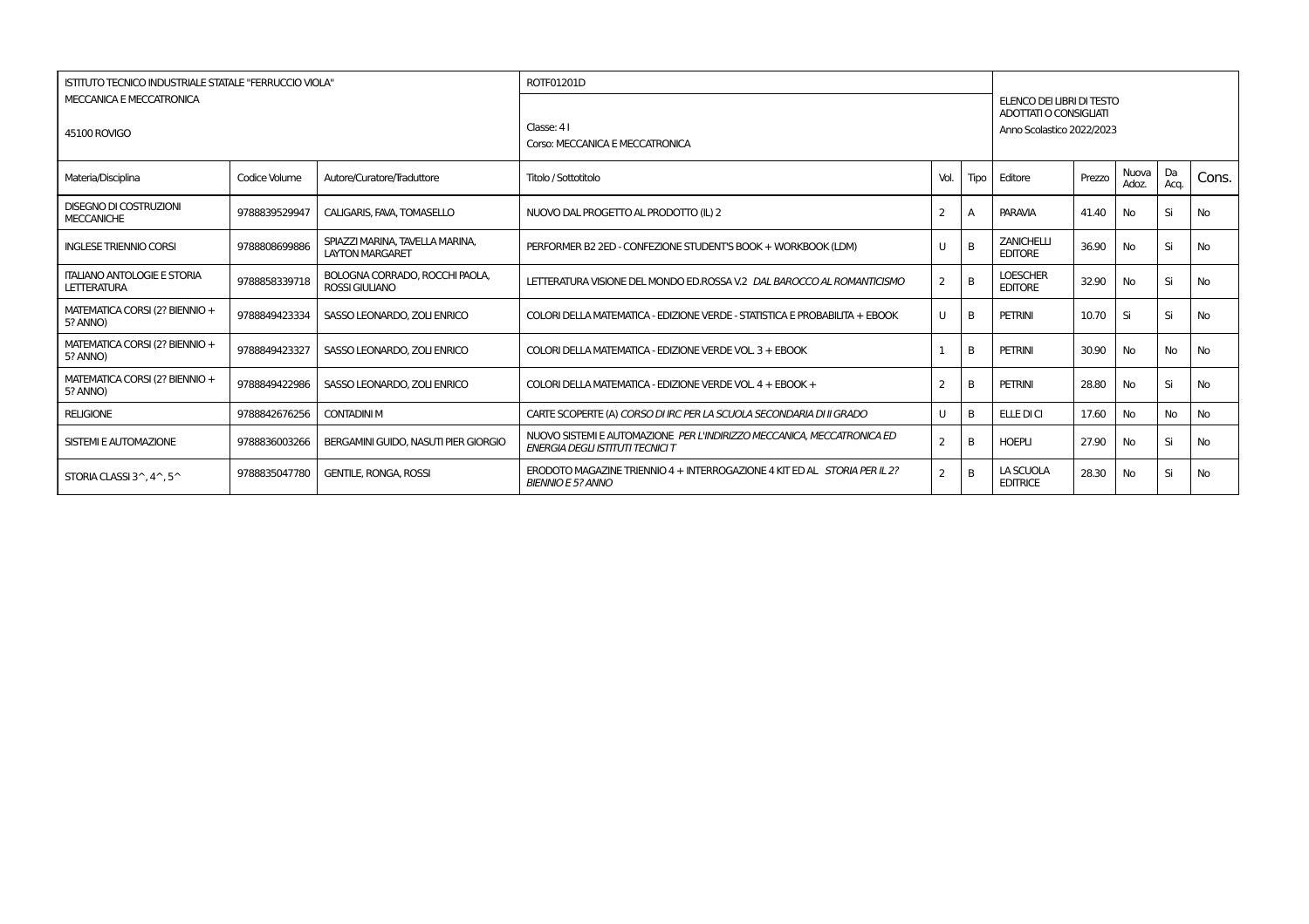| ISTITUTO TECNICO INDUSTRIALE STATALE "FERRUCCIO VIOLA" | | | ROTF01201D | | | | | | | |
|---|---|---|---|---|---|---|---|---|---|---|
| MECCANICA E MECCATRONICA<br>45100 ROVIGO | | | Classe: 4 I<br>Corso: MECCANICA E MECCATRONICA | | | ELENCO DEI LIBRI DI TESTO ADOTTATI O CONSIGLIATI<br>Anno Scolastico 2022/2023 | | | | |
| Materia/Disciplina | Codice Volume | Autore/Curatore/Traduttore | Titolo / Sottotitolo | Vol. | Tipo | Editore | Prezzo | Nuova Adoz. | Da Acq. | Cons. |
| DISEGNO DI COSTRUZIONI MECCANICHE | 9788839529947 | CALIGARIS, FAVA, TOMASELLO | NUOVO DAL PROGETTO AL PRODOTTO (IL) 2 | 2 | A | PARAVIA | 41.40 | No | Si | No |
| INGLESE TRIENNIO CORSI | 9788808699886 | SPIAZZI MARINA, TAVELLA MARINA, LAYTON MARGARET | PERFORMER B2 2ED - CONFEZIONE STUDENT'S BOOK + WORKBOOK (LDM) | U | B | ZANICHELLI EDITORE | 36.90 | No | Si | No |
| ITALIANO ANTOLOGIE E STORIA LETTERATURA | 9788858339718 | BOLOGNA CORRADO, ROCCHI PAOLA, ROSSI GIULIANO | LETTERATURA VISIONE DEL MONDO ED.ROSSA V.2 *DAL BAROCCO AL ROMANTICISMO* | 2 | B | LOESCHER EDITORE | 32.90 | No | Si | No |
| MATEMATICA CORSI (2? BIENNIO + 5? ANNO) | 9788849423334 | SASSO LEONARDO, ZOLI ENRICO | COLORI DELLA MATEMATICA - EDIZIONE VERDE - STATISTICA E PROBABILITA + EBOOK | U | B | PETRINI | 10.70 | Si | Si | No |
| MATEMATICA CORSI (2? BIENNIO + 5? ANNO) | 9788849423327 | SASSO LEONARDO, ZOLI ENRICO | COLORI DELLA MATEMATICA - EDIZIONE VERDE VOL. 3 + EBOOK | 1 | B | PETRINI | 30.90 | No | No | No |
| MATEMATICA CORSI (2? BIENNIO + 5? ANNO) | 9788849422986 | SASSO LEONARDO, ZOLI ENRICO | COLORI DELLA MATEMATICA - EDIZIONE VERDE VOL. 4 + EBOOK + | 2 | B | PETRINI | 28.80 | No | Si | No |
| RELIGIONE | 9788842676256 | CONTADINI M | CARTE SCOPERTE (A) *CORSO DI IRC PER LA SCUOLA SECONDARIA DI II GRADO* | U | B | ELLE DI CI | 17.60 | No | No | No |
| SISTEMI E AUTOMAZIONE | 9788836003266 | BERGAMINI GUIDO, NASUTI PIER GIORGIO | NUOVO SISTEMI E AUTOMAZIONE *PER L'INDIRIZZO MECCANICA, MECCATRONICA ED ENERGIA DEGLI ISTITUTI TECNICI T* | 2 | B | HOEPLI | 27.90 | No | Si | No |
| STORIA CLASSI 3^, 4^, 5^ | 9788835047780 | GENTILE, RONGA, ROSSI | ERODOTO MAGAZINE TRIENNIO 4 + INTERROGAZIONE 4 KIT ED AL *STORIA PER IL 2? BIENNIO E 5? ANNO* | 2 | B | LA SCUOLA EDITRICE | 28.30 | No | Si | No |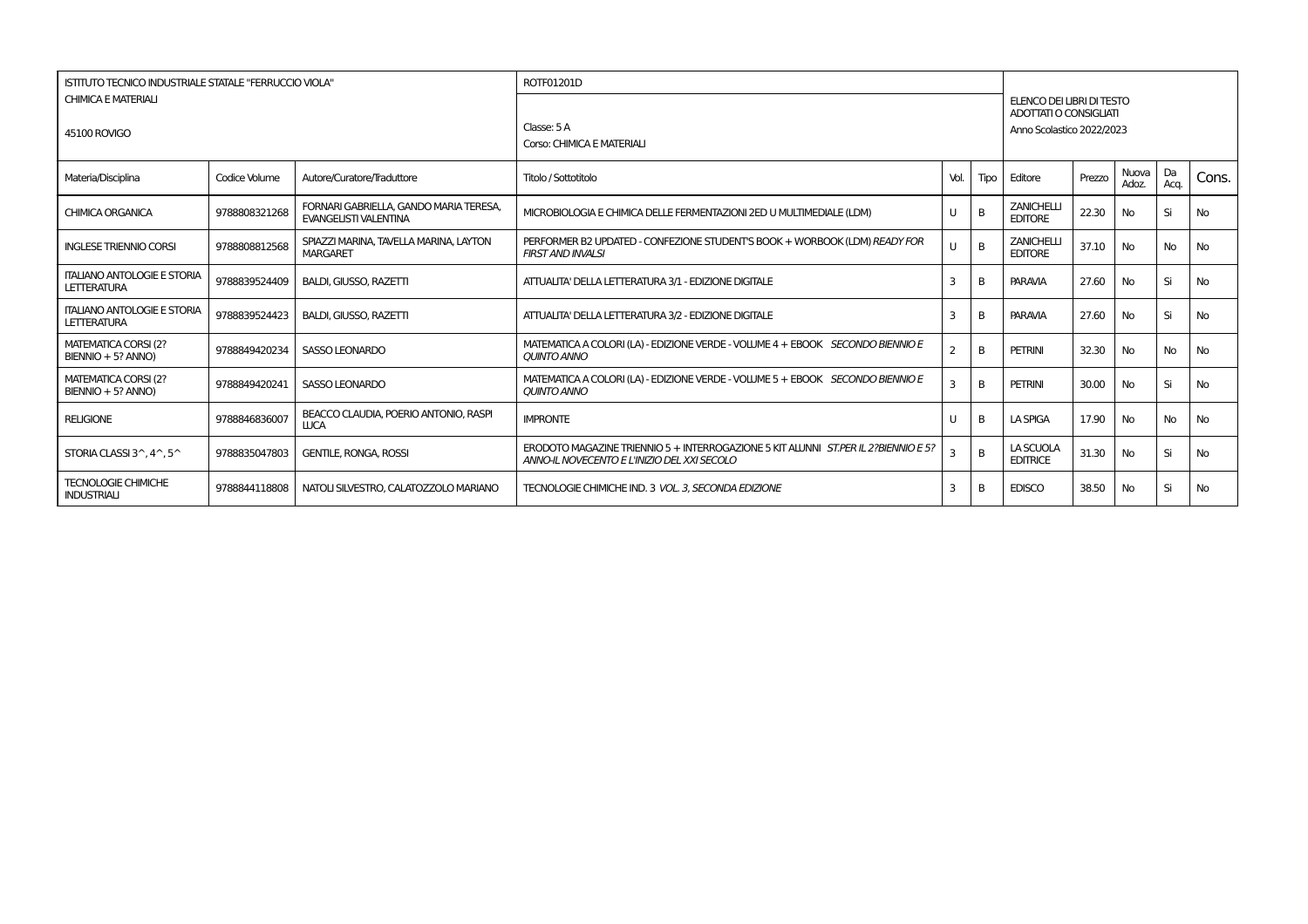| ISTITUTO TECNICO INDUSTRIALE STATALE "FERRUCCIO VIOLA" | | | ROTF01201D | | | ELENCO DEI LIBRI DI TESTO ADOTTATI O CONSIGLIATI | | | | |
|---|---|---|---|---|---|---|---|---|---|---|
| CHIMICA E MATERIALI<br>45100 ROVIGO | | | Classe: 5 A<br>Corso: CHIMICA E MATERIALI | | | Anno Scolastico 2022/2023 | | | | |
| Materia/Disciplina | Codice Volume | Autore/Curatore/Traduttore | Titolo / Sottotitolo | Vol. | Tipo | Editore | Prezzo | Nuova Adoz. | Da Acq. | Cons. |
| CHIMICA ORGANICA | 9788808321268 | FORNARI GABRIELLA, GANDO MARIA TERESA, EVANGELISTI VALENTINA | MICROBIOLOGIA E CHIMICA DELLE FERMENTAZIONI 2ED U MULTIMEDIALE (LDM) | U | B | ZANICHELLI EDITORE | 22.30 | No | Si | No |
| INGLESE TRIENNIO CORSI | 9788808812568 | SPIAZZI MARINA, TAVELLA MARINA, LAYTON MARGARET | PERFORMER B2 UPDATED - CONFEZIONE STUDENT'S BOOK + WORBOOK (LDM) *READY FOR FIRST AND INVALSI* | U | B | ZANICHELLI EDITORE | 37.10 | No | No | No |
| ITALIANO ANTOLOGIE E STORIA LETTERATURA | 9788839524409 | BALDI, GIUSSO, RAZETTI | ATTUALITA' DELLA LETTERATURA 3/1 - EDIZIONE DIGITALE | 3 | B | PARAVIA | 27.60 | No | Si | No |
| ITALIANO ANTOLOGIE E STORIA LETTERATURA | 9788839524423 | BALDI, GIUSSO, RAZETTI | ATTUALITA' DELLA LETTERATURA 3/2 - EDIZIONE DIGITALE | 3 | B | PARAVIA | 27.60 | No | Si | No |
| MATEMATICA CORSI (2? BIENNIO + 5? ANNO) | 9788849420234 | SASSO LEONARDO | MATEMATICA A COLORI (LA) - EDIZIONE VERDE - VOLUME 4 + EBOOK *SECONDO BIENNIO E QUINTO ANNO* | 2 | B | PETRINI | 32.30 | No | No | No |
| MATEMATICA CORSI (2? BIENNIO + 5? ANNO) | 9788849420241 | SASSO LEONARDO | MATEMATICA A COLORI (LA) - EDIZIONE VERDE - VOLUME 5 + EBOOK *SECONDO BIENNIO E QUINTO ANNO* | 3 | B | PETRINI | 30.00 | No | Si | No |
| RELIGIONE | 9788846836007 | BEACCO CLAUDIA, POERIO ANTONIO, RASPI LUCA | IMPRONTE | U | B | LA SPIGA | 17.90 | No | No | No |
| STORIA CLASSI 3^, 4^, 5^ | 9788835047803 | GENTILE, RONGA, ROSSI | ERODOTO MAGAZINE TRIENNIO 5 + INTERROGAZIONE 5 KIT ALUNNI *ST.PER IL 2?BIENNIO E 5? ANNO-IL NOVECENTO E L'INIZIO DEL XXI SECOLO* | 3 | B | LA SCUOLA EDITRICE | 31.30 | No | Si | No |
| TECNOLOGIE CHIMICHE INDUSTRIALI | 9788844118808 | NATOLI SILVESTRO, CALATOZZOLO MARIANO | TECNOLOGIE CHIMICHE IND. 3 *VOL. 3, SECONDA EDIZIONE* | 3 | B | EDISCO | 38.50 | No | Si | No |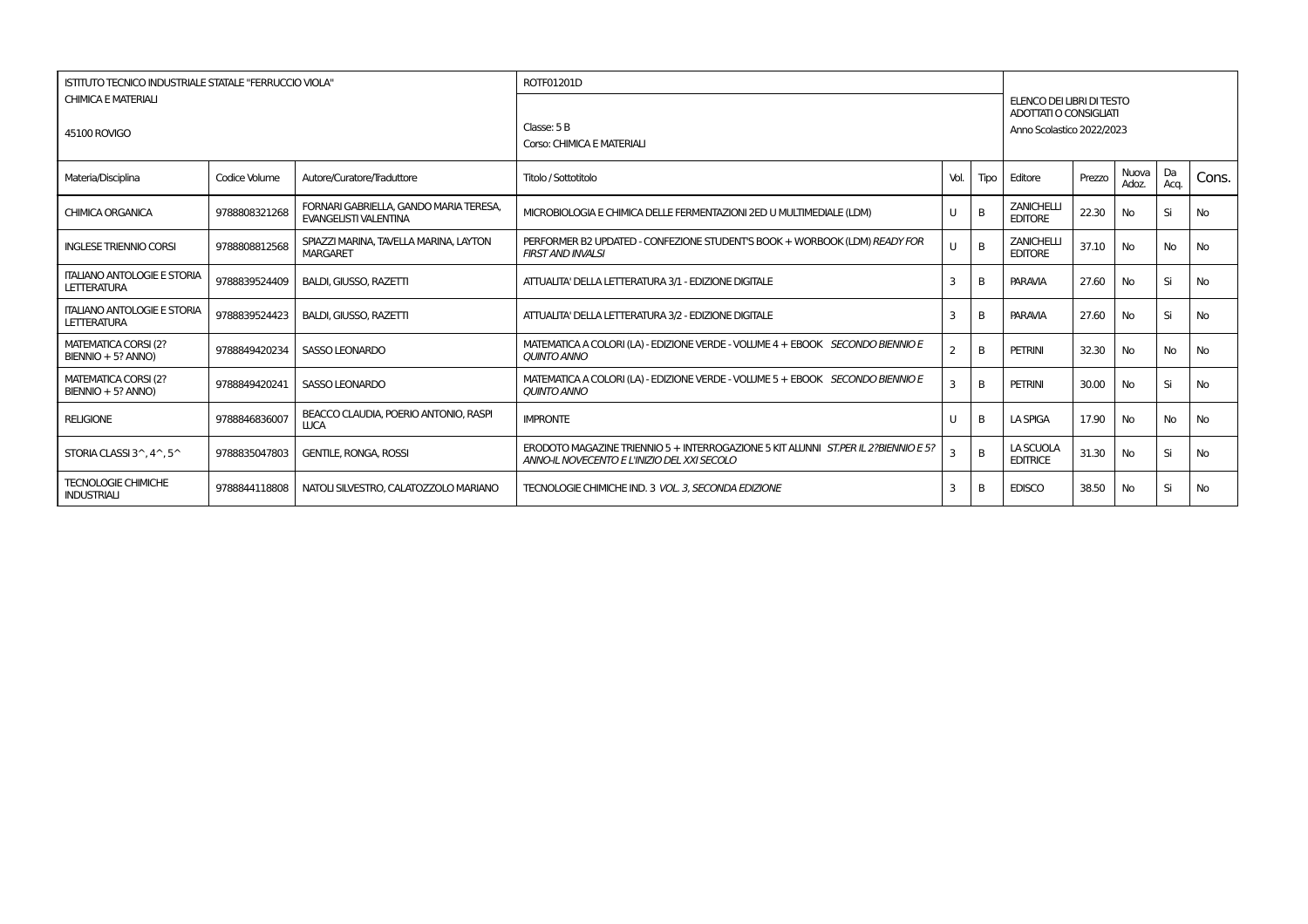| ISTITUTO TECNICO INDUSTRIALE STATALE "FERRUCCIO VIOLA"<br>CHIMICA E MATERIALI<br>45100 ROVIGO | | | ROTF01201D<br>Classe: 5 B<br>Corso: CHIMICA E MATERIALI | | | ELENCO DEI LIBRI DI TESTO ADOTTATI O CONSIGLIATI<br>Anno Scolastico 2022/2023 | | | | |
|---|---|---|---|---|---|---|---|---|---|---|
| Materia/Disciplina | Codice Volume | Autore/Curatore/Traduttore | Titolo / Sottotitolo | Vol. | Tipo | Editore | Prezzo | Nuova Adoz. | Da Acq. | Cons. |
| CHIMICA ORGANICA | 9788808321268 | FORNARI GABRIELLA, GANDO MARIA TERESA, EVANGELISTI VALENTINA | MICROBIOLOGIA E CHIMICA DELLE FERMENTAZIONI 2ED U MULTIMEDIALE (LDM) | U | B | ZANICHELLI EDITORE | 22.30 | No | Si | No |
| INGLESE TRIENNIO CORSI | 9788808812568 | SPIAZZI MARINA, TAVELLA MARINA, LAYTON MARGARET | PERFORMER B2 UPDATED - CONFEZIONE STUDENT'S BOOK + WORBOOK (LDM) *READY FOR FIRST AND INVALSI* | U | B | ZANICHELLI EDITORE | 37.10 | No | No | No |
| ITALIANO ANTOLOGIE E STORIA LETTERATURA | 9788839524409 | BALDI, GIUSSO, RAZETTI | ATTUALITA' DELLA LETTERATURA 3/1 - EDIZIONE DIGITALE | 3 | B | PARAVIA | 27.60 | No | Si | No |
| ITALIANO ANTOLOGIE E STORIA LETTERATURA | 9788839524423 | BALDI, GIUSSO, RAZETTI | ATTUALITA' DELLA LETTERATURA 3/2 - EDIZIONE DIGITALE | 3 | B | PARAVIA | 27.60 | No | Si | No |
| MATEMATICA CORSI (2? BIENNIO + 5? ANNO) | 9788849420234 | SASSO LEONARDO | MATEMATICA A COLORI (LA) - EDIZIONE VERDE - VOLUME 4 + EBOOK *SECONDO BIENNIO E QUINTO ANNO* | 2 | B | PETRINI | 32.30 | No | No | No |
| MATEMATICA CORSI (2? BIENNIO + 5? ANNO) | 9788849420241 | SASSO LEONARDO | MATEMATICA A COLORI (LA) - EDIZIONE VERDE - VOLUME 5 + EBOOK *SECONDO BIENNIO E QUINTO ANNO* | 3 | B | PETRINI | 30.00 | No | Si | No |
| RELIGIONE | 9788846836007 | BEACCO CLAUDIA, POERIO ANTONIO, RASPI LUCA | IMPRONTE | U | B | LA SPIGA | 17.90 | No | No | No |
| STORIA CLASSI 3^, 4^, 5^ | 9788835047803 | GENTILE, RONGA, ROSSI | ERODOTO MAGAZINE TRIENNIO 5 + INTERROGAZIONE 5 KIT ALUNNI *ST.PER IL 2?BIENNIO E 5? ANNO-IL NOVECENTO E L'INIZIO DEL XXI SECOLO* | 3 | B | LA SCUOLA EDITRICE | 31.30 | No | Si | No |
| TECNOLOGIE CHIMICHE INDUSTRIALI | 9788844118808 | NATOLI SILVESTRO, CALATOZZOLO MARIANO | TECNOLOGIE CHIMICHE IND. 3 *VOL. 3, SECONDA EDIZIONE* | 3 | B | EDISCO | 38.50 | No | Si | No |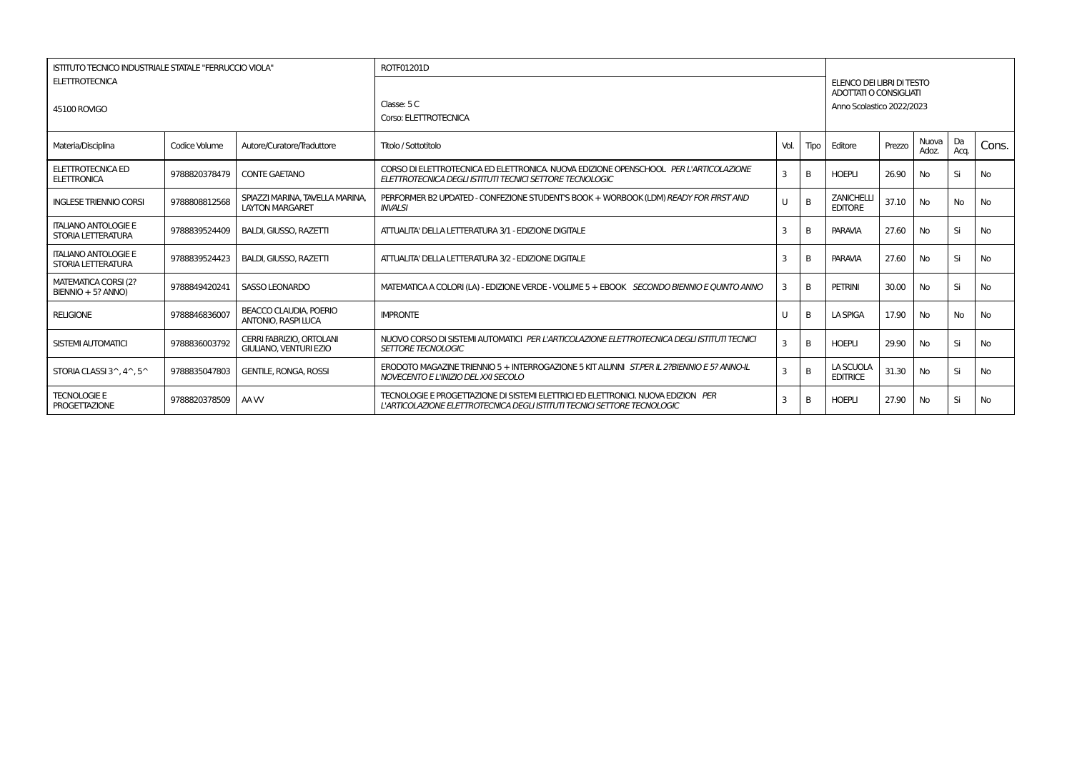| ISTITUTO TECNICO INDUSTRIALE STATALE "FERRUCCIO VIOLA"<br>ELETTROTECNICA<br>45100 ROVIGO | | | ROTF01201D<br>Classe: 5 C<br>Corso: ELETTROTECNICA | | | ELENCO DEI LIBRI DI TESTO ADOTTATI O CONSIGLIATI<br>Anno Scolastico 2022/2023 | | | | |
|---|---|---|---|---|---|---|---|---|---|---|
| Materia/Disciplina | Codice Volume | Autore/Curatore/Traduttore | Titolo / Sottotitolo | Vol. | Tipo | Editore | Prezzo | Nuova Adoz. | Da Acq. | Cons. |
| ELETTROTECNICA ED ELETTRONICA | 9788820378479 | CONTE GAETANO | CORSO DI ELETTROTECNICA ED ELETTRONICA. NUOVA EDIZIONE OPENSCHOOL *PER L'ARTICOLAZIONE ELETTROTECNICA DEGLI ISTITUTI TECNICI SETTORE TECNOLOGIC* | 3 | B | HOEPLI | 26.90 | No | Si | No |
| INGLESE TRIENNIO CORSI | 9788808812568 | SPIAZZI MARINA, TAVELLA MARINA, LAYTON MARGARET | PERFORMER B2 UPDATED - CONFEZIONE STUDENT'S BOOK + WORBOOK (LDM) *READY FOR FIRST AND INVALSI* | U | B | ZANICHELLI EDITORE | 37.10 | No | No | No |
| ITALIANO ANTOLOGIE E STORIA LETTERATURA | 9788839524409 | BALDI, GIUSSO, RAZETTI | ATTUALITA' DELLA LETTERATURA 3/1 - EDIZIONE DIGITALE | 3 | B | PARAVIA | 27.60 | No | Si | No |
| ITALIANO ANTOLOGIE E STORIA LETTERATURA | 9788839524423 | BALDI, GIUSSO, RAZETTI | ATTUALITA' DELLA LETTERATURA 3/2 - EDIZIONE DIGITALE | 3 | B | PARAVIA | 27.60 | No | Si | No |
| MATEMATICA CORSI (2? BIENNIO + 5? ANNO) | 9788849420241 | SASSO LEONARDO | MATEMATICA A COLORI (LA) - EDIZIONE VERDE - VOLUME 5 + EBOOK *SECONDO BIENNIO E QUINTO ANNO* | 3 | B | PETRINI | 30.00 | No | Si | No |
| RELIGIONE | 9788846836007 | BEACCO CLAUDIA, POERIO ANTONIO, RASPI LUCA | IMPRONTE | U | B | LA SPIGA | 17.90 | No | No | No |
| SISTEMI AUTOMATICI | 9788836003792 | CERRI FABRIZIO, ORTOLANI GIULIANO, VENTURI EZIO | NUOVO CORSO DI SISTEMI AUTOMATICI *PER L'ARTICOLAZIONE ELETTROTECNICA DEGLI ISTITUTI TECNICI SETTORE TECNOLOGIC* | 3 | B | HOEPLI | 29.90 | No | Si | No |
| STORIA CLASSI 3^, 4^, 5^ | 9788835047803 | GENTILE, RONGA, ROSSI | ERODOTO MAGAZINE TRIENNIO 5 + INTERROGAZIONE 5 KIT ALUNNI *ST.PER IL 2?BIENNIO E 5? ANNO-IL NOVECENTO E L'INIZIO DEL XXI SECOLO* | 3 | B | LA SCUOLA EDITRICE | 31.30 | No | Si | No |
| TECNOLOGIE E PROGETTAZIONE | 9788820378509 | AA VV | TECNOLOGIE E PROGETTAZIONE DI SISTEMI ELETTRICI ED ELETTRONICI. NUOVA EDIZION *PER L'ARTICOLAZIONE ELETTROTECNICA DEGLI ISTITUTI TECNICI SETTORE TECNOLOGIC* | 3 | B | HOEPLI | 27.90 | No | Si | No |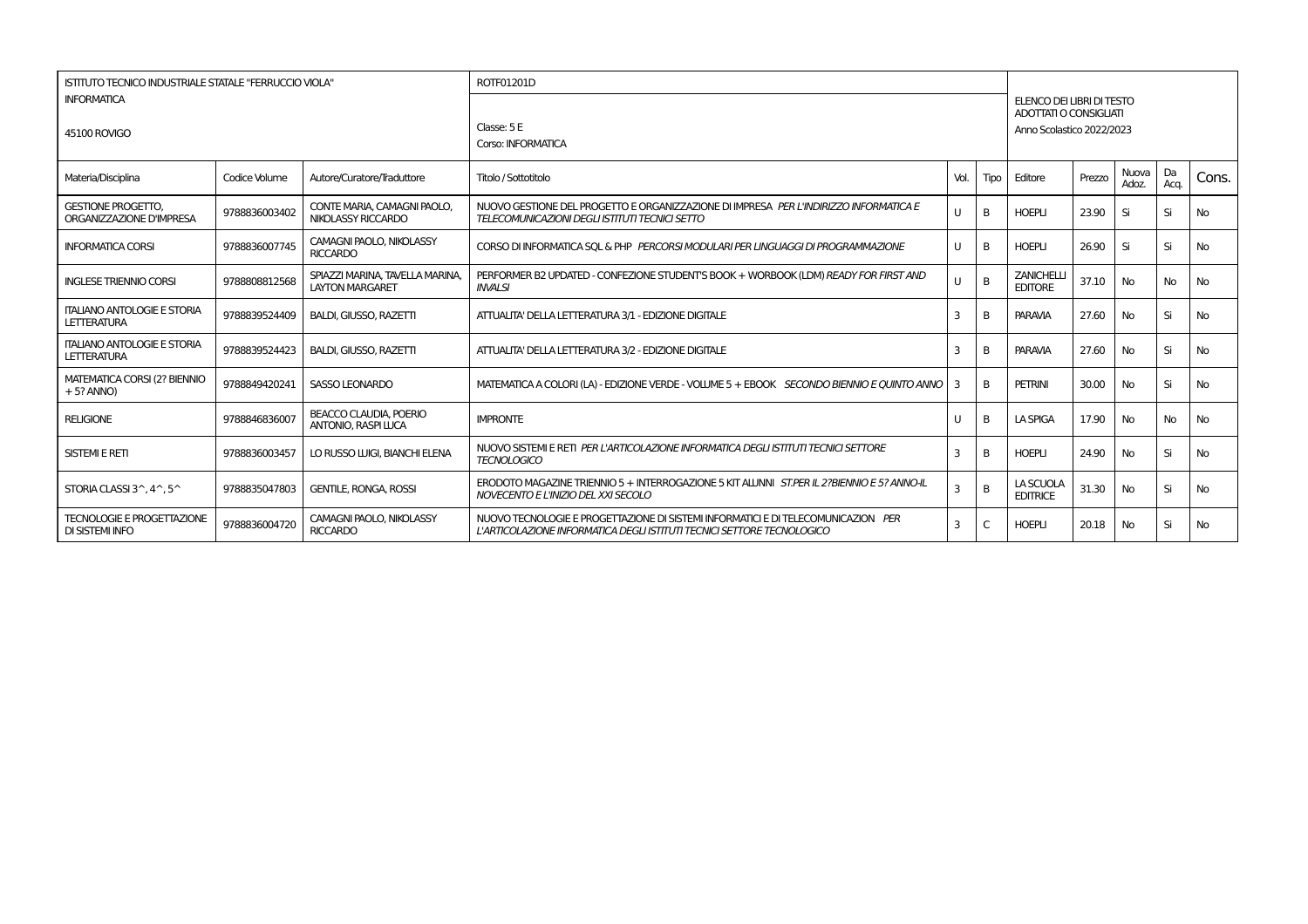| ISTITUTO TECNICO INDUSTRIALE STATALE "FERRUCCIO VIOLA" | | | ROTF01201D | | | ELENCO DEI LIBRI DI TESTO ADOTTATI O CONSIGLIATI | | | | |
|---|---|---|---|---|---|---|---|---|---|---|
| INFORMATICA<br>45100 ROVIGO | | | Classe: 5 E<br>Corso: INFORMATICA | | | Anno Scolastico 2022/2023 | | | | |
| Materia/Disciplina | Codice Volume | Autore/Curatore/Traduttore | Titolo / Sottotitolo | Vol. | Tipo | Editore | Prezzo | Nuova Adoz. | Da Acq. | Cons. |
| GESTIONE PROGETTO, ORGANIZZAZIONE D'IMPRESA | 9788836003402 | CONTE MARIA, CAMAGNI PAOLO, NIKOLASSY RICCARDO | NUOVO GESTIONE DEL PROGETTO E ORGANIZZAZIONE DI IMPRESA *PER L'INDIRIZZO INFORMATICA E TELECOMUNICAZIONI DEGLI ISTITUTI TECNICI SETTO* | U | B | HOEPLI | 23.90 | Si | Si | No |
| INFORMATICA CORSI | 9788836007745 | CAMAGNI PAOLO, NIKOLASSY RICCARDO | CORSO DI INFORMATICA SQL & PHP *PERCORSI MODULARI PER LINGUAGGI DI PROGRAMMAZIONE* | U | B | HOEPLI | 26.90 | Si | Si | No |
| INGLESE TRIENNIO CORSI | 9788808812568 | SPIAZZI MARINA, TAVELLA MARINA, LAYTON MARGARET | PERFORMER B2 UPDATED - CONFEZIONE STUDENT'S BOOK + WORBOOK (LDM) *READY FOR FIRST AND INVALSI* | U | B | ZANICHELLI EDITORE | 37.10 | No | No | No |
| ITALIANO ANTOLOGIE E STORIA LETTERATURA | 9788839524409 | BALDI, GIUSSO, RAZETTI | ATTUALITA' DELLA LETTERATURA 3/1 - EDIZIONE DIGITALE | 3 | B | PARAVIA | 27.60 | No | Si | No |
| ITALIANO ANTOLOGIE E STORIA LETTERATURA | 9788839524423 | BALDI, GIUSSO, RAZETTI | ATTUALITA' DELLA LETTERATURA 3/2 - EDIZIONE DIGITALE | 3 | B | PARAVIA | 27.60 | No | Si | No |
| MATEMATICA CORSI (2? BIENNIO + 5? ANNO) | 9788849420241 | SASSO LEONARDO | MATEMATICA A COLORI (LA) - EDIZIONE VERDE - VOLUME 5 + EBOOK *SECONDO BIENNIO E QUINTO ANNO* | 3 | B | PETRINI | 30.00 | No | Si | No |
| RELIGIONE | 9788846836007 | BEACCO CLAUDIA, POERIO ANTONIO, RASPI LUCA | IMPRONTE | U | B | LA SPIGA | 17.90 | No | No | No |
| SISTEMI E RETI | 9788836003457 | LO RUSSO LUIGI, BIANCHI ELENA | NUOVO SISTEMI E RETI *PER L'ARTICOLAZIONE INFORMATICA DEGLI ISTITUTI TECNICI SETTORE TECNOLOGICO* | 3 | B | HOEPLI | 24.90 | No | Si | No |
| STORIA CLASSI 3^, 4^, 5^ | 9788835047803 | GENTILE, RONGA, ROSSI | ERODOTO MAGAZINE TRIENNIO 5 + INTERROGAZIONE 5 KIT ALUNNI *ST.PER IL 2?BIENNIO E 5? ANNO-IL NOVECENTO E L'INIZIO DEL XXI SECOLO* | 3 | B | LA SCUOLA EDITRICE | 31.30 | No | Si | No |
| TECNOLOGIE E PROGETTAZIONE DI SISTEMI INFO | 9788836004720 | CAMAGNI PAOLO, NIKOLASSY RICCARDO | NUOVO TECNOLOGIE E PROGETTAZIONE DI SISTEMI INFORMATICI E DI TELECOMUNICAZION *PER L'ARTICOLAZIONE INFORMATICA DEGLI ISTITUTI TECNICI SETTORE TECNOLOGICO* | 3 | C | HOEPLI | 20.18 | No | Si | No |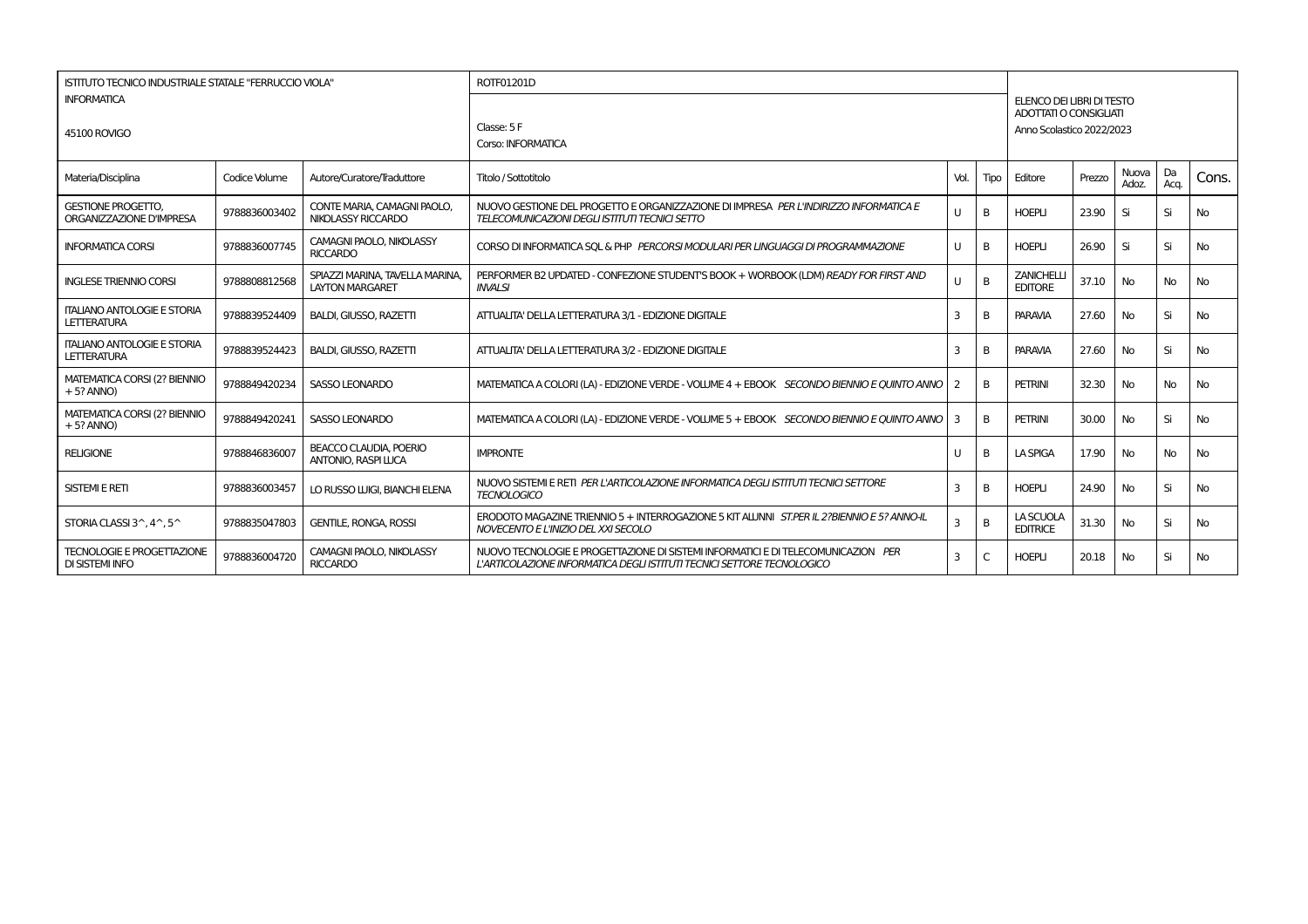| ISTITUTO TECNICO INDUSTRIALE STATALE "FERRUCCIO VIOLA" | | | ROTF01201D | | | ELENCO DEI LIBRI DI TESTO ADOTTATI O CONSIGLIATI | | | | |
|---|---|---|---|---|---|---|---|---|---|---|
| INFORMATICA<br><br>45100 ROVIGO | | | Classe: 5 F<br>Corso: INFORMATICA | | | Anno Scolastico 2022/2023 | | | | |
| Materia/Disciplina | Codice Volume | Autore/Curatore/Traduttore | Titolo / Sottotitolo | Vol. | Tipo | Editore | Prezzo | Nuova Adoz. | Da Acq. | Cons. |
| GESTIONE PROGETTO, ORGANIZZAZIONE D'IMPRESA | 9788836003402 | CONTE MARIA, CAMAGNI PAOLO, NIKOLASSY RICCARDO | NUOVO GESTIONE DEL PROGETTO E ORGANIZZAZIONE DI IMPRESA *PER L'INDIRIZZO INFORMATICA E TELECOMUNICAZIONI DEGLI ISTITUTI TECNICI SETTO* | U | B | HOEPLI | 23.90 | Si | Si | No |
| INFORMATICA CORSI | 9788836007745 | CAMAGNI PAOLO, NIKOLASSY RICCARDO | CORSO DI INFORMATICA SQL & PHP *PERCORSI MODULARI PER LINGUAGGI DI PROGRAMMAZIONE* | U | B | HOEPLI | 26.90 | Si | Si | No |
| INGLESE TRIENNIO CORSI | 9788808812568 | SPIAZZI MARINA, TAVELLA MARINA, LAYTON MARGARET | PERFORMER B2 UPDATED - CONFEZIONE STUDENT'S BOOK + WORBOOK (LDM) *READY FOR FIRST AND INVALSI* | U | B | ZANICHELLI EDITORE | 37.10 | No | No | No |
| ITALIANO ANTOLOGIE E STORIA LETTERATURA | 9788839524409 | BALDI, GIUSSO, RAZETTI | ATTUALITA' DELLA LETTERATURA 3/1 - EDIZIONE DIGITALE | 3 | B | PARAVIA | 27.60 | No | Si | No |
| ITALIANO ANTOLOGIE E STORIA LETTERATURA | 9788839524423 | BALDI, GIUSSO, RAZETTI | ATTUALITA' DELLA LETTERATURA 3/2 - EDIZIONE DIGITALE | 3 | B | PARAVIA | 27.60 | No | Si | No |
| MATEMATICA CORSI (2? BIENNIO + 5? ANNO) | 9788849420234 | SASSO LEONARDO | MATEMATICA A COLORI (LA) - EDIZIONE VERDE - VOLUME 4 + EBOOK *SECONDO BIENNIO E QUINTO ANNO* | 2 | B | PETRINI | 32.30 | No | No | No |
| MATEMATICA CORSI (2? BIENNIO + 5? ANNO) | 9788849420241 | SASSO LEONARDO | MATEMATICA A COLORI (LA) - EDIZIONE VERDE - VOLUME 5 + EBOOK *SECONDO BIENNIO E QUINTO ANNO* | 3 | B | PETRINI | 30.00 | No | Si | No |
| RELIGIONE | 9788846836007 | BEACCO CLAUDIA, POERIO ANTONIO, RASPI LUCA | IMPRONTE | U | B | LA SPIGA | 17.90 | No | No | No |
| SISTEMI E RETI | 9788836003457 | LO RUSSO LUIGI, BIANCHI ELENA | NUOVO SISTEMI E RETI *PER L'ARTICOLAZIONE INFORMATICA DEGLI ISTITUTI TECNICI SETTORE TECNOLOGICO* | 3 | B | HOEPLI | 24.90 | No | Si | No |
| STORIA CLASSI 3^, 4^, 5^ | 9788835047803 | GENTILE, RONGA, ROSSI | ERODOTO MAGAZINE TRIENNIO 5 + INTERROGAZIONE 5 KIT ALUNNI *ST.PER IL 2?BIENNIO E 5? ANNO-IL NOVECENTO E L'INIZIO DEL XXI SECOLO* | 3 | B | LA SCUOLA EDITRICE | 31.30 | No | Si | No |
| TECNOLOGIE E PROGETTAZIONE DI SISTEMI INFO | 9788836004720 | CAMAGNI PAOLO, NIKOLASSY RICCARDO | NUOVO TECNOLOGIE E PROGETTAZIONE DI SISTEMI INFORMATICI E DI TELECOMUNICAZION *PER L'ARTICOLAZIONE INFORMATICA DEGLI ISTITUTI TECNICI SETTORE TECNOLOGICO* | 3 | C | HOEPLI | 20.18 | No | Si | No |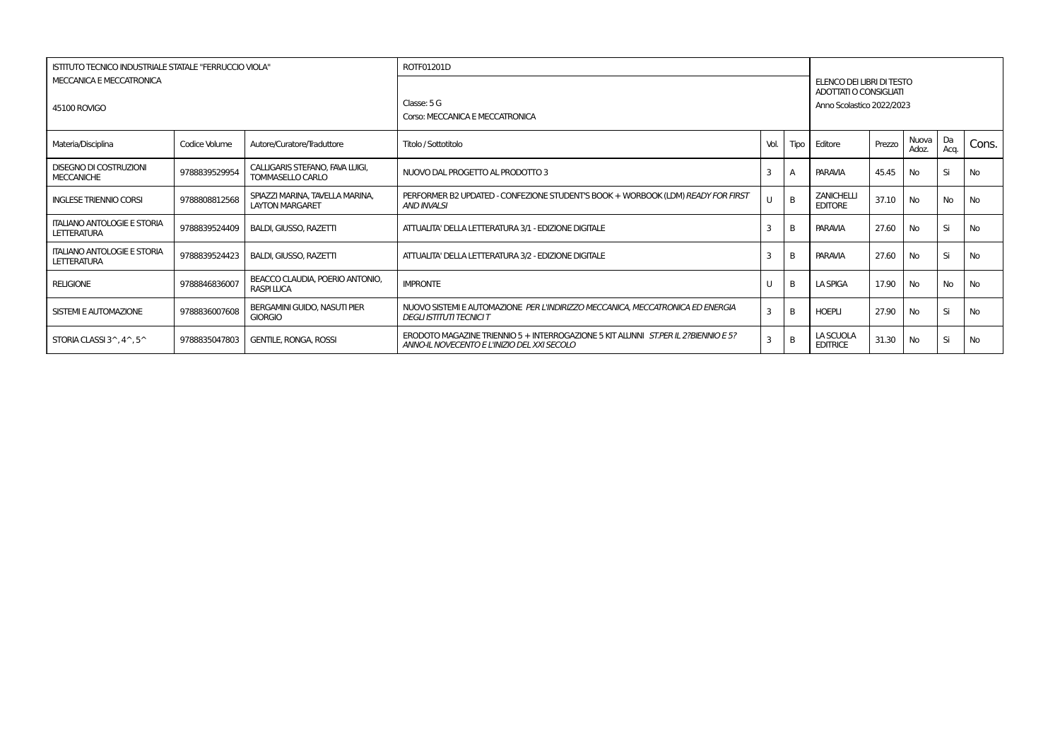| ISTITUTO TECNICO INDUSTRIALE STATALE "FERRUCCIO VIOLA"<br>MECCANICA E MECCATRONICA<br><br>45100 ROVIGO | | | ROTF01201D<br><br>Classe: 5 G<br>Corso: MECCANICA E MECCATRONICA | | | ELENCO DEI LIBRI DI TESTO ADOTTATI O CONSIGLIATI<br>Anno Scolastico 2022/2023 | | | | |
|---|---|---|---|---|---|---|---|---|---|---|
| Materia/Disciplina | Codice Volume | Autore/Curatore/Traduttore | Titolo / Sottotitolo | Vol. | Tipo | Editore | Prezzo | Nuova Adoz. | Da Acq. | Cons. |
| DISEGNO DI COSTRUZIONI MECCANICHE | 9788839529954 | CALLIGARIS STEFANO, FAVA LUIGI, TOMMASELLO CARLO | NUOVO DAL PROGETTO AL PRODOTTO 3 | 3 | A | PARAVIA | 45.45 | No | Si | No |
| INGLESE TRIENNIO CORSI | 9788808812568 | SPIAZZI MARINA, TAVELLA MARINA, LAYTON MARGARET | PERFORMER B2 UPDATED - CONFEZIONE STUDENT'S BOOK + WORBOOK (LDM) *READY FOR FIRST AND INVALSI* | U | B | ZANICHELLI EDITORE | 37.10 | No | No | No |
| ITALIANO ANTOLOGIE E STORIA LETTERATURA | 9788839524409 | BALDI, GIUSSO, RAZETTI | ATTUALITA' DELLA LETTERATURA 3/1 - EDIZIONE DIGITALE | 3 | B | PARAVIA | 27.60 | No | Si | No |
| ITALIANO ANTOLOGIE E STORIA LETTERATURA | 9788839524423 | BALDI, GIUSSO, RAZETTI | ATTUALITA' DELLA LETTERATURA 3/2 - EDIZIONE DIGITALE | 3 | B | PARAVIA | 27.60 | No | Si | No |
| RELIGIONE | 9788846836007 | BEACCO CLAUDIA, POERIO ANTONIO, RASPI LUCA | IMPRONTE | U | B | LA SPIGA | 17.90 | No | No | No |
| SISTEMI E AUTOMAZIONE | 9788836007608 | BERGAMINI GUIDO, NASUTI PIER GIORGIO | NUOVO SISTEMI E AUTOMAZIONE *PER L'INDIRIZZO MECCANICA, MECCATRONICA ED ENERGIA DEGLI ISTITUTI TECNICI T* | 3 | B | HOEPLI | 27.90 | No | Si | No |
| STORIA CLASSI 3^, 4^, 5^ | 9788835047803 | GENTILE, RONGA, ROSSI | ERODOTO MAGAZINE TRIENNIO 5 + INTERROGAZIONE 5 KIT ALUNNI *ST.PER IL 2?BIENNIO E 5? ANNO-IL NOVECENTO E L'INIZIO DEL XXI SECOLO* | 3 | B | LA SCUOLA EDITRICE | 31.30 | No | Si | No |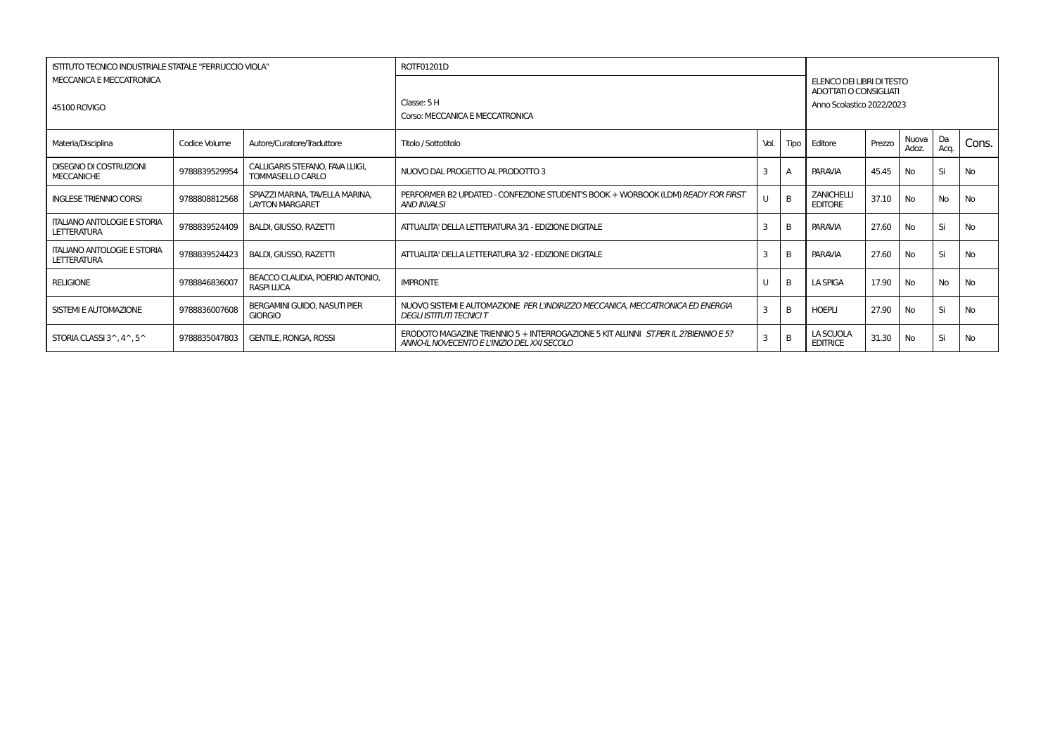| ISTITUTO TECNICO INDUSTRIALE STATALE "FERRUCCIO VIOLA"<br>MECCANICA E MECCATRONICA<br>45100 ROVIGO | | | ROTF01201D<br>Classe: 5 H<br>Corso: MECCANICA E MECCATRONICA | | | ELENCO DEI LIBRI DI TESTO ADOTTATI O CONSIGLIATI<br>Anno Scolastico 2022/2023 | | | | |
|---|---|---|---|---|---|---|---|---|---|---|
| Materia/Disciplina | Codice Volume | Autore/Curatore/Traduttore | Titolo / Sottotitolo | Vol. | Tipo | Editore | Prezzo | Nuova Adoz. | Da Acq. | Cons. |
| DISEGNO DI COSTRUZIONI MECCANICHE | 9788839529954 | CALLIGARIS STEFANO, FAVA LUIGI, TOMMASELLO CARLO | NUOVO DAL PROGETTO AL PRODOTTO 3 | 3 | A | PARAVIA | 45.45 | No | Si | No |
| INGLESE TRIENNIO CORSI | 9788808812568 | SPIAZZI MARINA, TAVELLA MARINA, LAYTON MARGARET | PERFORMER B2 UPDATED - CONFEZIONE STUDENT'S BOOK + WORBOOK (LDM) *READY FOR FIRST AND INVALSI* | U | B | ZANICHELLI EDITORE | 37.10 | No | No | No |
| ITALIANO ANTOLOGIE E STORIA LETTERATURA | 9788839524409 | BALDI, GIUSSO, RAZETTI | ATTUALITA' DELLA LETTERATURA 3/1 - EDIZIONE DIGITALE | 3 | B | PARAVIA | 27.60 | No | Si | No |
| ITALIANO ANTOLOGIE E STORIA LETTERATURA | 9788839524423 | BALDI, GIUSSO, RAZETTI | ATTUALITA' DELLA LETTERATURA 3/2 - EDIZIONE DIGITALE | 3 | B | PARAVIA | 27.60 | No | Si | No |
| RELIGIONE | 9788846836007 | BEACCO CLAUDIA, POERIO ANTONIO, RASPI LUCA | IMPRONTE | U | B | LA SPIGA | 17.90 | No | No | No |
| SISTEMI E AUTOMAZIONE | 9788836007608 | BERGAMINI GUIDO, NASUTI PIER GIORGIO | NUOVO SISTEMI E AUTOMAZIONE *PER L'INDIRIZZO MECCANICA, MECCATRONICA ED ENERGIA DEGLI ISTITUTI TECNICI T* | 3 | B | HOEPLI | 27.90 | No | Si | No |
| STORIA CLASSI 3^, 4^, 5^ | 9788835047803 | GENTILE, RONGA, ROSSI | ERODOTO MAGAZINE TRIENNIO 5 + INTERROGAZIONE 5 KIT ALUNNI *ST.PER IL 2?BIENNIO E 5? ANNO-IL NOVECENTO E L'INIZIO DEL XXI SECOLO* | 3 | B | LA SCUOLA EDITRICE | 31.30 | No | Si | No |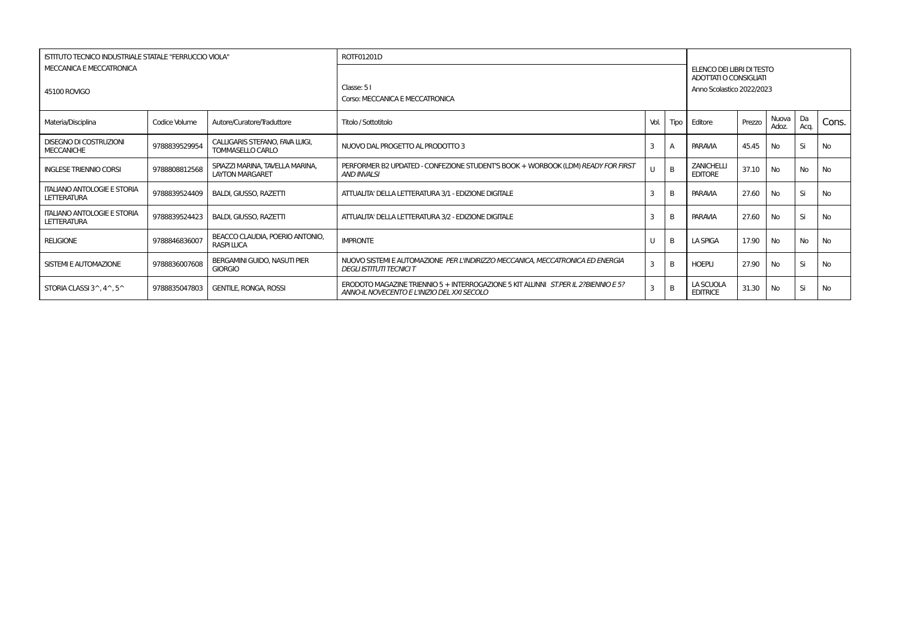| ISTITUTO TECNICO INDUSTRIALE STATALE "FERRUCCIO VIOLA"<br>MECCANICA E MECCATRONICA<br>45100 ROVIGO | | | ROTF01201D<br>Classe: 5 I<br>Corso: MECCANICA E MECCATRONICA | | | ELENCO DEI LIBRI DI TESTO ADOTTATI O CONSIGLIATI<br>Anno Scolastico 2022/2023 | | | | |
|---|---|---|---|---|---|---|---|---|---|---|
| Materia/Disciplina | Codice Volume | Autore/Curatore/Traduttore | Titolo / Sottotitolo | Vol. | Tipo | Editore | Prezzo | Nuova Adoz. | Da Acq. | Cons. |
| DISEGNO DI COSTRUZIONI MECCANICHE | 9788839529954 | CALLIGARIS STEFANO, FAVA LUIGI, TOMMASELLO CARLO | NUOVO DAL PROGETTO AL PRODOTTO 3 | 3 | A | PARAVIA | 45.45 | No | Si | No |
| INGLESE TRIENNIO CORSI | 9788808812568 | SPIAZZI MARINA, TAVELLA MARINA, LAYTON MARGARET | PERFORMER B2 UPDATED - CONFEZIONE STUDENT'S BOOK + WORBOOK (LDM) *READY FOR FIRST AND INVALSI* | U | B | ZANICHELLI EDITORE | 37.10 | No | No | No |
| ITALIANO ANTOLOGIE E STORIA LETTERATURA | 9788839524409 | BALDI, GIUSSO, RAZETTI | ATTUALITA' DELLA LETTERATURA 3/1 - EDIZIONE DIGITALE | 3 | B | PARAVIA | 27.60 | No | Si | No |
| ITALIANO ANTOLOGIE E STORIA LETTERATURA | 9788839524423 | BALDI, GIUSSO, RAZETTI | ATTUALITA' DELLA LETTERATURA 3/2 - EDIZIONE DIGITALE | 3 | B | PARAVIA | 27.60 | No | Si | No |
| RELIGIONE | 9788846836007 | BEACCO CLAUDIA, POERIO ANTONIO, RASPI LUCA | IMPRONTE | U | B | LA SPIGA | 17.90 | No | No | No |
| SISTEMI E AUTOMAZIONE | 9788836007608 | BERGAMINI GUIDO, NASUTI PIER GIORGIO | NUOVO SISTEMI E AUTOMAZIONE *PER L'INDIRIZZO MECCANICA, MECCATRONICA ED ENERGIA DEGLI ISTITUTI TECNICI T* | 3 | B | HOEPLI | 27.90 | No | Si | No |
| STORIA CLASSI 3^, 4^, 5^ | 9788835047803 | GENTILE, RONGA, ROSSI | ERODOTO MAGAZINE TRIENNIO 5 + INTERROGAZIONE 5 KIT ALUNNI *ST.PER IL 2?BIENNIO E 5? ANNO-IL NOVECENTO E L'INIZIO DEL XXI SECOLO* | 3 | B | LA SCUOLA EDITRICE | 31.30 | No | Si | No |